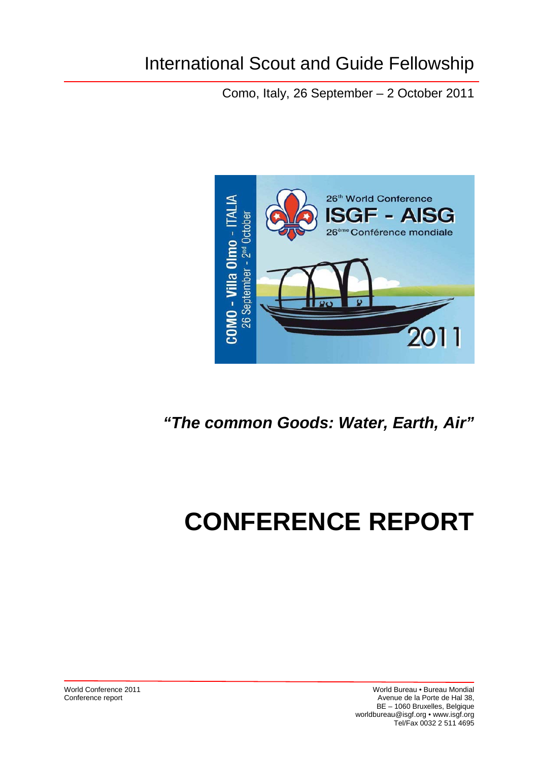# International Scout and Guide Fellowship

Como, Italy, 26 September – 2 October 2011

COMO - Villa Olmo - ITALIA
26 September - 2nd October

26th World Conference
ISGF - AISG
26ème Conférence mondiale

2011

***"The common Goods: Water, Earth, Air"***

# CONFERENCE REPORT

World Conference 2011
Conference report

World Bureau • Bureau Mondial
Avenue de la Porte de Hal 38,
BE – 1060 Bruxelles, Belgique
worldbureau@isgf.org • www.isgf.org
Tel/Fax 0032 2 511 4695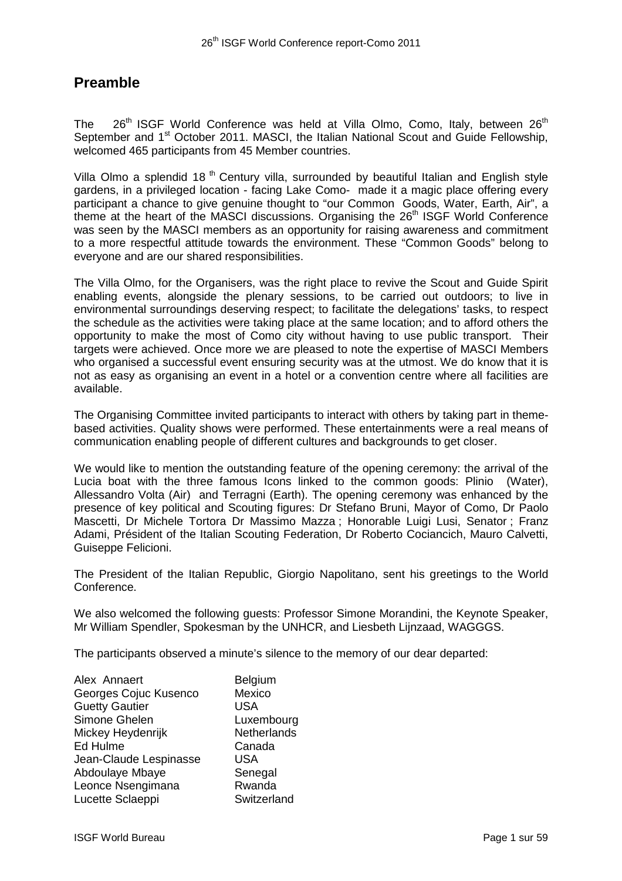## Preamble

The 26th ISGF World Conference was held at Villa Olmo, Como, Italy, between 26th September and 1st October 2011. MASCI, the Italian National Scout and Guide Fellowship, welcomed 465 participants from 45 Member countries.

Villa Olmo a splendid 18 th Century villa, surrounded by beautiful Italian and English style gardens, in a privileged location - facing Lake Como- made it a magic place offering every participant a chance to give genuine thought to "our Common Goods, Water, Earth, Air", a theme at the heart of the MASCI discussions. Organising the 26th ISGF World Conference was seen by the MASCI members as an opportunity for raising awareness and commitment to a more respectful attitude towards the environment. These "Common Goods" belong to everyone and are our shared responsibilities.

The Villa Olmo, for the Organisers, was the right place to revive the Scout and Guide Spirit enabling events, alongside the plenary sessions, to be carried out outdoors; to live in environmental surroundings deserving respect; to facilitate the delegations' tasks, to respect the schedule as the activities were taking place at the same location; and to afford others the opportunity to make the most of Como city without having to use public transport. Their targets were achieved. Once more we are pleased to note the expertise of MASCI Members who organised a successful event ensuring security was at the utmost. We do know that it is not as easy as organising an event in a hotel or a convention centre where all facilities are available.

The Organising Committee invited participants to interact with others by taking part in theme-based activities. Quality shows were performed. These entertainments were a real means of communication enabling people of different cultures and backgrounds to get closer.

We would like to mention the outstanding feature of the opening ceremony: the arrival of the Lucia boat with the three famous Icons linked to the common goods: Plinio (Water), Allessandro Volta (Air) and Terragni (Earth). The opening ceremony was enhanced by the presence of key political and Scouting figures: Dr Stefano Bruni, Mayor of Como, Dr Paolo Mascetti, Dr Michele Tortora Dr Massimo Mazza ; Honorable Luigi Lusi, Senator ; Franz Adami, Président of the Italian Scouting Federation, Dr Roberto Cociancich, Mauro Calvetti, Guiseppe Felicioni.

The President of the Italian Republic, Giorgio Napolitano, sent his greetings to the World Conference.

We also welcomed the following guests: Professor Simone Morandini, the Keynote Speaker, Mr William Spendler, Spokesman by the UNHCR, and Liesbeth Lijnzaad, WAGGGS.

The participants observed a minute's silence to the memory of our dear departed:

| | |
|---|---|
| Alex Annaert | Belgium |
| Georges Cojuc Kusenco | Mexico |
| Guetty Gautier | USA |
| Simone Ghelen | Luxembourg |
| Mickey Heydenrijk | Netherlands |
| Ed Hulme | Canada |
| Jean-Claude Lespinasse | USA |
| Abdoulaye Mbaye | Senegal |
| Leonce Nsengimana | Rwanda |
| Lucette Sclaeppi | Switzerland |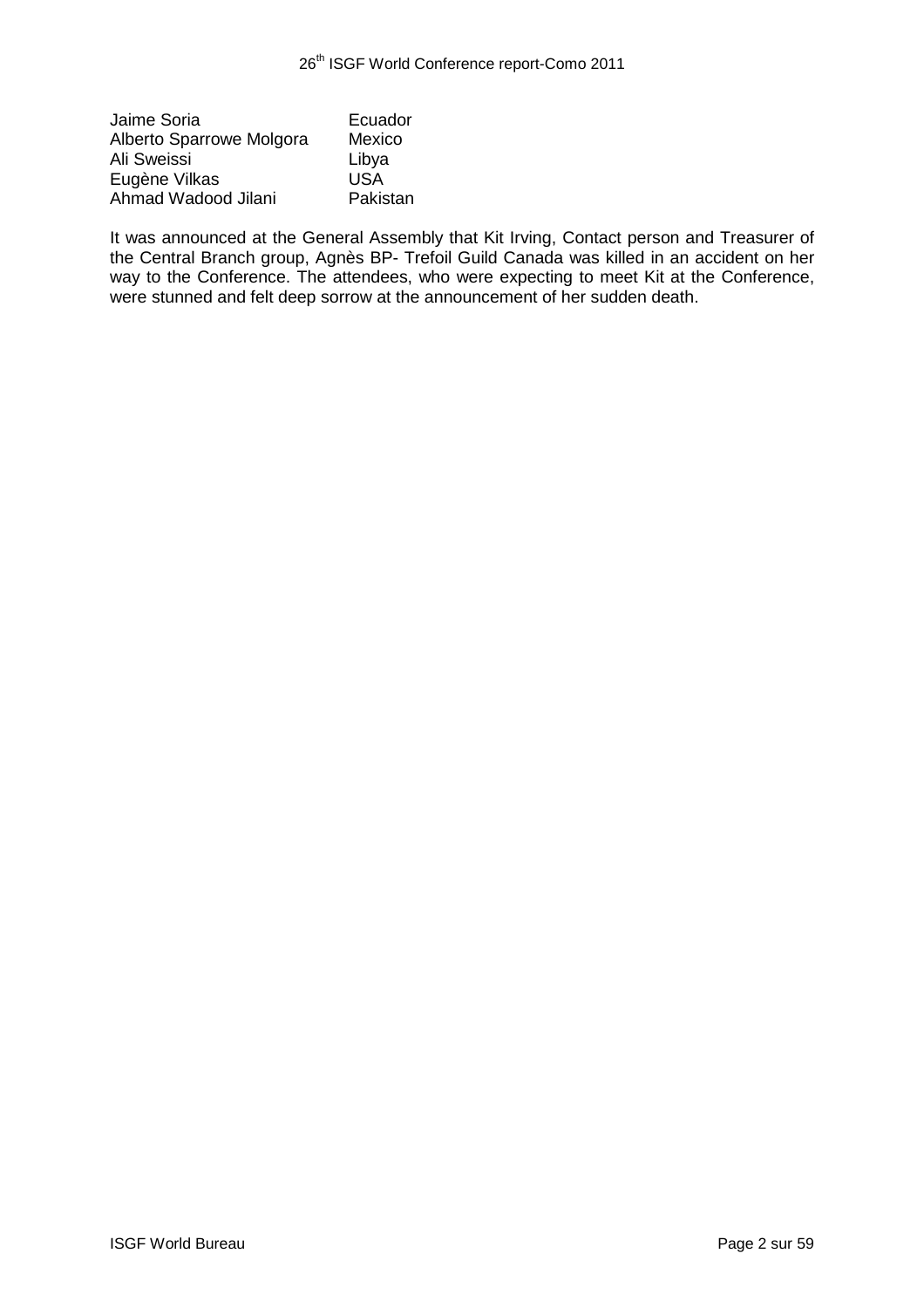| | |
|---|---|
| Jaime Soria | Ecuador |
| Alberto Sparrowe Molgora | Mexico |
| Ali Sweissi | Libya |
| Eugène Vilkas | USA |
| Ahmad Wadood Jilani | Pakistan |

It was announced at the General Assembly that Kit Irving, Contact person and Treasurer of the Central Branch group, Agnès BP- Trefoil Guild Canada was killed in an accident on her way to the Conference. The attendees, who were expecting to meet Kit at the Conference, were stunned and felt deep sorrow at the announcement of her sudden death.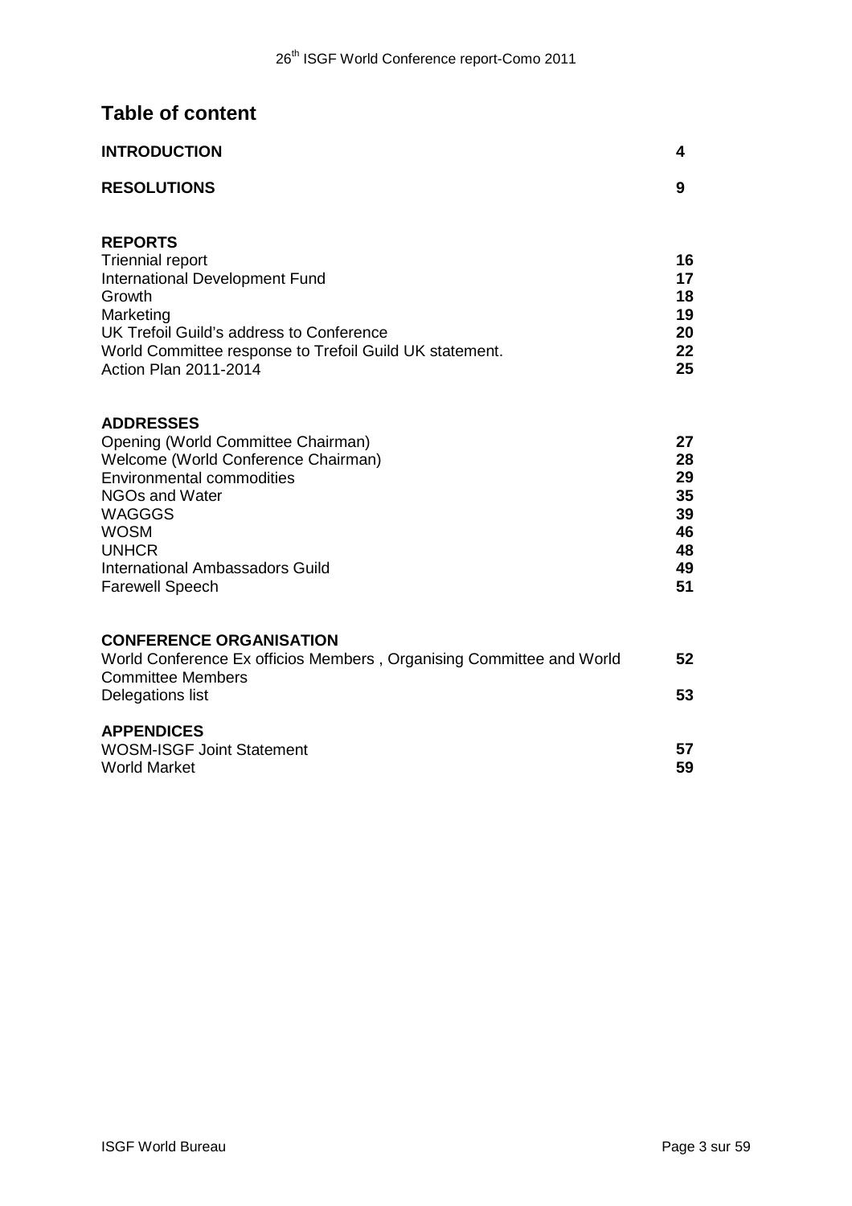# Table of content

| | |
|---|---|
| **INTRODUCTION** | **4** |
| **RESOLUTIONS** | **9** |
| **REPORTS** | |
| Triennial report | **16** |
| International Development Fund | **17** |
| Growth | **18** |
| Marketing | **19** |
| UK Trefoil Guild's address to Conference | **20** |
| World Committee response to Trefoil Guild UK statement. | **22** |
| Action Plan 2011-2014 | **25** |
| **ADDRESSES** | |
| Opening (World Committee Chairman) | **27** |
| Welcome (World Conference Chairman) | **28** |
| Environmental commodities | **29** |
| NGOs and Water | **35** |
| WAGGGS | **39** |
| WOSM | **46** |
| UNHCR | **48** |
| International Ambassadors Guild | **49** |
| Farewell Speech | **51** |
| **CONFERENCE ORGANISATION** | |
| World Conference Ex officios Members , Organising Committee and World Committee Members | **52** |
| Delegations list | **53** |
| **APPENDICES** | |
| WOSM-ISGF Joint Statement | **57** |
| World Market | **59** |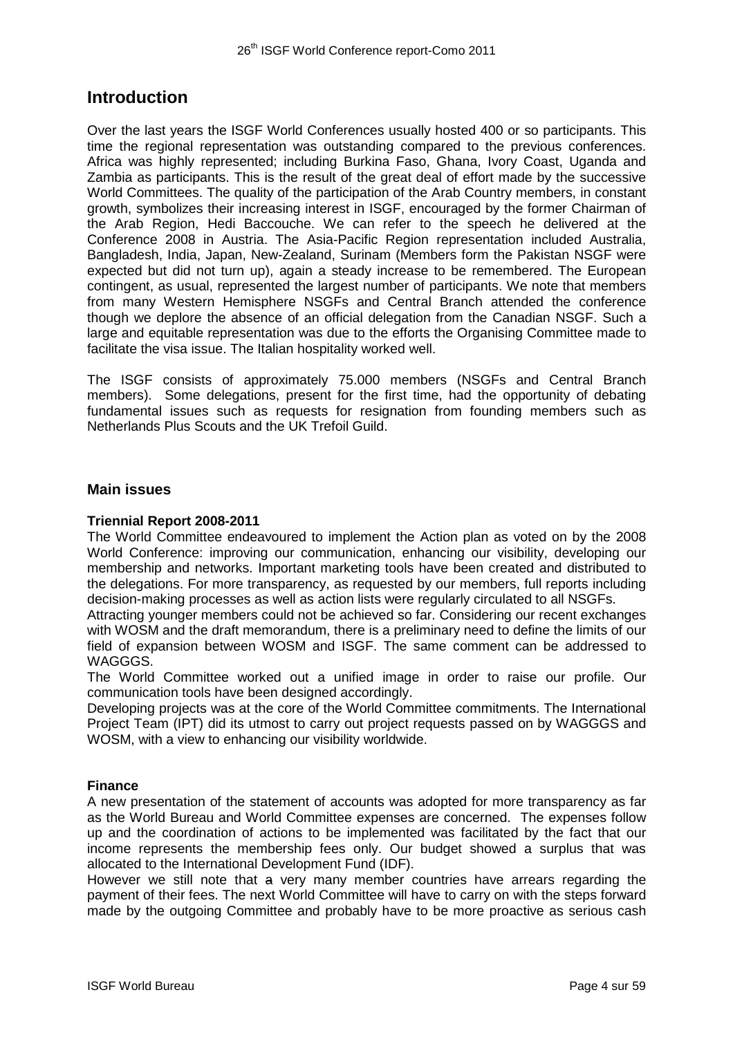## Introduction

Over the last years the ISGF World Conferences usually hosted 400 or so participants. This time the regional representation was outstanding compared to the previous conferences. Africa was highly represented; including Burkina Faso, Ghana, Ivory Coast, Uganda and Zambia as participants. This is the result of the great deal of effort made by the successive World Committees. The quality of the participation of the Arab Country members, in constant growth, symbolizes their increasing interest in ISGF, encouraged by the former Chairman of the Arab Region, Hedi Baccouche. We can refer to the speech he delivered at the Conference 2008 in Austria. The Asia-Pacific Region representation included Australia, Bangladesh, India, Japan, New-Zealand, Surinam (Members form the Pakistan NSGF were expected but did not turn up), again a steady increase to be remembered. The European contingent, as usual, represented the largest number of participants. We note that members from many Western Hemisphere NSGFs and Central Branch attended the conference though we deplore the absence of an official delegation from the Canadian NSGF. Such a large and equitable representation was due to the efforts the Organising Committee made to facilitate the visa issue. The Italian hospitality worked well.

The ISGF consists of approximately 75.000 members (NSGFs and Central Branch members). Some delegations, present for the first time, had the opportunity of debating fundamental issues such as requests for resignation from founding members such as Netherlands Plus Scouts and the UK Trefoil Guild.

### Main issues

**Triennial Report 2008-2011**

The World Committee endeavoured to implement the Action plan as voted on by the 2008 World Conference: improving our communication, enhancing our visibility, developing our membership and networks. Important marketing tools have been created and distributed to the delegations. For more transparency, as requested by our members, full reports including decision-making processes as well as action lists were regularly circulated to all NSGFs.

Attracting younger members could not be achieved so far. Considering our recent exchanges with WOSM and the draft memorandum, there is a preliminary need to define the limits of our field of expansion between WOSM and ISGF. The same comment can be addressed to WAGGGS.

The World Committee worked out a unified image in order to raise our profile. Our communication tools have been designed accordingly.

Developing projects was at the core of the World Committee commitments. The International Project Team (IPT) did its utmost to carry out project requests passed on by WAGGGS and WOSM, with a view to enhancing our visibility worldwide.

**Finance**

A new presentation of the statement of accounts was adopted for more transparency as far as the World Bureau and World Committee expenses are concerned. The expenses follow up and the coordination of actions to be implemented was facilitated by the fact that our income represents the membership fees only. Our budget showed a surplus that was allocated to the International Development Fund (IDF).

However we still note that ~~a~~ very many member countries have arrears regarding the payment of their fees. The next World Committee will have to carry on with the steps forward made by the outgoing Committee and probably have to be more proactive as serious cash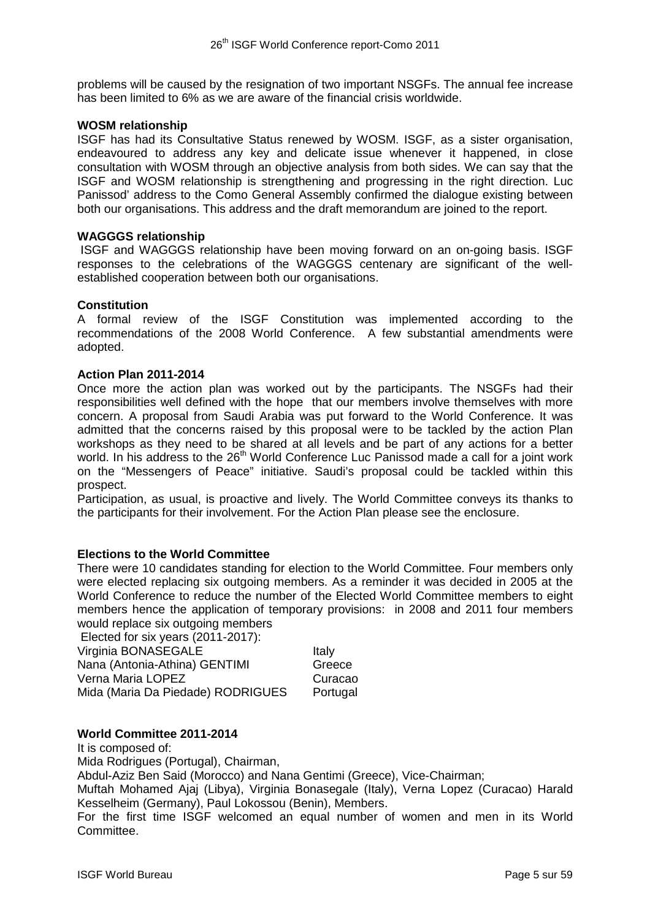problems will be caused by the resignation of two important NSGFs. The annual fee increase has been limited to 6% as we are aware of the financial crisis worldwide.

**WOSM relationship**

ISGF has had its Consultative Status renewed by WOSM. ISGF, as a sister organisation, endeavoured to address any key and delicate issue whenever it happened, in close consultation with WOSM through an objective analysis from both sides. We can say that the ISGF and WOSM relationship is strengthening and progressing in the right direction. Luc Panissod' address to the Como General Assembly confirmed the dialogue existing between both our organisations. This address and the draft memorandum are joined to the report.

**WAGGGS relationship**

ISGF and WAGGGS relationship have been moving forward on an on-going basis. ISGF responses to the celebrations of the WAGGGS centenary are significant of the well-established cooperation between both our organisations.

**Constitution**

A formal review of the ISGF Constitution was implemented according to the recommendations of the 2008 World Conference. A few substantial amendments were adopted.

**Action Plan 2011-2014**

Once more the action plan was worked out by the participants. The NSGFs had their responsibilities well defined with the hope that our members involve themselves with more concern. A proposal from Saudi Arabia was put forward to the World Conference. It was admitted that the concerns raised by this proposal were to be tackled by the action Plan workshops as they need to be shared at all levels and be part of any actions for a better world. In his address to the 26th World Conference Luc Panissod made a call for a joint work on the "Messengers of Peace" initiative. Saudi's proposal could be tackled within this prospect.

Participation, as usual, is proactive and lively. The World Committee conveys its thanks to the participants for their involvement. For the Action Plan please see the enclosure.

**Elections to the World Committee**

There were 10 candidates standing for election to the World Committee. Four members only were elected replacing six outgoing members. As a reminder it was decided in 2005 at the World Conference to reduce the number of the Elected World Committee members to eight members hence the application of temporary provisions: in 2008 and 2011 four members would replace six outgoing members

Elected for six years (2011-2017):

| | |
|---|---|
| Virginia BONASEGALE | Italy |
| Nana (Antonia-Athina) GENTIMI | Greece |
| Verna Maria LOPEZ | Curacao |
| Mida (Maria Da Piedade) RODRIGUES | Portugal |

**World Committee 2011-2014**

It is composed of:

Mida Rodrigues (Portugal), Chairman,

Abdul-Aziz Ben Said (Morocco) and Nana Gentimi (Greece), Vice-Chairman;

Muftah Mohamed Ajaj (Libya), Virginia Bonasegale (Italy), Verna Lopez (Curacao) Harald Kesselheim (Germany), Paul Lokossou (Benin), Members.

For the first time ISGF welcomed an equal number of women and men in its World Committee.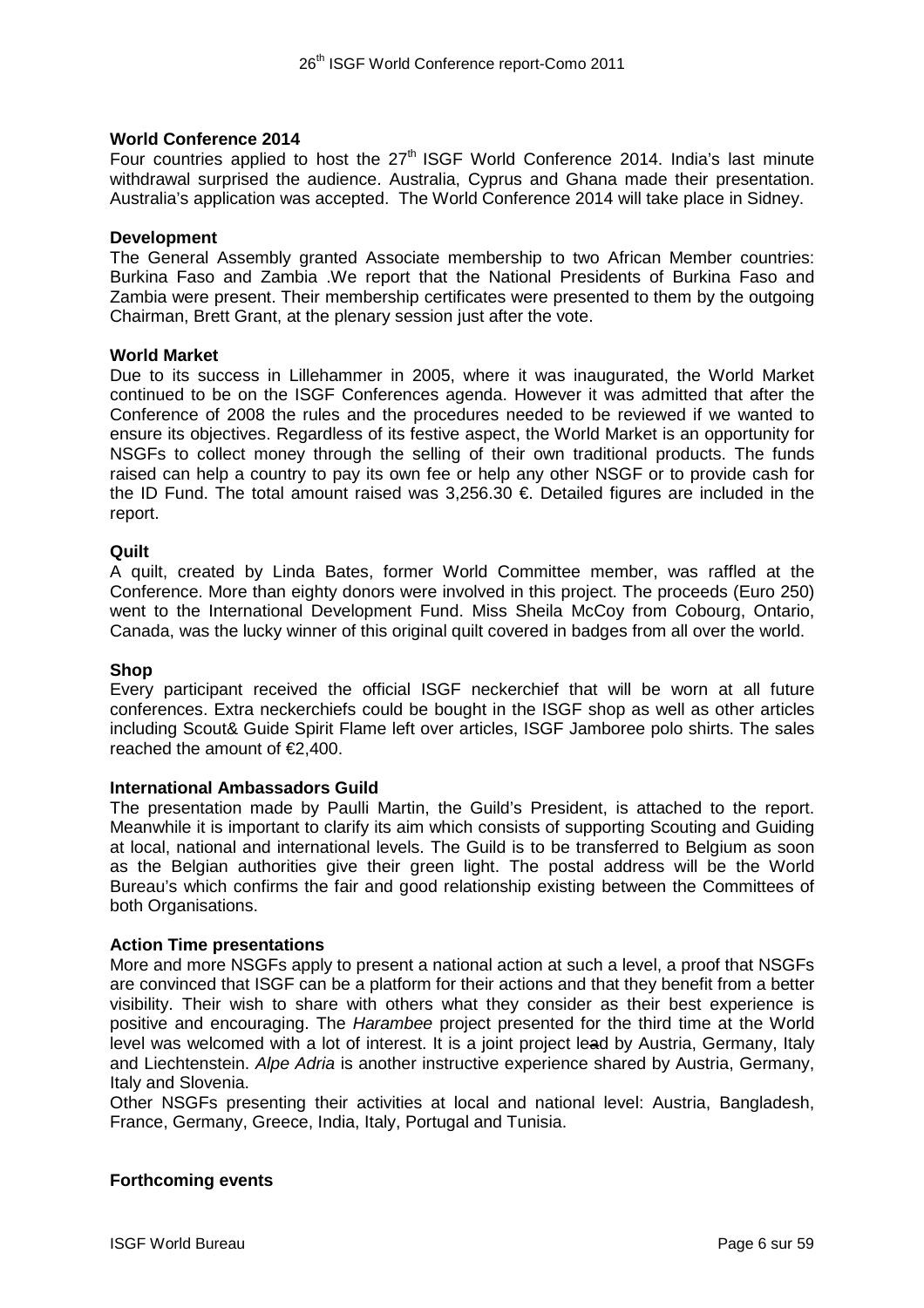**World Conference 2014**

Four countries applied to host the 27th ISGF World Conference 2014. India's last minute withdrawal surprised the audience. Australia, Cyprus and Ghana made their presentation. Australia's application was accepted. The World Conference 2014 will take place in Sidney.

**Development**

The General Assembly granted Associate membership to two African Member countries: Burkina Faso and Zambia .We report that the National Presidents of Burkina Faso and Zambia were present. Their membership certificates were presented to them by the outgoing Chairman, Brett Grant, at the plenary session just after the vote.

**World Market**

Due to its success in Lillehammer in 2005, where it was inaugurated, the World Market continued to be on the ISGF Conferences agenda. However it was admitted that after the Conference of 2008 the rules and the procedures needed to be reviewed if we wanted to ensure its objectives. Regardless of its festive aspect, the World Market is an opportunity for NSGFs to collect money through the selling of their own traditional products. The funds raised can help a country to pay its own fee or help any other NSGF or to provide cash for the ID Fund. The total amount raised was 3,256.30 €. Detailed figures are included in the report.

**Quilt**

A quilt, created by Linda Bates, former World Committee member, was raffled at the Conference. More than eighty donors were involved in this project. The proceeds (Euro 250) went to the International Development Fund. Miss Sheila McCoy from Cobourg, Ontario, Canada, was the lucky winner of this original quilt covered in badges from all over the world.

**Shop**

Every participant received the official ISGF neckerchief that will be worn at all future conferences. Extra neckerchiefs could be bought in the ISGF shop as well as other articles including Scout& Guide Spirit Flame left over articles, ISGF Jamboree polo shirts. The sales reached the amount of €2,400.

**International Ambassadors Guild**

The presentation made by Paulli Martin, the Guild's President, is attached to the report. Meanwhile it is important to clarify its aim which consists of supporting Scouting and Guiding at local, national and international levels. The Guild is to be transferred to Belgium as soon as the Belgian authorities give their green light. The postal address will be the World Bureau's which confirms the fair and good relationship existing between the Committees of both Organisations.

**Action Time presentations**

More and more NSGFs apply to present a national action at such a level, a proof that NSGFs are convinced that ISGF can be a platform for their actions and that they benefit from a better visibility. Their wish to share with others what they consider as their best experience is positive and encouraging. The *Harambee* project presented for the third time at the World level was welcomed with a lot of interest. It is a joint project lead by Austria, Germany, Italy and Liechtenstein. *Alpe Adria* is another instructive experience shared by Austria, Germany, Italy and Slovenia.

Other NSGFs presenting their activities at local and national level: Austria, Bangladesh, France, Germany, Greece, India, Italy, Portugal and Tunisia.

**Forthcoming events**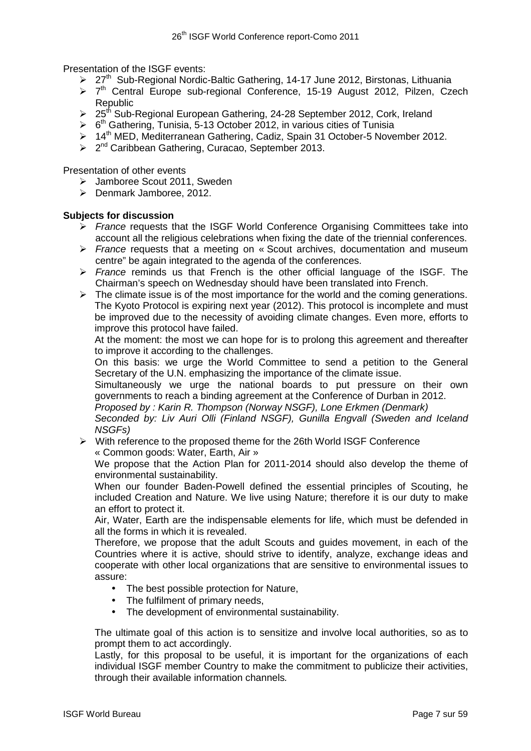Presentation of the ISGF events:

- 27th Sub-Regional Nordic-Baltic Gathering, 14-17 June 2012, Birstonas, Lithuania
- 7th Central Europe sub-regional Conference, 15-19 August 2012, Pilzen, Czech Republic
- 25th Sub-Regional European Gathering, 24-28 September 2012, Cork, Ireland
- 6th Gathering, Tunisia, 5-13 October 2012, in various cities of Tunisia
- 14th MED, Mediterranean Gathering, Cadiz, Spain 31 October-5 November 2012.
- 2nd Caribbean Gathering, Curacao, September 2013.

Presentation of other events

- Jamboree Scout 2011, Sweden
- Denmark Jamboree, 2012.

**Subjects for discussion**

- *France* requests that the ISGF World Conference Organising Committees take into account all the religious celebrations when fixing the date of the triennial conferences.
- *France* requests that a meeting on « Scout archives, documentation and museum centre" be again integrated to the agenda of the conferences.
- *France* reminds us that French is the other official language of the ISGF. The Chairman's speech on Wednesday should have been translated into French.
- The climate issue is of the most importance for the world and the coming generations. The Kyoto Protocol is expiring next year (2012). This protocol is incomplete and must be improved due to the necessity of avoiding climate changes. Even more, efforts to improve this protocol have failed.

  At the moment: the most we can hope for is to prolong this agreement and thereafter to improve it according to the challenges.

  On this basis: we urge the World Committee to send a petition to the General Secretary of the U.N. emphasizing the importance of the climate issue.

  Simultaneously we urge the national boards to put pressure on their own governments to reach a binding agreement at the Conference of Durban in 2012.

  *Proposed by : Karin R. Thompson (Norway NSGF), Lone Erkmen (Denmark)*

  *Seconded by: Liv Auri Olli (Finland NSGF), Gunilla Engvall (Sweden and Iceland NSGFs)*
- With reference to the proposed theme for the 26th World ISGF Conference « Common goods: Water, Earth, Air »

  We propose that the Action Plan for 2011-2014 should also develop the theme of environmental sustainability.

  When our founder Baden-Powell defined the essential principles of Scouting, he included Creation and Nature. We live using Nature; therefore it is our duty to make an effort to protect it.

  Air, Water, Earth are the indispensable elements for life, which must be defended in all the forms in which it is revealed.

  Therefore, we propose that the adult Scouts and guides movement, in each of the Countries where it is active, should strive to identify, analyze, exchange ideas and cooperate with other local organizations that are sensitive to environmental issues to assure:

  - The best possible protection for Nature,
  - The fulfilment of primary needs,
  - The development of environmental sustainability.

  The ultimate goal of this action is to sensitize and involve local authorities, so as to prompt them to act accordingly.

  Lastly, for this proposal to be useful, it is important for the organizations of each individual ISGF member Country to make the commitment to publicize their activities, through their available information channels.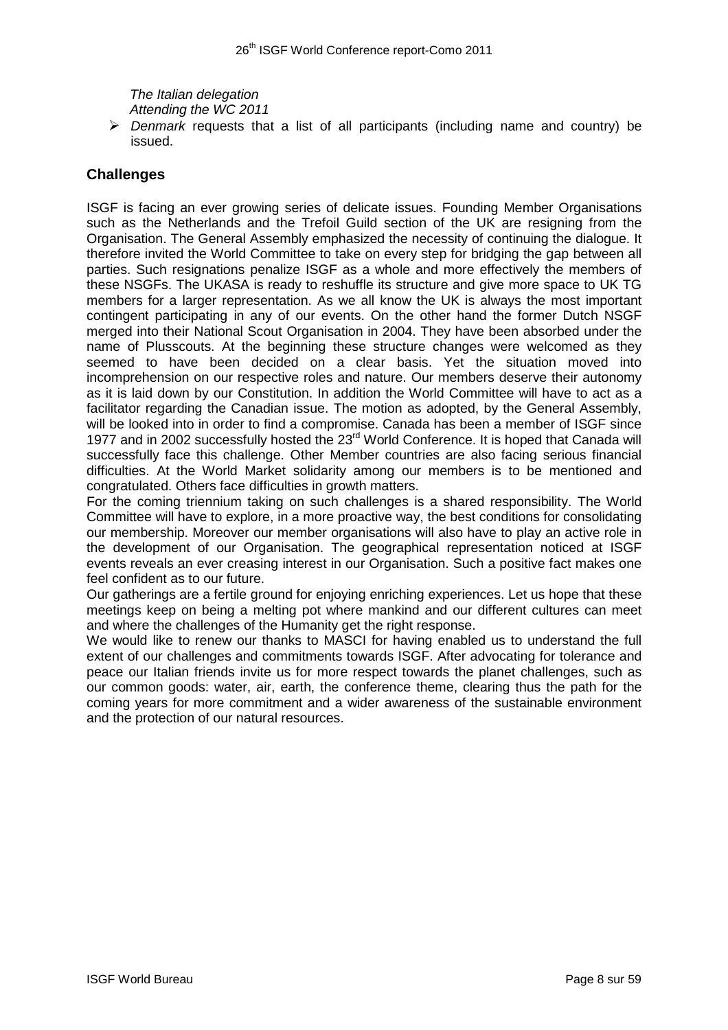*The Italian delegation*
*Attending the WC 2011*

- *Denmark* requests that a list of all participants (including name and country) be issued.

## Challenges

ISGF is facing an ever growing series of delicate issues. Founding Member Organisations such as the Netherlands and the Trefoil Guild section of the UK are resigning from the Organisation. The General Assembly emphasized the necessity of continuing the dialogue. It therefore invited the World Committee to take on every step for bridging the gap between all parties. Such resignations penalize ISGF as a whole and more effectively the members of these NSGFs. The UKASA is ready to reshuffle its structure and give more space to UK TG members for a larger representation. As we all know the UK is always the most important contingent participating in any of our events. On the other hand the former Dutch NSGF merged into their National Scout Organisation in 2004. They have been absorbed under the name of Plusscouts. At the beginning these structure changes were welcomed as they seemed to have been decided on a clear basis. Yet the situation moved into incomprehension on our respective roles and nature. Our members deserve their autonomy as it is laid down by our Constitution. In addition the World Committee will have to act as a facilitator regarding the Canadian issue. The motion as adopted, by the General Assembly, will be looked into in order to find a compromise. Canada has been a member of ISGF since 1977 and in 2002 successfully hosted the 23rd World Conference. It is hoped that Canada will successfully face this challenge. Other Member countries are also facing serious financial difficulties. At the World Market solidarity among our members is to be mentioned and congratulated. Others face difficulties in growth matters.

For the coming triennium taking on such challenges is a shared responsibility. The World Committee will have to explore, in a more proactive way, the best conditions for consolidating our membership. Moreover our member organisations will also have to play an active role in the development of our Organisation. The geographical representation noticed at ISGF events reveals an ever creasing interest in our Organisation. Such a positive fact makes one feel confident as to our future.

Our gatherings are a fertile ground for enjoying enriching experiences. Let us hope that these meetings keep on being a melting pot where mankind and our different cultures can meet and where the challenges of the Humanity get the right response.

We would like to renew our thanks to MASCI for having enabled us to understand the full extent of our challenges and commitments towards ISGF. After advocating for tolerance and peace our Italian friends invite us for more respect towards the planet challenges, such as our common goods: water, air, earth, the conference theme, clearing thus the path for the coming years for more commitment and a wider awareness of the sustainable environment and the protection of our natural resources.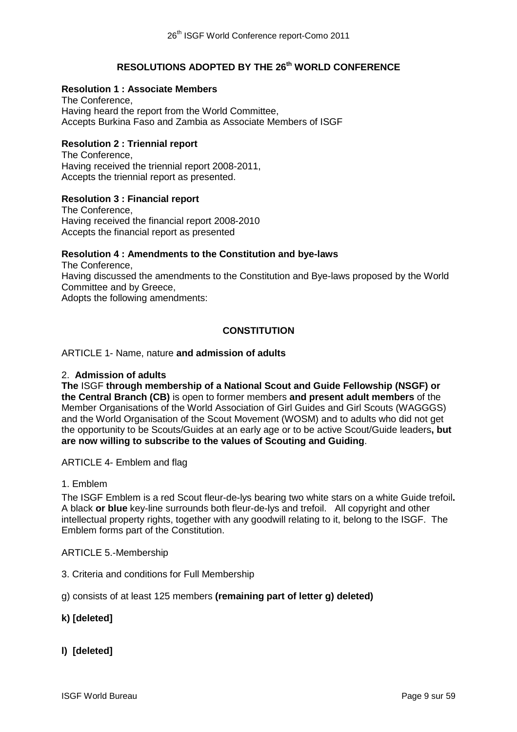## RESOLUTIONS ADOPTED BY THE 26th WORLD CONFERENCE

**Resolution 1 : Associate Members**
The Conference,
Having heard the report from the World Committee,
Accepts Burkina Faso and Zambia as Associate Members of ISGF

**Resolution 2 : Triennial report**
The Conference,
Having received the triennial report 2008-2011,
Accepts the triennial report as presented.

**Resolution 3 : Financial report**
The Conference,
Having received the financial report 2008-2010
Accepts the financial report as presented

**Resolution 4 : Amendments to the Constitution and bye-laws**
The Conference,
Having discussed the amendments to the Constitution and Bye-laws proposed by the World Committee and by Greece,
Adopts the following amendments:

### CONSTITUTION

ARTICLE 1- Name, nature **and admission of adults**

2. **Admission of adults**

**The** ISGF **through membership of a National Scout and Guide Fellowship (NSGF) or the Central Branch (CB)** is open to former members **and present adult members** of the Member Organisations of the World Association of Girl Guides and Girl Scouts (WAGGGS) and the World Organisation of the Scout Movement (WOSM) and to adults who did not get the opportunity to be Scouts/Guides at an early age or to be active Scout/Guide leaders**, but are now willing to subscribe to the values of Scouting and Guiding**.

ARTICLE 4- Emblem and flag

1. Emblem

The ISGF Emblem is a red Scout fleur-de-lys bearing two white stars on a white Guide trefoil**.** A black **or blue** key-line surrounds both fleur-de-lys and trefoil. All copyright and other intellectual property rights, together with any goodwill relating to it, belong to the ISGF. The Emblem forms part of the Constitution.

ARTICLE 5.-Membership

3. Criteria and conditions for Full Membership

g) consists of at least 125 members **(remaining part of letter g) deleted)**

**k) [deleted]**

**l) [deleted]**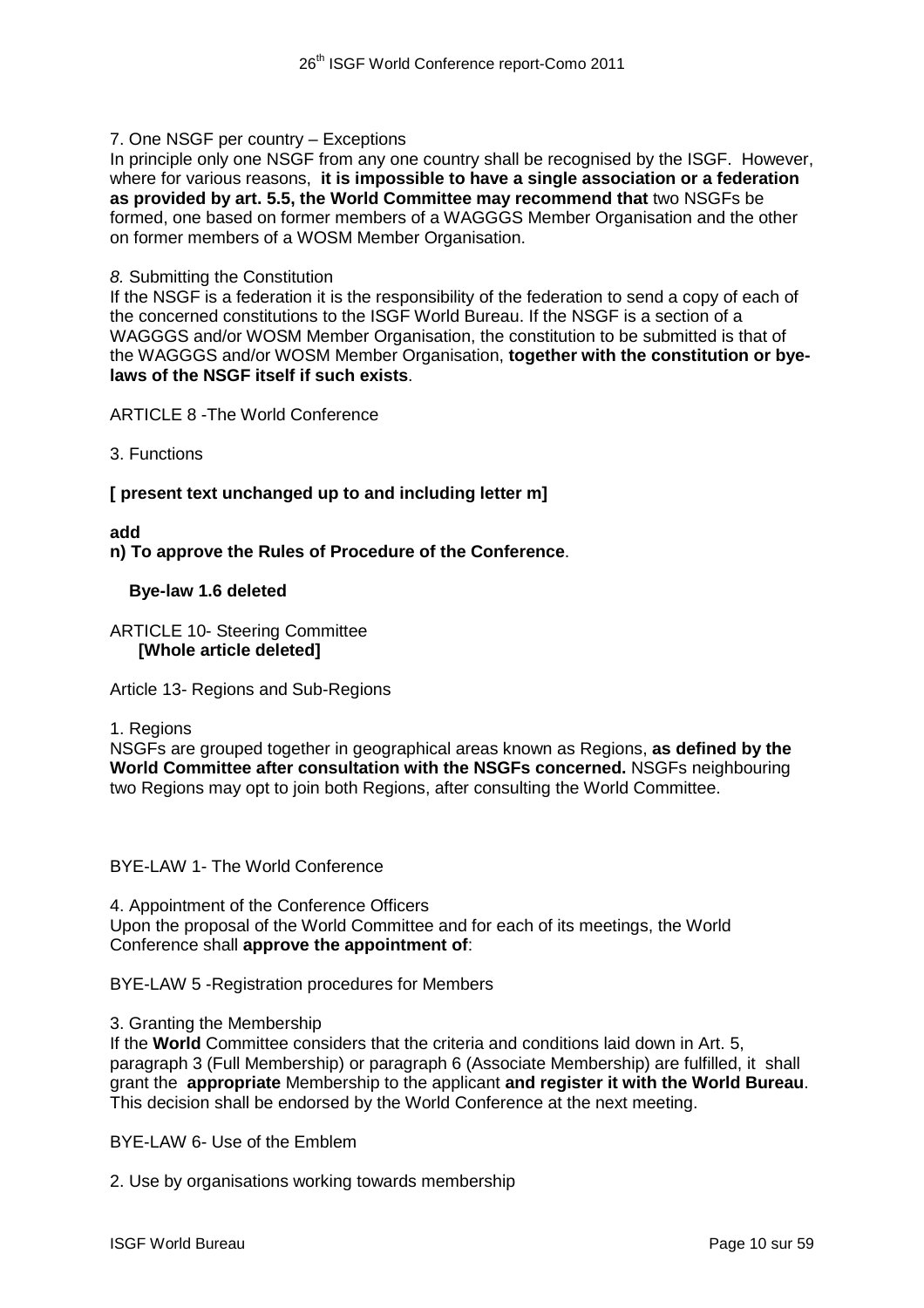7. One NSGF per country – Exceptions

In principle only one NSGF from any one country shall be recognised by the ISGF. However, where for various reasons, **it is impossible to have a single association or a federation as provided by art. 5.5, the World Committee may recommend that** two NSGFs be formed, one based on former members of a WAGGGS Member Organisation and the other on former members of a WOSM Member Organisation.

*8.* Submitting the Constitution

If the NSGF is a federation it is the responsibility of the federation to send a copy of each of the concerned constitutions to the ISGF World Bureau. If the NSGF is a section of a WAGGGS and/or WOSM Member Organisation, the constitution to be submitted is that of the WAGGGS and/or WOSM Member Organisation, **together with the constitution or bye-laws of the NSGF itself if such exists**.

ARTICLE 8 -The World Conference

3. Functions

**[ present text unchanged up to and including letter m]**

**add**

**n) To approve the Rules of Procedure of the Conference**.

**Bye-law 1.6 deleted**

ARTICLE 10- Steering Committee

**[Whole article deleted]**

Article 13- Regions and Sub-Regions

1. Regions

NSGFs are grouped together in geographical areas known as Regions, **as defined by the World Committee after consultation with the NSGFs concerned.** NSGFs neighbouring two Regions may opt to join both Regions, after consulting the World Committee.

BYE-LAW 1- The World Conference

4. Appointment of the Conference Officers

Upon the proposal of the World Committee and for each of its meetings, the World Conference shall **approve the appointment of**:

BYE-LAW 5 -Registration procedures for Members

3. Granting the Membership

If the **World** Committee considers that the criteria and conditions laid down in Art. 5, paragraph 3 (Full Membership) or paragraph 6 (Associate Membership) are fulfilled, it shall grant the **appropriate** Membership to the applicant **and register it with the World Bureau**. This decision shall be endorsed by the World Conference at the next meeting.

BYE-LAW 6- Use of the Emblem

2. Use by organisations working towards membership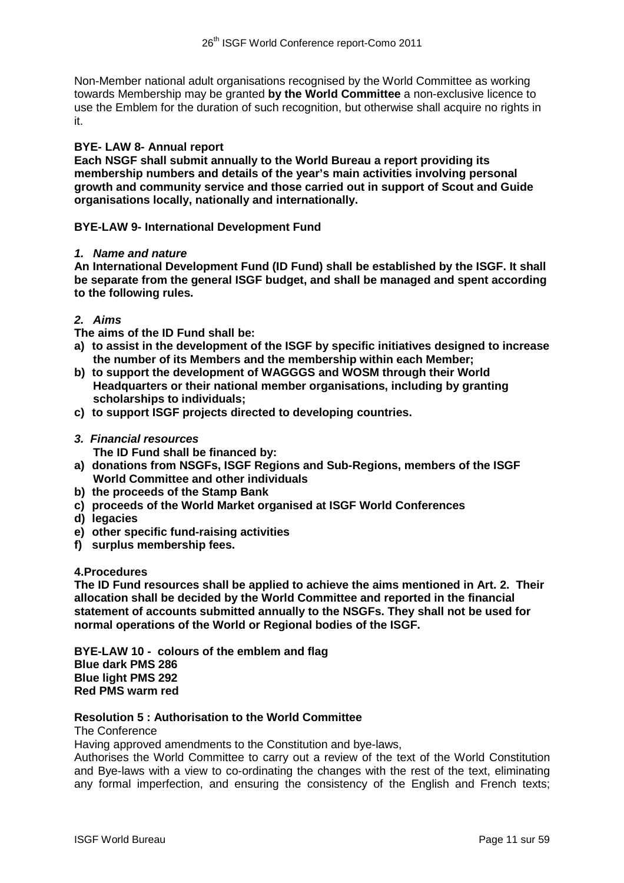Non-Member national adult organisations recognised by the World Committee as working towards Membership may be granted **by the World Committee** a non-exclusive licence to use the Emblem for the duration of such recognition, but otherwise shall acquire no rights in it.

**BYE- LAW 8- Annual report**

**Each NSGF shall submit annually to the World Bureau a report providing its membership numbers and details of the year's main activities involving personal growth and community service and those carried out in support of Scout and Guide organisations locally, nationally and internationally.**

**BYE-LAW 9- International Development Fund**

***1. Name and nature***

**An International Development Fund (ID Fund) shall be established by the ISGF. It shall be separate from the general ISGF budget, and shall be managed and spent according to the following rules.**

***2. Aims***

**The aims of the ID Fund shall be:**

**a) to assist in the development of the ISGF by specific initiatives designed to increase the number of its Members and the membership within each Member;**

**b) to support the development of WAGGGS and WOSM through their World Headquarters or their national member organisations, including by granting scholarships to individuals;**

**c) to support ISGF projects directed to developing countries.**

***3. Financial resources***

**The ID Fund shall be financed by:**

**a) donations from NSGFs, ISGF Regions and Sub-Regions, members of the ISGF World Committee and other individuals**

**b) the proceeds of the Stamp Bank**

**c) proceeds of the World Market organised at ISGF World Conferences**

**d) legacies**

**e) other specific fund-raising activities**

**f) surplus membership fees.**

**4.Procedures**

**The ID Fund resources shall be applied to achieve the aims mentioned in Art. 2. Their allocation shall be decided by the World Committee and reported in the financial statement of accounts submitted annually to the NSGFs. They shall not be used for normal operations of the World or Regional bodies of the ISGF.**

**BYE-LAW 10 - colours of the emblem and flag**
**Blue dark PMS 286**
**Blue light PMS 292**
**Red PMS warm red**

**Resolution 5 : Authorisation to the World Committee**

The Conference

Having approved amendments to the Constitution and bye-laws,

Authorises the World Committee to carry out a review of the text of the World Constitution and Bye-laws with a view to co-ordinating the changes with the rest of the text, eliminating any formal imperfection, and ensuring the consistency of the English and French texts;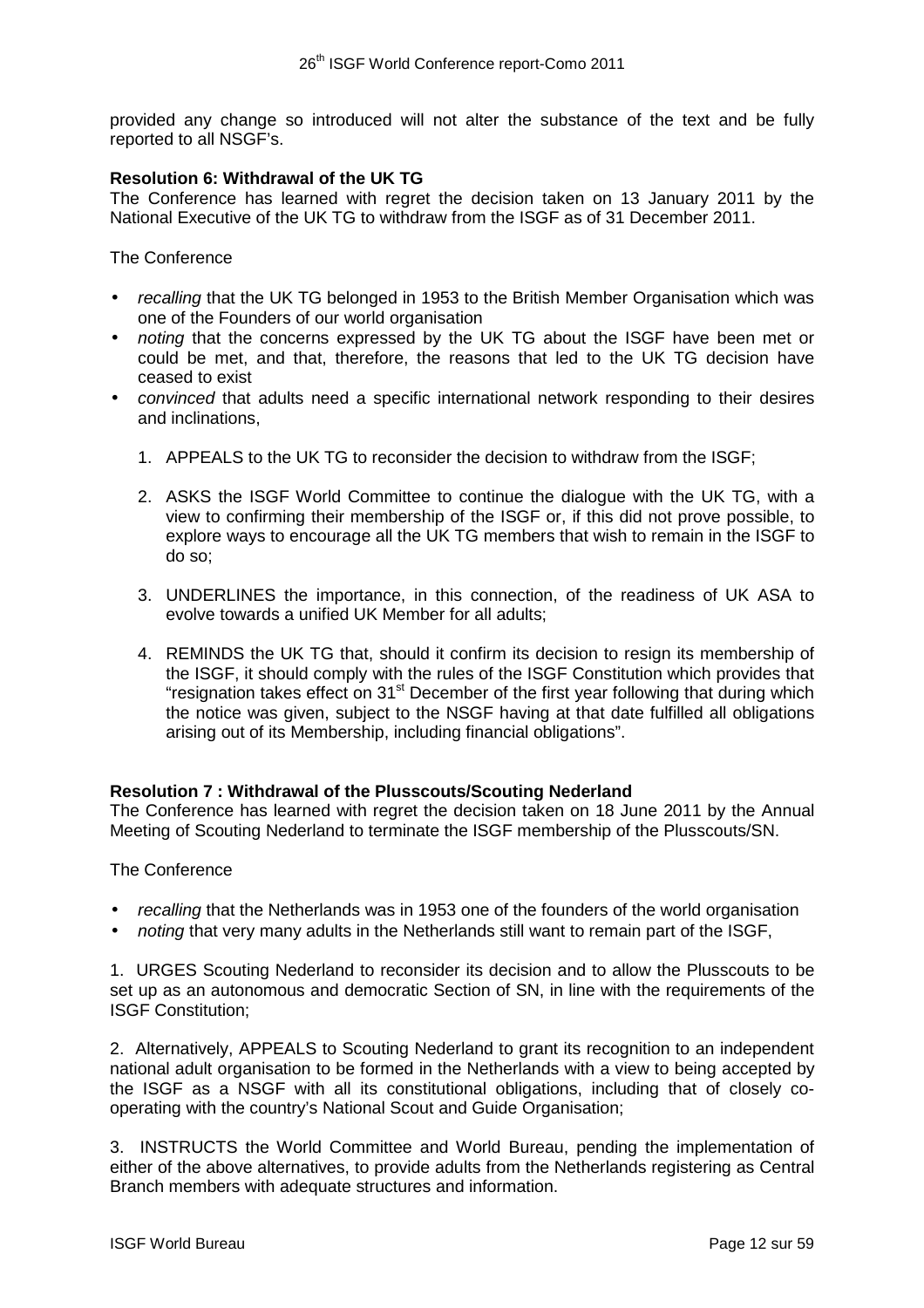provided any change so introduced will not alter the substance of the text and be fully reported to all NSGF's.

**Resolution 6: Withdrawal of the UK TG**

The Conference has learned with regret the decision taken on 13 January 2011 by the National Executive of the UK TG to withdraw from the ISGF as of 31 December 2011.

The Conference

- *recalling* that the UK TG belonged in 1953 to the British Member Organisation which was one of the Founders of our world organisation
- *noting* that the concerns expressed by the UK TG about the ISGF have been met or could be met, and that, therefore, the reasons that led to the UK TG decision have ceased to exist
- *convinced* that adults need a specific international network responding to their desires and inclinations,

1. APPEALS to the UK TG to reconsider the decision to withdraw from the ISGF;

2. ASKS the ISGF World Committee to continue the dialogue with the UK TG, with a view to confirming their membership of the ISGF or, if this did not prove possible, to explore ways to encourage all the UK TG members that wish to remain in the ISGF to do so;

3. UNDERLINES the importance, in this connection, of the readiness of UK ASA to evolve towards a unified UK Member for all adults;

4. REMINDS the UK TG that, should it confirm its decision to resign its membership of the ISGF, it should comply with the rules of the ISGF Constitution which provides that "resignation takes effect on 31st December of the first year following that during which the notice was given, subject to the NSGF having at that date fulfilled all obligations arising out of its Membership, including financial obligations".

**Resolution 7 : Withdrawal of the Plusscouts/Scouting Nederland**

The Conference has learned with regret the decision taken on 18 June 2011 by the Annual Meeting of Scouting Nederland to terminate the ISGF membership of the Plusscouts/SN.

The Conference

- *recalling* that the Netherlands was in 1953 one of the founders of the world organisation
- *noting* that very many adults in the Netherlands still want to remain part of the ISGF,

1. URGES Scouting Nederland to reconsider its decision and to allow the Plusscouts to be set up as an autonomous and democratic Section of SN, in line with the requirements of the ISGF Constitution;

2. Alternatively, APPEALS to Scouting Nederland to grant its recognition to an independent national adult organisation to be formed in the Netherlands with a view to being accepted by the ISGF as a NSGF with all its constitutional obligations, including that of closely co-operating with the country's National Scout and Guide Organisation;

3. INSTRUCTS the World Committee and World Bureau, pending the implementation of either of the above alternatives, to provide adults from the Netherlands registering as Central Branch members with adequate structures and information.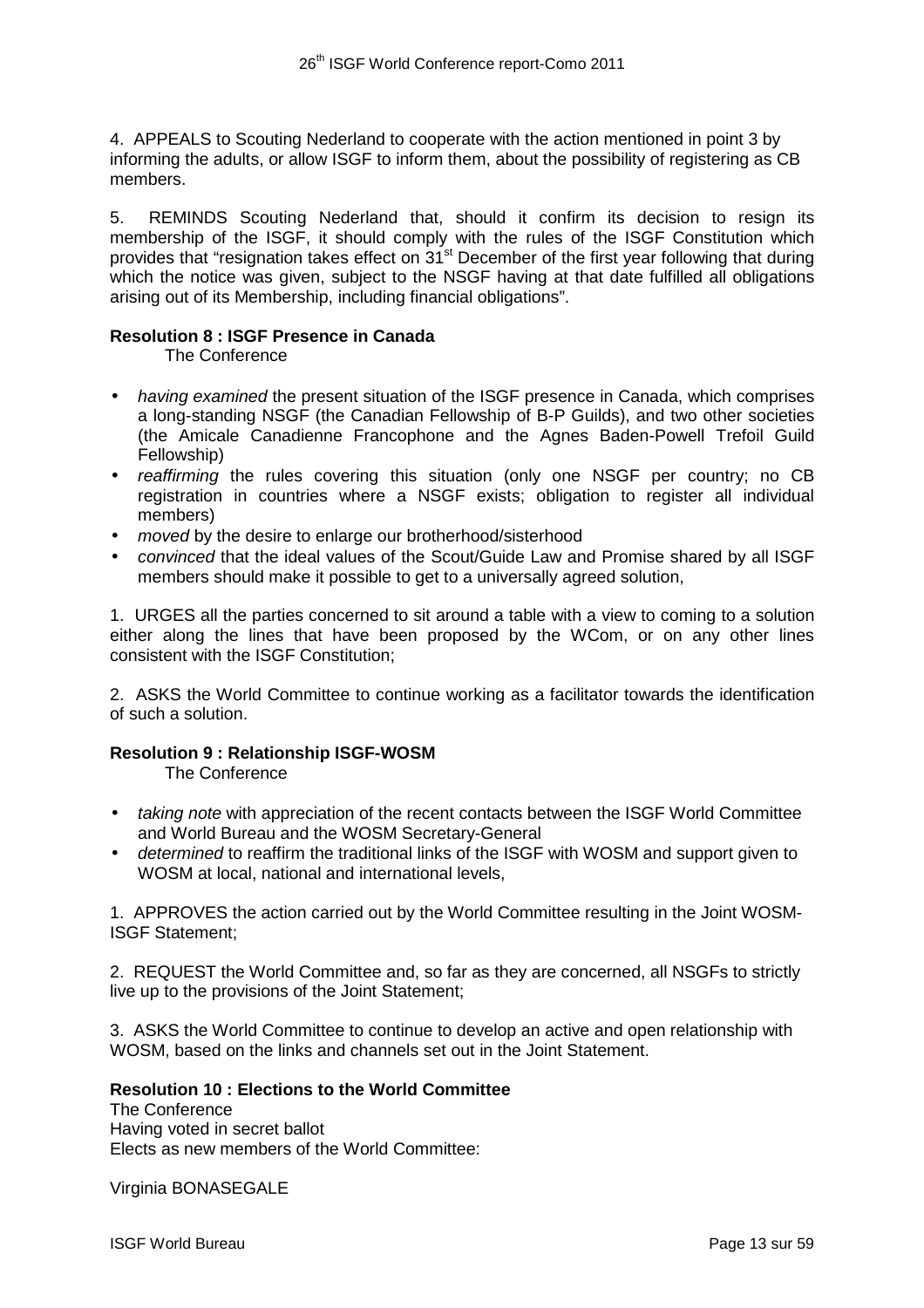4. APPEALS to Scouting Nederland to cooperate with the action mentioned in point 3 by informing the adults, or allow ISGF to inform them, about the possibility of registering as CB members.

5. REMINDS Scouting Nederland that, should it confirm its decision to resign its membership of the ISGF, it should comply with the rules of the ISGF Constitution which provides that "resignation takes effect on 31st December of the first year following that during which the notice was given, subject to the NSGF having at that date fulfilled all obligations arising out of its Membership, including financial obligations".

**Resolution 8 : ISGF Presence in Canada**

The Conference

- *having examined* the present situation of the ISGF presence in Canada, which comprises a long-standing NSGF (the Canadian Fellowship of B-P Guilds), and two other societies (the Amicale Canadienne Francophone and the Agnes Baden-Powell Trefoil Guild Fellowship)
- *reaffirming* the rules covering this situation (only one NSGF per country; no CB registration in countries where a NSGF exists; obligation to register all individual members)
- *moved* by the desire to enlarge our brotherhood/sisterhood
- *convinced* that the ideal values of the Scout/Guide Law and Promise shared by all ISGF members should make it possible to get to a universally agreed solution,

1. URGES all the parties concerned to sit around a table with a view to coming to a solution either along the lines that have been proposed by the WCom, or on any other lines consistent with the ISGF Constitution;

2. ASKS the World Committee to continue working as a facilitator towards the identification of such a solution.

**Resolution 9 : Relationship ISGF-WOSM**

The Conference

- *taking note* with appreciation of the recent contacts between the ISGF World Committee and World Bureau and the WOSM Secretary-General
- *determined* to reaffirm the traditional links of the ISGF with WOSM and support given to WOSM at local, national and international levels,

1. APPROVES the action carried out by the World Committee resulting in the Joint WOSM-ISGF Statement;

2. REQUEST the World Committee and, so far as they are concerned, all NSGFs to strictly live up to the provisions of the Joint Statement;

3. ASKS the World Committee to continue to develop an active and open relationship with WOSM, based on the links and channels set out in the Joint Statement.

**Resolution 10 : Elections to the World Committee**

The Conference
Having voted in secret ballot
Elects as new members of the World Committee:

Virginia BONASEGALE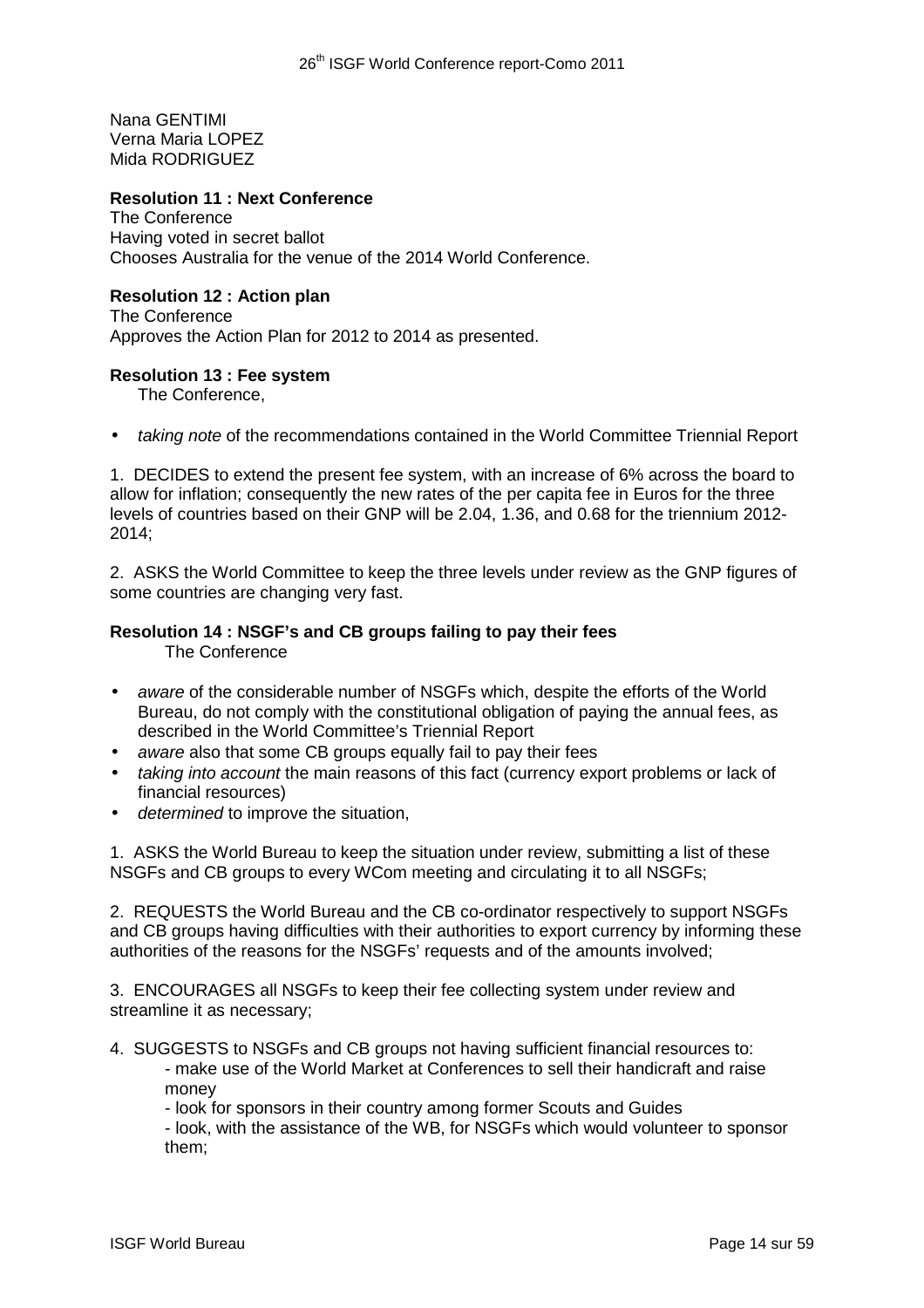Nana GENTIMI
Verna Maria LOPEZ
Mida RODRIGUEZ

**Resolution 11 : Next Conference**

The Conference
Having voted in secret ballot
Chooses Australia for the venue of the 2014 World Conference.

**Resolution 12 : Action plan**

The Conference
Approves the Action Plan for 2012 to 2014 as presented.

**Resolution 13 : Fee system**

The Conference,

- *taking note* of the recommendations contained in the World Committee Triennial Report

1. DECIDES to extend the present fee system, with an increase of 6% across the board to allow for inflation; consequently the new rates of the per capita fee in Euros for the three levels of countries based on their GNP will be 2.04, 1.36, and 0.68 for the triennium 2012-2014;

2. ASKS the World Committee to keep the three levels under review as the GNP figures of some countries are changing very fast.

**Resolution 14 : NSGF's and CB groups failing to pay their fees**

The Conference

- *aware* of the considerable number of NSGFs which, despite the efforts of the World Bureau, do not comply with the constitutional obligation of paying the annual fees, as described in the World Committee's Triennial Report
- *aware* also that some CB groups equally fail to pay their fees
- *taking into account* the main reasons of this fact (currency export problems or lack of financial resources)
- *determined* to improve the situation,

1. ASKS the World Bureau to keep the situation under review, submitting a list of these NSGFs and CB groups to every WCom meeting and circulating it to all NSGFs;

2. REQUESTS the World Bureau and the CB co-ordinator respectively to support NSGFs and CB groups having difficulties with their authorities to export currency by informing these authorities of the reasons for the NSGFs' requests and of the amounts involved;

3. ENCOURAGES all NSGFs to keep their fee collecting system under review and streamline it as necessary;

4. SUGGESTS to NSGFs and CB groups not having sufficient financial resources to:
   - make use of the World Market at Conferences to sell their handicraft and raise money
   - look for sponsors in their country among former Scouts and Guides
   - look, with the assistance of the WB, for NSGFs which would volunteer to sponsor them;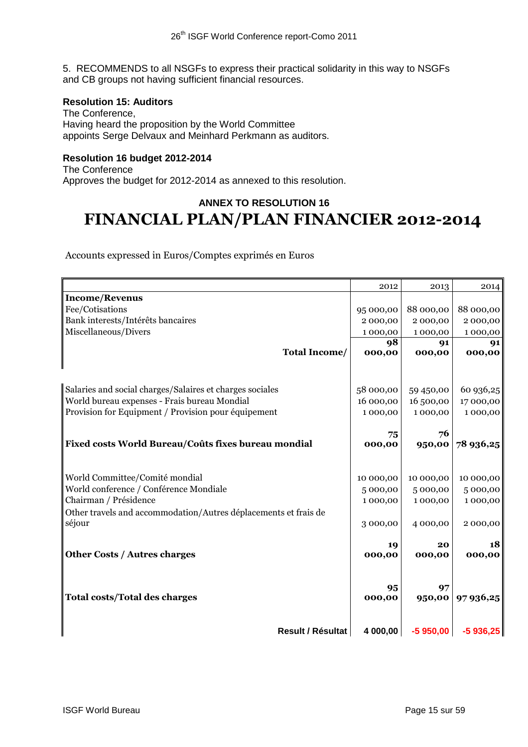5. RECOMMENDS to all NSGFs to express their practical solidarity in this way to NSGFs and CB groups not having sufficient financial resources.

**Resolution 15: Auditors**

The Conference,
Having heard the proposition by the World Committee
appoints Serge Delvaux and Meinhard Perkmann as auditors.

**Resolution 16 budget 2012-2014**

The Conference
Approves the budget for 2012-2014 as annexed to this resolution.

## ANNEX TO RESOLUTION 16

# FINANCIAL PLAN/PLAN FINANCIER 2012-2014

Accounts expressed in Euros/Comptes exprimés en Euros

| | 2012 | 2013 | 2014 |
|---|---|---|---|
| **Income/Revenus** | | | |
| Fee/Cotisations | 95 000,00 | 88 000,00 | 88 000,00 |
| Bank interests/Intérêts bancaires | 2 000,00 | 2 000,00 | 2 000,00 |
| Miscellaneous/Divers | 1 000,00 | 1 000,00 | 1 000,00 |
| **Total Income/** | **98 000,00** | **91 000,00** | **91 000,00** |
| | | | |
| Salaries and social charges/Salaires et charges sociales | 58 000,00 | 59 450,00 | 60 936,25 |
| World bureau expenses - Frais bureau Mondial | 16 000,00 | 16 500,00 | 17 000,00 |
| Provision for Equipment / Provision pour équipement | 1 000,00 | 1 000,00 | 1 000,00 |
| **Fixed costs World Bureau/Coûts fixes bureau mondial** | **75 000,00** | **76 950,00** | **78 936,25** |
| | | | |
| World Committee/Comité mondial | 10 000,00 | 10 000,00 | 10 000,00 |
| World conference / Conférence Mondiale | 5 000,00 | 5 000,00 | 5 000,00 |
| Chairman / Présidence | 1 000,00 | 1 000,00 | 1 000,00 |
| Other travels and accommodation/Autres déplacements et frais de séjour | 3 000,00 | 4 000,00 | 2 000,00 |
| **Other Costs / Autres charges** | **19 000,00** | **20 000,00** | **18 000,00** |
| | | | |
| **Total costs/Total des charges** | **95 000,00** | **97 950,00** | **97 936,25** |
| | | | |
| **Result / Résultat** | **4 000,00** | **-5 950,00** | **-5 936,25** |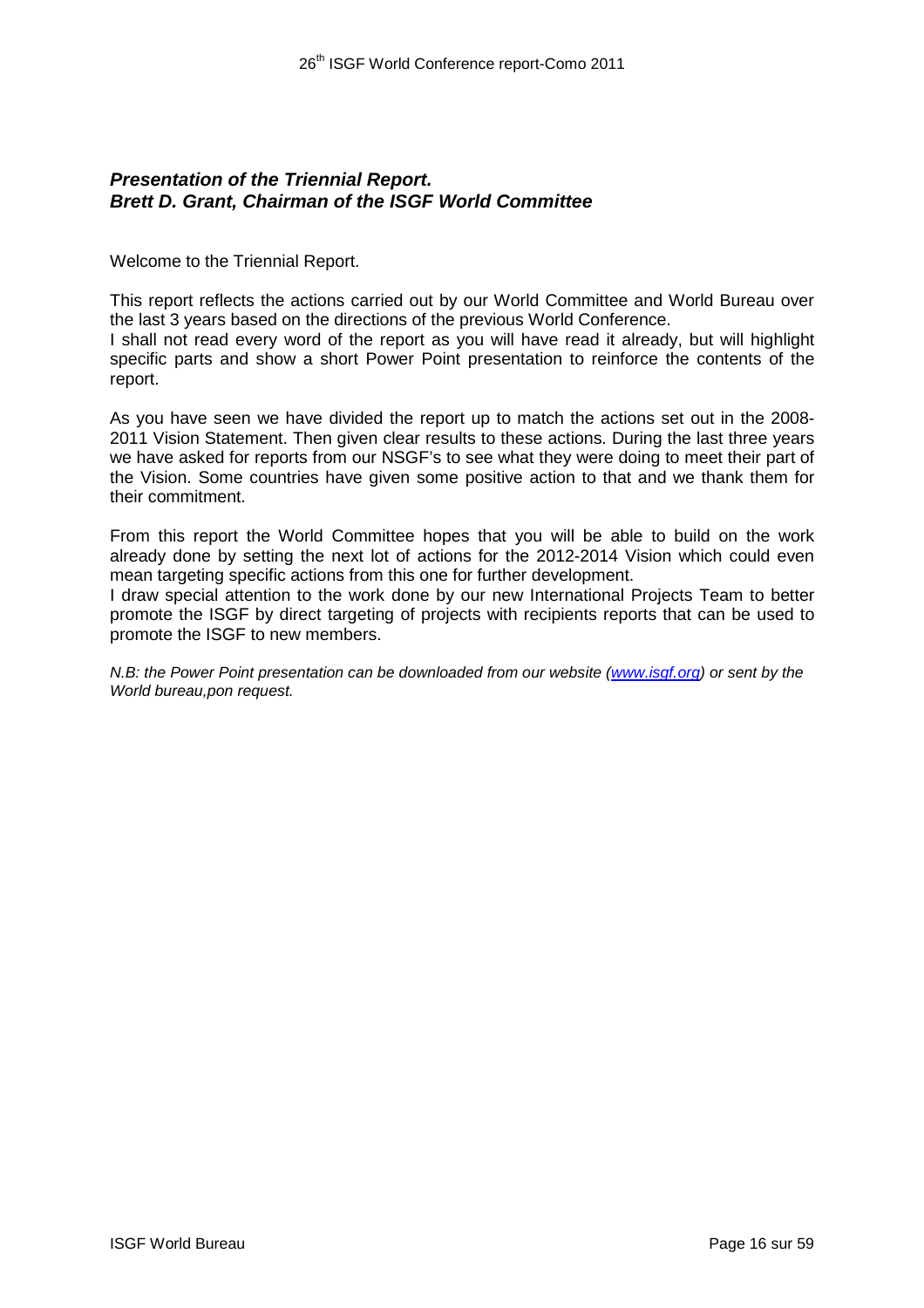## ***Presentation of the Triennial Report.***
## ***Brett D. Grant, Chairman of the ISGF World Committee***

Welcome to the Triennial Report.

This report reflects the actions carried out by our World Committee and World Bureau over the last 3 years based on the directions of the previous World Conference.
I shall not read every word of the report as you will have read it already, but will highlight specific parts and show a short Power Point presentation to reinforce the contents of the report.

As you have seen we have divided the report up to match the actions set out in the 2008-2011 Vision Statement. Then given clear results to these actions. During the last three years we have asked for reports from our NSGF's to see what they were doing to meet their part of the Vision. Some countries have given some positive action to that and we thank them for their commitment.

From this report the World Committee hopes that you will be able to build on the work already done by setting the next lot of actions for the 2012-2014 Vision which could even mean targeting specific actions from this one for further development.
I draw special attention to the work done by our new International Projects Team to better promote the ISGF by direct targeting of projects with recipients reports that can be used to promote the ISGF to new members.

*N.B: the Power Point presentation can be downloaded from our website (www.isgf.org) or sent by the World bureau,pon request.*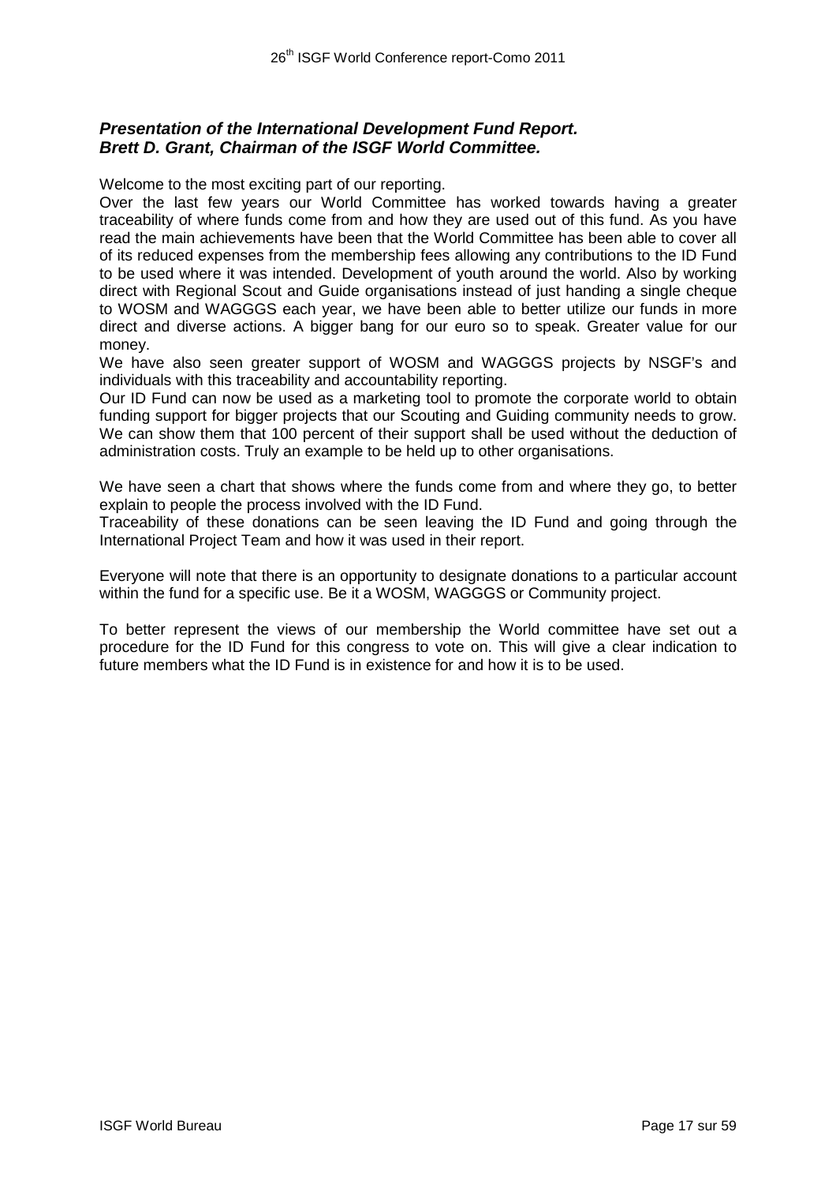## ***Presentation of the International Development Fund Report.***
## ***Brett D. Grant, Chairman of the ISGF World Committee.***

Welcome to the most exciting part of our reporting.

Over the last few years our World Committee has worked towards having a greater traceability of where funds come from and how they are used out of this fund. As you have read the main achievements have been that the World Committee has been able to cover all of its reduced expenses from the membership fees allowing any contributions to the ID Fund to be used where it was intended. Development of youth around the world. Also by working direct with Regional Scout and Guide organisations instead of just handing a single cheque to WOSM and WAGGGS each year, we have been able to better utilize our funds in more direct and diverse actions. A bigger bang for our euro so to speak. Greater value for our money.

We have also seen greater support of WOSM and WAGGGS projects by NSGF's and individuals with this traceability and accountability reporting.

Our ID Fund can now be used as a marketing tool to promote the corporate world to obtain funding support for bigger projects that our Scouting and Guiding community needs to grow. We can show them that 100 percent of their support shall be used without the deduction of administration costs. Truly an example to be held up to other organisations.

We have seen a chart that shows where the funds come from and where they go, to better explain to people the process involved with the ID Fund.

Traceability of these donations can be seen leaving the ID Fund and going through the International Project Team and how it was used in their report.

Everyone will note that there is an opportunity to designate donations to a particular account within the fund for a specific use. Be it a WOSM, WAGGGS or Community project.

To better represent the views of our membership the World committee have set out a procedure for the ID Fund for this congress to vote on. This will give a clear indication to future members what the ID Fund is in existence for and how it is to be used.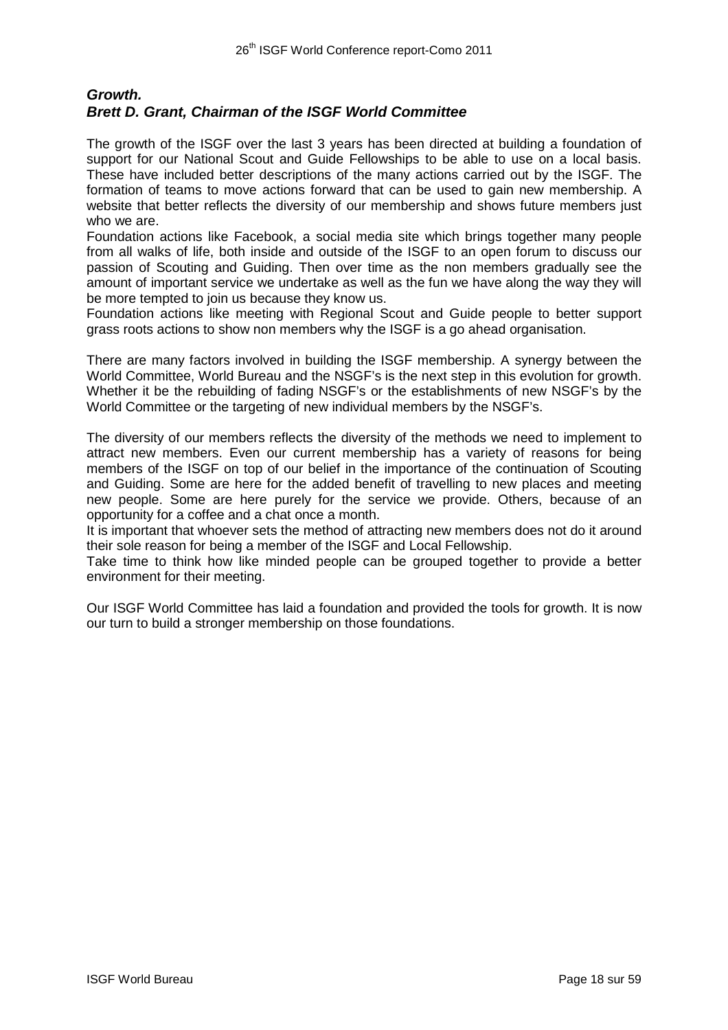### *Growth.*
### *Brett D. Grant, Chairman of the ISGF World Committee*

The growth of the ISGF over the last 3 years has been directed at building a foundation of support for our National Scout and Guide Fellowships to be able to use on a local basis. These have included better descriptions of the many actions carried out by the ISGF. The formation of teams to move actions forward that can be used to gain new membership. A website that better reflects the diversity of our membership and shows future members just who we are.

Foundation actions like Facebook, a social media site which brings together many people from all walks of life, both inside and outside of the ISGF to an open forum to discuss our passion of Scouting and Guiding. Then over time as the non members gradually see the amount of important service we undertake as well as the fun we have along the way they will be more tempted to join us because they know us.

Foundation actions like meeting with Regional Scout and Guide people to better support grass roots actions to show non members why the ISGF is a go ahead organisation.

There are many factors involved in building the ISGF membership. A synergy between the World Committee, World Bureau and the NSGF's is the next step in this evolution for growth. Whether it be the rebuilding of fading NSGF's or the establishments of new NSGF's by the World Committee or the targeting of new individual members by the NSGF's.

The diversity of our members reflects the diversity of the methods we need to implement to attract new members. Even our current membership has a variety of reasons for being members of the ISGF on top of our belief in the importance of the continuation of Scouting and Guiding. Some are here for the added benefit of travelling to new places and meeting new people. Some are here purely for the service we provide. Others, because of an opportunity for a coffee and a chat once a month.

It is important that whoever sets the method of attracting new members does not do it around their sole reason for being a member of the ISGF and Local Fellowship.

Take time to think how like minded people can be grouped together to provide a better environment for their meeting.

Our ISGF World Committee has laid a foundation and provided the tools for growth. It is now our turn to build a stronger membership on those foundations.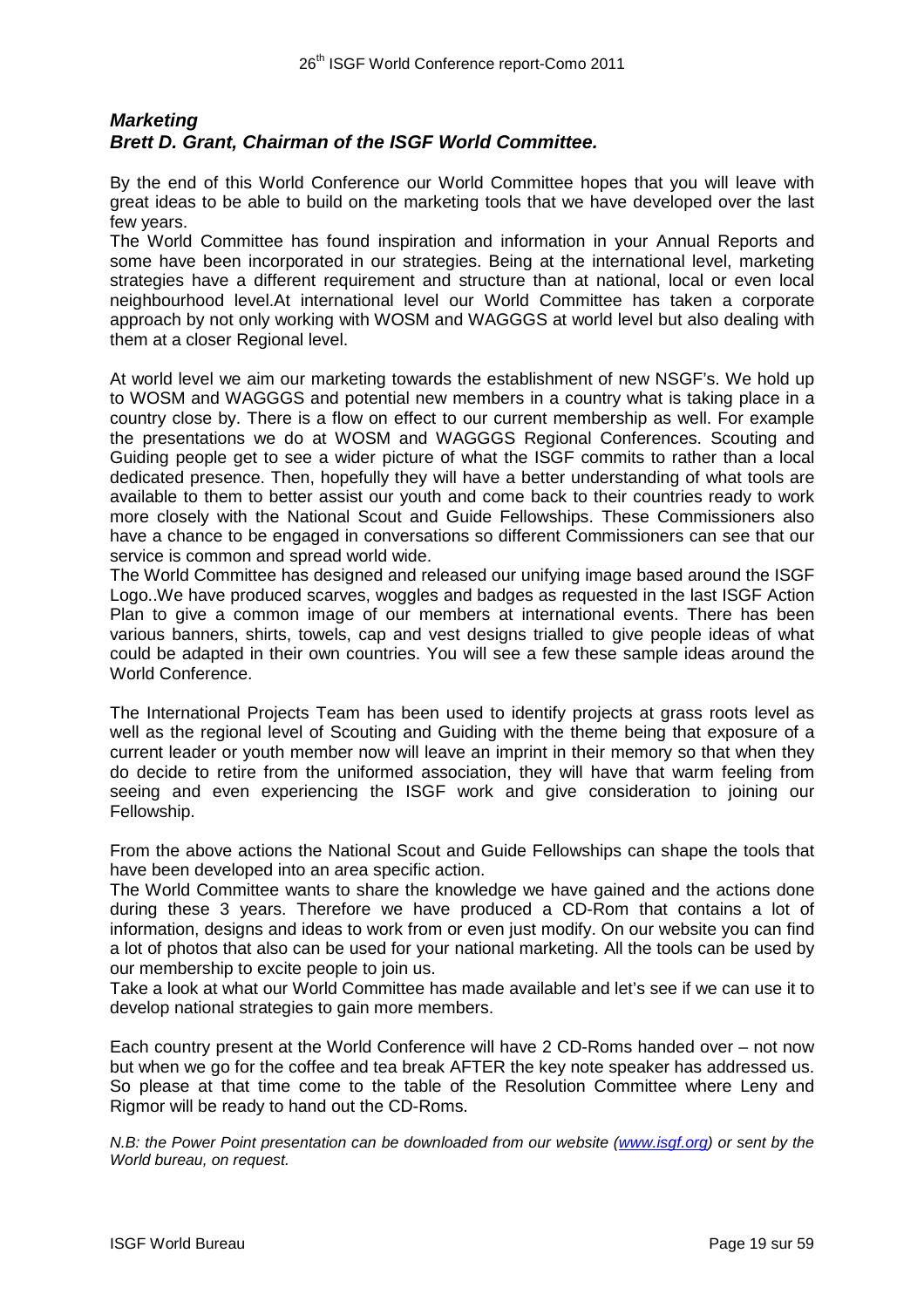## ***Marketing***
## ***Brett D. Grant, Chairman of the ISGF World Committee.***

By the end of this World Conference our World Committee hopes that you will leave with great ideas to be able to build on the marketing tools that we have developed over the last few years.

The World Committee has found inspiration and information in your Annual Reports and some have been incorporated in our strategies. Being at the international level, marketing strategies have a different requirement and structure than at national, local or even local neighbourhood level.At international level our World Committee has taken a corporate approach by not only working with WOSM and WAGGGS at world level but also dealing with them at a closer Regional level.

At world level we aim our marketing towards the establishment of new NSGF's. We hold up to WOSM and WAGGGS and potential new members in a country what is taking place in a country close by. There is a flow on effect to our current membership as well. For example the presentations we do at WOSM and WAGGGS Regional Conferences. Scouting and Guiding people get to see a wider picture of what the ISGF commits to rather than a local dedicated presence. Then, hopefully they will have a better understanding of what tools are available to them to better assist our youth and come back to their countries ready to work more closely with the National Scout and Guide Fellowships. These Commissioners also have a chance to be engaged in conversations so different Commissioners can see that our service is common and spread world wide.

The World Committee has designed and released our unifying image based around the ISGF Logo..We have produced scarves, woggles and badges as requested in the last ISGF Action Plan to give a common image of our members at international events. There has been various banners, shirts, towels, cap and vest designs trialled to give people ideas of what could be adapted in their own countries. You will see a few these sample ideas around the World Conference.

The International Projects Team has been used to identify projects at grass roots level as well as the regional level of Scouting and Guiding with the theme being that exposure of a current leader or youth member now will leave an imprint in their memory so that when they do decide to retire from the uniformed association, they will have that warm feeling from seeing and even experiencing the ISGF work and give consideration to joining our Fellowship.

From the above actions the National Scout and Guide Fellowships can shape the tools that have been developed into an area specific action.

The World Committee wants to share the knowledge we have gained and the actions done during these 3 years. Therefore we have produced a CD-Rom that contains a lot of information, designs and ideas to work from or even just modify. On our website you can find a lot of photos that also can be used for your national marketing. All the tools can be used by our membership to excite people to join us.

Take a look at what our World Committee has made available and let's see if we can use it to develop national strategies to gain more members.

Each country present at the World Conference will have 2 CD-Roms handed over – not now but when we go for the coffee and tea break AFTER the key note speaker has addressed us. So please at that time come to the table of the Resolution Committee where Leny and Rigmor will be ready to hand out the CD-Roms.

*N.B: the Power Point presentation can be downloaded from our website (www.isgf.org) or sent by the World bureau, on request.*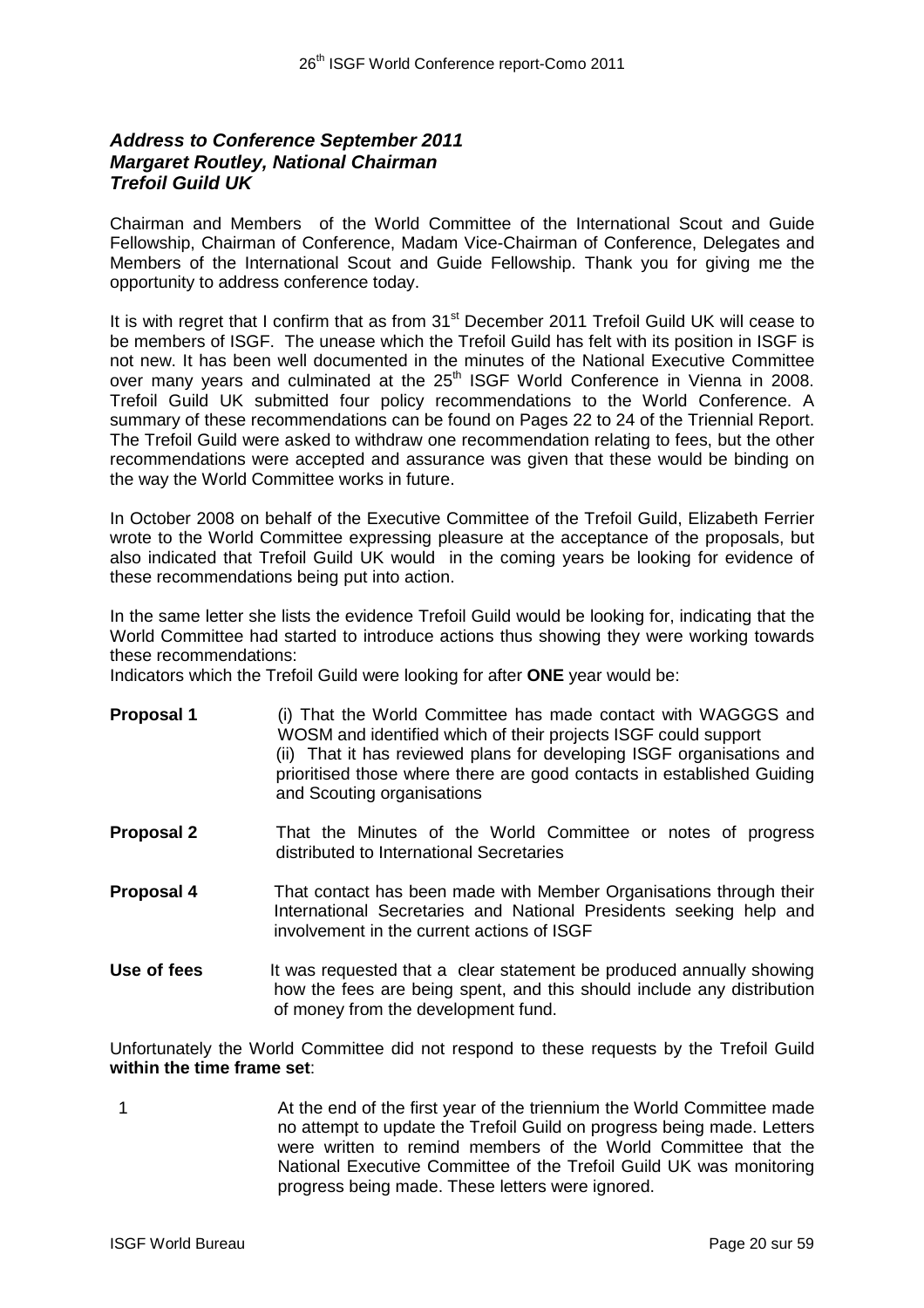## ***Address to Conference September 2011***
## ***Margaret Routley, National Chairman***
## ***Trefoil Guild UK***

Chairman and Members of the World Committee of the International Scout and Guide Fellowship, Chairman of Conference, Madam Vice-Chairman of Conference, Delegates and Members of the International Scout and Guide Fellowship. Thank you for giving me the opportunity to address conference today.

It is with regret that I confirm that as from 31st December 2011 Trefoil Guild UK will cease to be members of ISGF. The unease which the Trefoil Guild has felt with its position in ISGF is not new. It has been well documented in the minutes of the National Executive Committee over many years and culminated at the 25th ISGF World Conference in Vienna in 2008. Trefoil Guild UK submitted four policy recommendations to the World Conference. A summary of these recommendations can be found on Pages 22 to 24 of the Triennial Report. The Trefoil Guild were asked to withdraw one recommendation relating to fees, but the other recommendations were accepted and assurance was given that these would be binding on the way the World Committee works in future.

In October 2008 on behalf of the Executive Committee of the Trefoil Guild, Elizabeth Ferrier wrote to the World Committee expressing pleasure at the acceptance of the proposals, but also indicated that Trefoil Guild UK would in the coming years be looking for evidence of these recommendations being put into action.

In the same letter she lists the evidence Trefoil Guild would be looking for, indicating that the World Committee had started to introduce actions thus showing they were working towards these recommendations:

Indicators which the Trefoil Guild were looking for after **ONE** year would be:

**Proposal 1** (i) That the World Committee has made contact with WAGGGS and WOSM and identified which of their projects ISGF could support
(ii) That it has reviewed plans for developing ISGF organisations and prioritised those where there are good contacts in established Guiding and Scouting organisations

**Proposal 2** That the Minutes of the World Committee or notes of progress distributed to International Secretaries

**Proposal 4** That contact has been made with Member Organisations through their International Secretaries and National Presidents seeking help and involvement in the current actions of ISGF

**Use of fees** It was requested that a clear statement be produced annually showing how the fees are being spent, and this should include any distribution of money from the development fund.

Unfortunately the World Committee did not respond to these requests by the Trefoil Guild **within the time frame set**:

1. At the end of the first year of the triennium the World Committee made no attempt to update the Trefoil Guild on progress being made. Letters were written to remind members of the World Committee that the National Executive Committee of the Trefoil Guild UK was monitoring progress being made. These letters were ignored.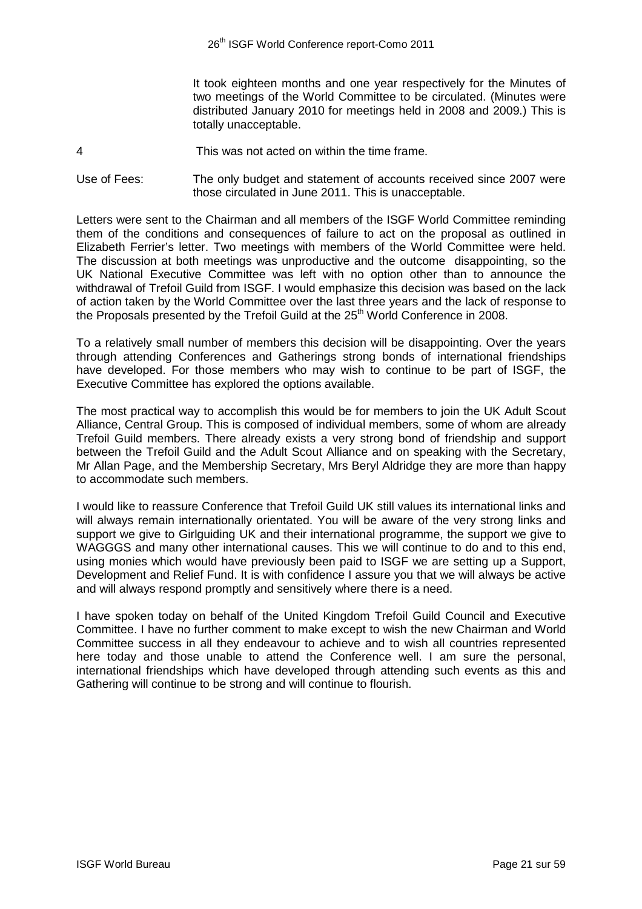It took eighteen months and one year respectively for the Minutes of two meetings of the World Committee to be circulated. (Minutes were distributed January 2010 for meetings held in 2008 and 2009.) This is totally unacceptable.

4 This was not acted on within the time frame.

Use of Fees: The only budget and statement of accounts received since 2007 were those circulated in June 2011. This is unacceptable.

Letters were sent to the Chairman and all members of the ISGF World Committee reminding them of the conditions and consequences of failure to act on the proposal as outlined in Elizabeth Ferrier's letter. Two meetings with members of the World Committee were held. The discussion at both meetings was unproductive and the outcome disappointing, so the UK National Executive Committee was left with no option other than to announce the withdrawal of Trefoil Guild from ISGF. I would emphasize this decision was based on the lack of action taken by the World Committee over the last three years and the lack of response to the Proposals presented by the Trefoil Guild at the 25th World Conference in 2008.

To a relatively small number of members this decision will be disappointing. Over the years through attending Conferences and Gatherings strong bonds of international friendships have developed. For those members who may wish to continue to be part of ISGF, the Executive Committee has explored the options available.

The most practical way to accomplish this would be for members to join the UK Adult Scout Alliance, Central Group. This is composed of individual members, some of whom are already Trefoil Guild members. There already exists a very strong bond of friendship and support between the Trefoil Guild and the Adult Scout Alliance and on speaking with the Secretary, Mr Allan Page, and the Membership Secretary, Mrs Beryl Aldridge they are more than happy to accommodate such members.

I would like to reassure Conference that Trefoil Guild UK still values its international links and will always remain internationally orientated. You will be aware of the very strong links and support we give to Girlguiding UK and their international programme, the support we give to WAGGGS and many other international causes. This we will continue to do and to this end, using monies which would have previously been paid to ISGF we are setting up a Support, Development and Relief Fund. It is with confidence I assure you that we will always be active and will always respond promptly and sensitively where there is a need.

I have spoken today on behalf of the United Kingdom Trefoil Guild Council and Executive Committee. I have no further comment to make except to wish the new Chairman and World Committee success in all they endeavour to achieve and to wish all countries represented here today and those unable to attend the Conference well. I am sure the personal, international friendships which have developed through attending such events as this and Gathering will continue to be strong and will continue to flourish.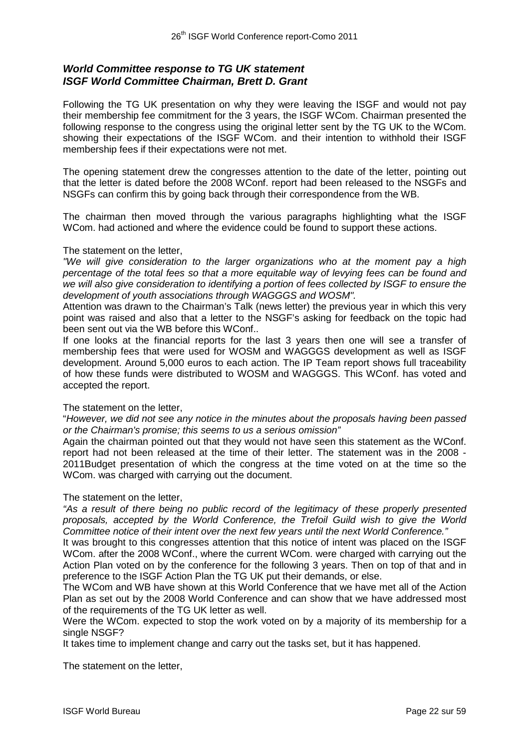## *World Committee response to TG UK statement*
## *ISGF World Committee Chairman, Brett D. Grant*

Following the TG UK presentation on why they were leaving the ISGF and would not pay their membership fee commitment for the 3 years, the ISGF WCom. Chairman presented the following response to the congress using the original letter sent by the TG UK to the WCom. showing their expectations of the ISGF WCom. and their intention to withhold their ISGF membership fees if their expectations were not met.

The opening statement drew the congresses attention to the date of the letter, pointing out that the letter is dated before the 2008 WConf. report had been released to the NSGFs and NSGFs can confirm this by going back through their correspondence from the WB.

The chairman then moved through the various paragraphs highlighting what the ISGF WCom. had actioned and where the evidence could be found to support these actions.

The statement on the letter,

*"We will give consideration to the larger organizations who at the moment pay a high percentage of the total fees so that a more equitable way of levying fees can be found and we will also give consideration to identifying a portion of fees collected by ISGF to ensure the development of youth associations through WAGGGS and WOSM".*

Attention was drawn to the Chairman's Talk (news letter) the previous year in which this very point was raised and also that a letter to the NSGF's asking for feedback on the topic had been sent out via the WB before this WConf..

If one looks at the financial reports for the last 3 years then one will see a transfer of membership fees that were used for WOSM and WAGGGS development as well as ISGF development. Around 5,000 euros to each action. The IP Team report shows full traceability of how these funds were distributed to WOSM and WAGGGS. This WConf. has voted and accepted the report.

The statement on the letter,

"*However, we did not see any notice in the minutes about the proposals having been passed or the Chairman's promise; this seems to us a serious omission"*

Again the chairman pointed out that they would not have seen this statement as the WConf. report had not been released at the time of their letter. The statement was in the 2008 - 2011Budget presentation of which the congress at the time voted on at the time so the WCom. was charged with carrying out the document.

The statement on the letter,

*"As a result of there being no public record of the legitimacy of these properly presented proposals, accepted by the World Conference, the Trefoil Guild wish to give the World Committee notice of their intent over the next few years until the next World Conference."*

It was brought to this congresses attention that this notice of intent was placed on the ISGF WCom. after the 2008 WConf., where the current WCom. were charged with carrying out the Action Plan voted on by the conference for the following 3 years. Then on top of that and in preference to the ISGF Action Plan the TG UK put their demands, or else.

The WCom and WB have shown at this World Conference that we have met all of the Action Plan as set out by the 2008 World Conference and can show that we have addressed most of the requirements of the TG UK letter as well.

Were the WCom. expected to stop the work voted on by a majority of its membership for a single NSGF?

It takes time to implement change and carry out the tasks set, but it has happened.

The statement on the letter,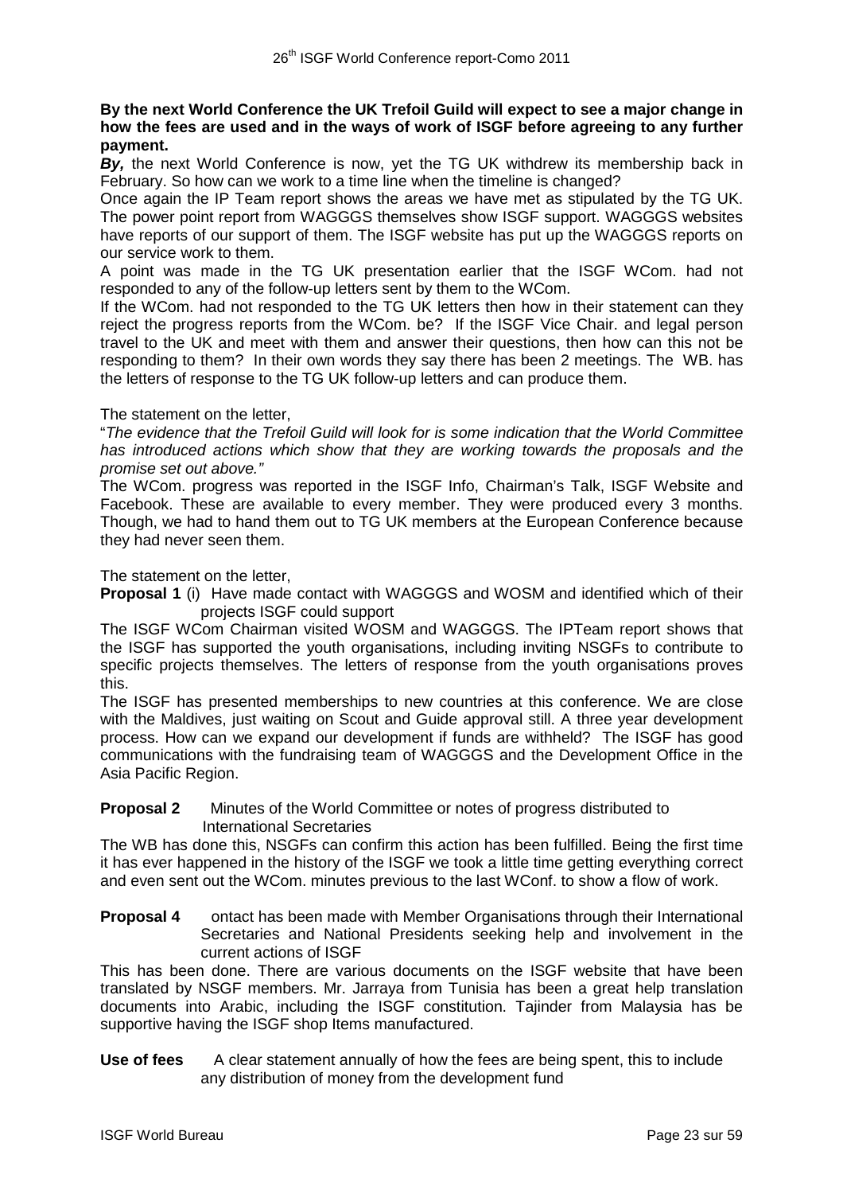**By the next World Conference the UK Trefoil Guild will expect to see a major change in how the fees are used and in the ways of work of ISGF before agreeing to any further payment.**

***By,*** the next World Conference is now, yet the TG UK withdrew its membership back in February. So how can we work to a time line when the timeline is changed?

Once again the IP Team report shows the areas we have met as stipulated by the TG UK. The power point report from WAGGGS themselves show ISGF support. WAGGGS websites have reports of our support of them. The ISGF website has put up the WAGGGS reports on our service work to them.

A point was made in the TG UK presentation earlier that the ISGF WCom. had not responded to any of the follow-up letters sent by them to the WCom.

If the WCom. had not responded to the TG UK letters then how in their statement can they reject the progress reports from the WCom. be? If the ISGF Vice Chair. and legal person travel to the UK and meet with them and answer their questions, then how can this not be responding to them? In their own words they say there has been 2 meetings. The WB. has the letters of response to the TG UK follow-up letters and can produce them.

The statement on the letter,

"*The evidence that the Trefoil Guild will look for is some indication that the World Committee has introduced actions which show that they are working towards the proposals and the promise set out above.*"

The WCom. progress was reported in the ISGF Info, Chairman's Talk, ISGF Website and Facebook. These are available to every member. They were produced every 3 months. Though, we had to hand them out to TG UK members at the European Conference because they had never seen them.

The statement on the letter,

**Proposal 1** (i) Have made contact with WAGGGS and WOSM and identified which of their projects ISGF could support

The ISGF WCom Chairman visited WOSM and WAGGGS. The IPTeam report shows that the ISGF has supported the youth organisations, including inviting NSGFs to contribute to specific projects themselves. The letters of response from the youth organisations proves this.

The ISGF has presented memberships to new countries at this conference. We are close with the Maldives, just waiting on Scout and Guide approval still. A three year development process. How can we expand our development if funds are withheld? The ISGF has good communications with the fundraising team of WAGGGS and the Development Office in the Asia Pacific Region.

**Proposal 2** Minutes of the World Committee or notes of progress distributed to International Secretaries

The WB has done this, NSGFs can confirm this action has been fulfilled. Being the first time it has ever happened in the history of the ISGF we took a little time getting everything correct and even sent out the WCom. minutes previous to the last WConf. to show a flow of work.

**Proposal 4** ontact has been made with Member Organisations through their International Secretaries and National Presidents seeking help and involvement in the current actions of ISGF

This has been done. There are various documents on the ISGF website that have been translated by NSGF members. Mr. Jarraya from Tunisia has been a great help translation documents into Arabic, including the ISGF constitution. Tajinder from Malaysia has be supportive having the ISGF shop Items manufactured.

**Use of fees** A clear statement annually of how the fees are being spent, this to include any distribution of money from the development fund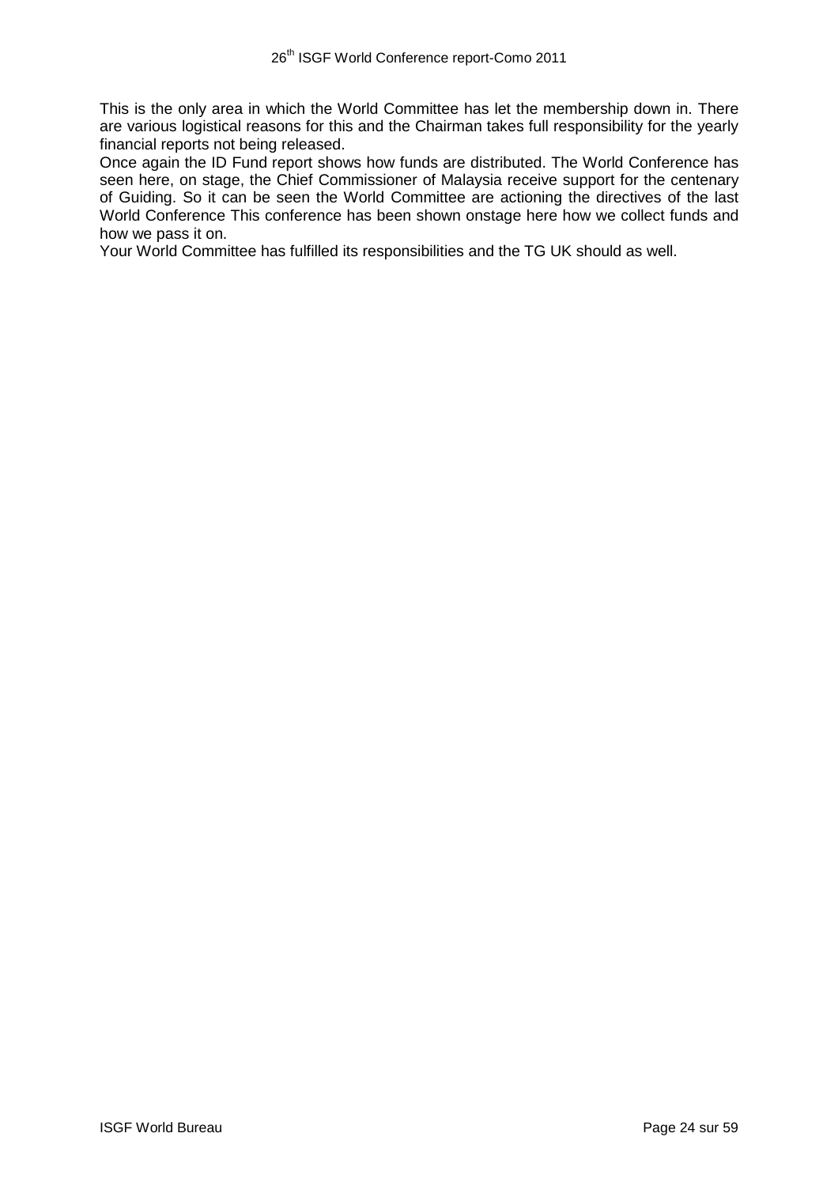This is the only area in which the World Committee has let the membership down in. There are various logistical reasons for this and the Chairman takes full responsibility for the yearly financial reports not being released.

Once again the ID Fund report shows how funds are distributed. The World Conference has seen here, on stage, the Chief Commissioner of Malaysia receive support for the centenary of Guiding. So it can be seen the World Committee are actioning the directives of the last World Conference This conference has been shown onstage here how we collect funds and how we pass it on.

Your World Committee has fulfilled its responsibilities and the TG UK should as well.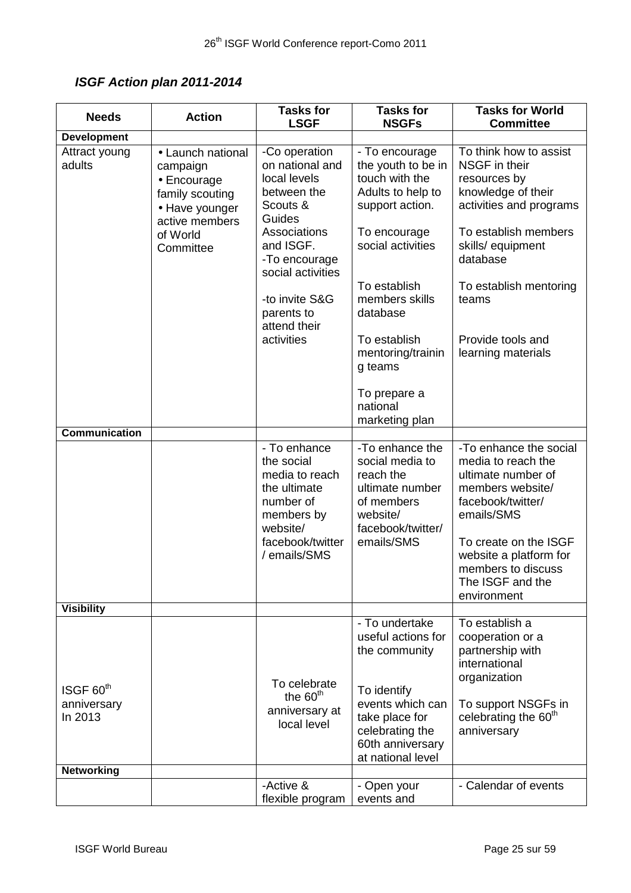### *ISGF Action plan 2011-2014*

| Needs | Action | Tasks for LSGF | Tasks for NSGFs | Tasks for World Committee |
|---|---|---|---|---|
| **Development** | | | | |
| Attract young adults | • Launch national campaign<br>• Encourage family scouting<br>• Have younger active members of World Committee | -Co operation on national and local levels between the Scouts & Guides Associations and ISGF.<br>-To encourage social activities<br><br>-to invite S&G parents to attend their activities | - To encourage the youth to be in touch with the Adults to help to support action.<br><br>To encourage social activities<br><br>To establish members skills database<br><br>To establish mentoring/training teams<br><br>To prepare a national marketing plan | To think how to assist NSGF in their resources by knowledge of their activities and programs<br><br>To establish members skills/ equipment database<br><br>To establish mentoring teams<br><br>Provide tools and learning materials |
| **Communication** | | | | |
| | | - To enhance the social media to reach the ultimate number of members by website/ facebook/twitter / emails/SMS | -To enhance the social media to reach the ultimate number of members website/ facebook/twitter/ emails/SMS | -To enhance the social media to reach the ultimate number of members website/ facebook/twitter/ emails/SMS<br><br>To create on the ISGF website a platform for members to discuss The ISGF and the environment |
| **Visibility** | | | | |
| ISGF 60th anniversary In 2013 | | To celebrate the 60th anniversary at local level | - To undertake useful actions for the community<br><br>To identify events which can take place for celebrating the 60th anniversary at national level | To establish a cooperation or a partnership with international organization<br><br>To support NSGFs in celebrating the 60th anniversary |
| **Networking** | | | | |
| | | -Active & flexible program | - Open your events and | - Calendar of events |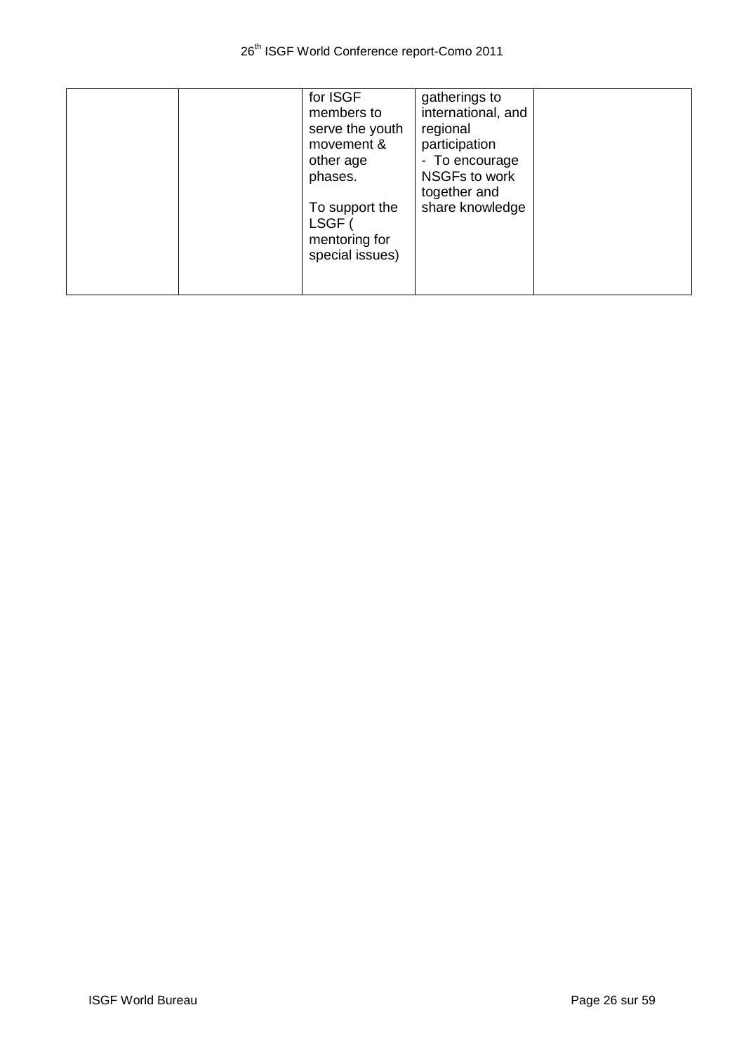|  |  | for ISGF members to serve the youth movement & other age phases.<br><br>To support the LSGF ( mentoring for special issues) | gatherings to international, and regional participation<br>- To encourage NSGFs to work together and share knowledge |  |
|---|---|---|---|---|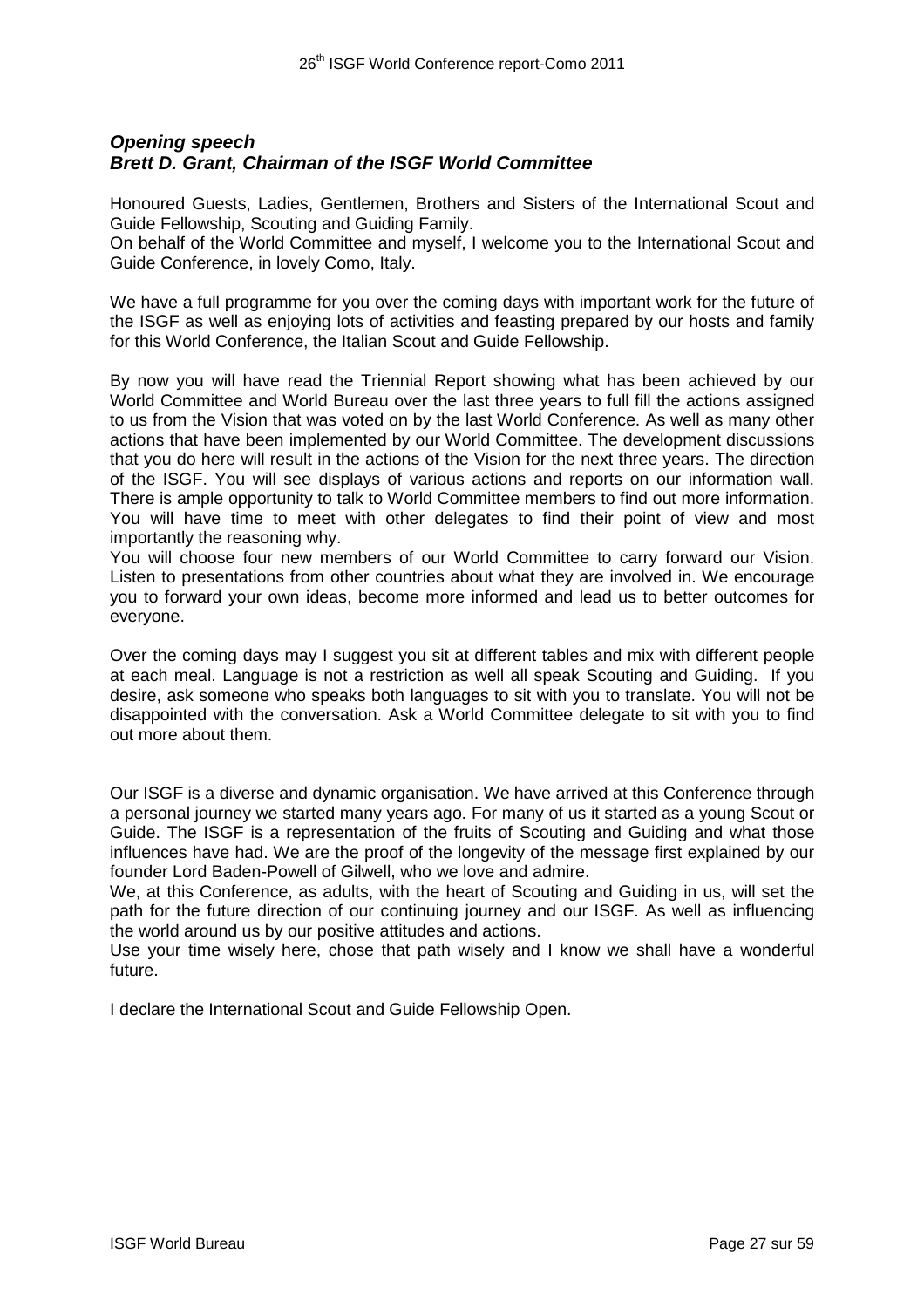### ***Opening speech***
### ***Brett D. Grant, Chairman of the ISGF World Committee***

Honoured Guests, Ladies, Gentlemen, Brothers and Sisters of the International Scout and Guide Fellowship, Scouting and Guiding Family.
On behalf of the World Committee and myself, I welcome you to the International Scout and Guide Conference, in lovely Como, Italy.

We have a full programme for you over the coming days with important work for the future of the ISGF as well as enjoying lots of activities and feasting prepared by our hosts and family for this World Conference, the Italian Scout and Guide Fellowship.

By now you will have read the Triennial Report showing what has been achieved by our World Committee and World Bureau over the last three years to full fill the actions assigned to us from the Vision that was voted on by the last World Conference. As well as many other actions that have been implemented by our World Committee. The development discussions that you do here will result in the actions of the Vision for the next three years. The direction of the ISGF. You will see displays of various actions and reports on our information wall. There is ample opportunity to talk to World Committee members to find out more information. You will have time to meet with other delegates to find their point of view and most importantly the reasoning why.
You will choose four new members of our World Committee to carry forward our Vision. Listen to presentations from other countries about what they are involved in. We encourage you to forward your own ideas, become more informed and lead us to better outcomes for everyone.

Over the coming days may I suggest you sit at different tables and mix with different people at each meal. Language is not a restriction as well all speak Scouting and Guiding. If you desire, ask someone who speaks both languages to sit with you to translate. You will not be disappointed with the conversation. Ask a World Committee delegate to sit with you to find out more about them.

Our ISGF is a diverse and dynamic organisation. We have arrived at this Conference through a personal journey we started many years ago. For many of us it started as a young Scout or Guide. The ISGF is a representation of the fruits of Scouting and Guiding and what those influences have had. We are the proof of the longevity of the message first explained by our founder Lord Baden-Powell of Gilwell, who we love and admire.
We, at this Conference, as adults, with the heart of Scouting and Guiding in us, will set the path for the future direction of our continuing journey and our ISGF. As well as influencing the world around us by our positive attitudes and actions.
Use your time wisely here, chose that path wisely and I know we shall have a wonderful future.

I declare the International Scout and Guide Fellowship Open.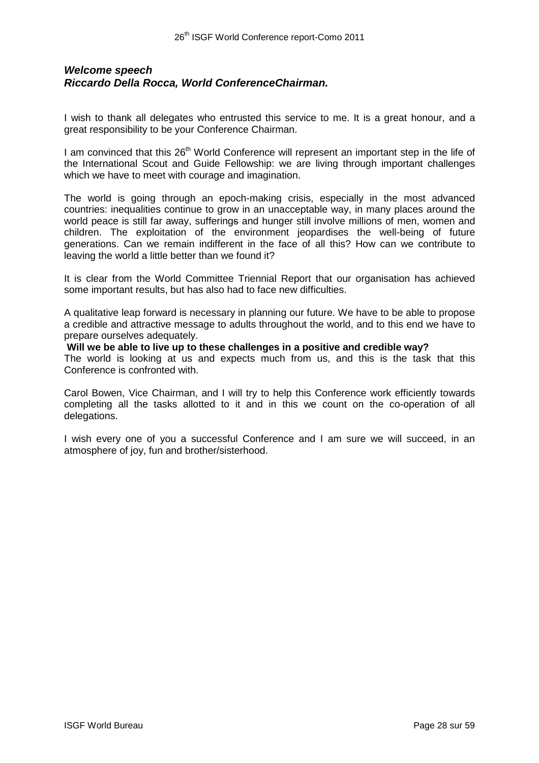### ***Welcome speech***
### ***Riccardo Della Rocca, World ConferenceChairman.***

I wish to thank all delegates who entrusted this service to me. It is a great honour, and a great responsibility to be your Conference Chairman.

I am convinced that this 26th World Conference will represent an important step in the life of the International Scout and Guide Fellowship: we are living through important challenges which we have to meet with courage and imagination.

The world is going through an epoch-making crisis, especially in the most advanced countries: inequalities continue to grow in an unacceptable way, in many places around the world peace is still far away, sufferings and hunger still involve millions of men, women and children. The exploitation of the environment jeopardises the well-being of future generations. Can we remain indifferent in the face of all this? How can we contribute to leaving the world a little better than we found it?

It is clear from the World Committee Triennial Report that our organisation has achieved some important results, but has also had to face new difficulties.

A qualitative leap forward is necessary in planning our future. We have to be able to propose a credible and attractive message to adults throughout the world, and to this end we have to prepare ourselves adequately.

**Will we be able to live up to these challenges in a positive and credible way?**

The world is looking at us and expects much from us, and this is the task that this Conference is confronted with.

Carol Bowen, Vice Chairman, and I will try to help this Conference work efficiently towards completing all the tasks allotted to it and in this we count on the co-operation of all delegations.

I wish every one of you a successful Conference and I am sure we will succeed, in an atmosphere of joy, fun and brother/sisterhood.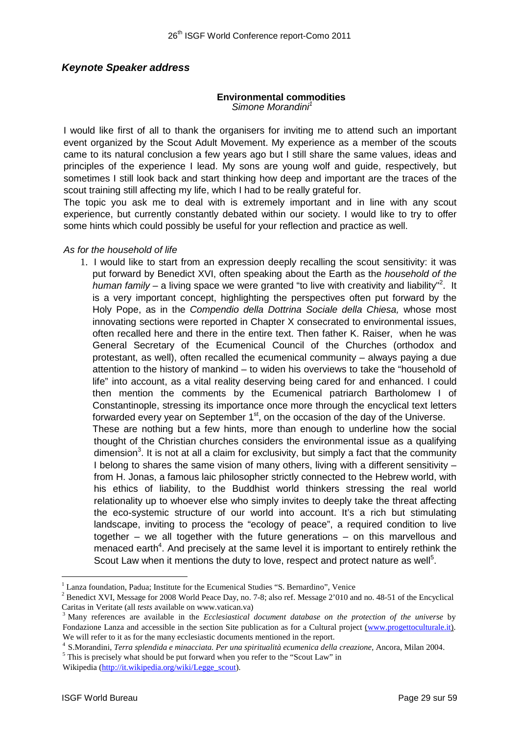## *Keynote Speaker address*

### Environmental commodities

*Simone Morandini*[1]

I would like first of all to thank the organisers for inviting me to attend such an important event organized by the Scout Adult Movement. My experience as a member of the scouts came to its natural conclusion a few years ago but I still share the same values, ideas and principles of the experience I lead. My sons are young wolf and guide, respectively, but sometimes I still look back and start thinking how deep and important are the traces of the scout training still affecting my life, which I had to be really grateful for.

The topic you ask me to deal with is extremely important and in line with any scout experience, but currently constantly debated within our society. I would like to try to offer some hints which could possibly be useful for your reflection and practice as well.

*As for the household of life*

1. I would like to start from an expression deeply recalling the scout sensitivity: it was put forward by Benedict XVI, often speaking about the Earth as the *household of the human family* – a living space we were granted "to live with creativity and liability"[2]. It is a very important concept, highlighting the perspectives often put forward by the Holy Pope, as in the *Compendio della Dottrina Sociale della Chiesa,* whose most innovating sections were reported in Chapter X consecrated to environmental issues, often recalled here and there in the entire text. Then father K. Raiser, when he was General Secretary of the Ecumenical Council of the Churches (orthodox and protestant, as well), often recalled the ecumenical community – always paying a due attention to the history of mankind – to widen his overviews to take the "household of life" into account, as a vital reality deserving being cared for and enhanced. I could then mention the comments by the Ecumenical patriarch Bartholomew I of Constantinople, stressing its importance once more through the encyclical text letters forwarded every year on September 1st, on the occasion of the day of the Universe.

   These are nothing but a few hints, more than enough to underline how the social thought of the Christian churches considers the environmental issue as a qualifying dimension[3]. It is not at all a claim for exclusivity, but simply a fact that the community I belong to shares the same vision of many others, living with a different sensitivity – from H. Jonas, a famous laic philosopher strictly connected to the Hebrew world, with his ethics of liability, to the Buddhist world thinkers stressing the real world relationality up to whoever else who simply invites to deeply take the threat affecting the eco-systemic structure of our world into account. It's a rich but stimulating landscape, inviting to process the "ecology of peace", a required condition to live together – we all together with the future generations – on this marvellous and menaced earth[4]. And precisely at the same level it is important to entirely rethink the Scout Law when it mentions the duty to love, respect and protect nature as well[5].

---

[1] Lanza foundation, Padua; Institute for the Ecumenical Studies "S. Bernardino", Venice

[2] Benedict XVI, Message for 2008 World Peace Day, no. 7-8; also ref. Message 2'010 and no. 48-51 of the Encyclical Caritas in Veritate (all *tests* available on www.vatican.va)

[3] Many references are available in the *Ecclesiastical document database on the protection of the universe* by Fondazione Lanza and accessible in the section Site publication as for a Cultural project (www.progettoculturale.it). We will refer to it as for the many ecclesiastic documents mentioned in the report.

[4] S.Morandini, *Terra splendida e minacciata. Per una spiritualità ecumenica della creazione*, Ancora, Milan 2004.

[5] This is precisely what should be put forward when you refer to the "Scout Law" in Wikipedia (http://it.wikipedia.org/wiki/Legge_scout).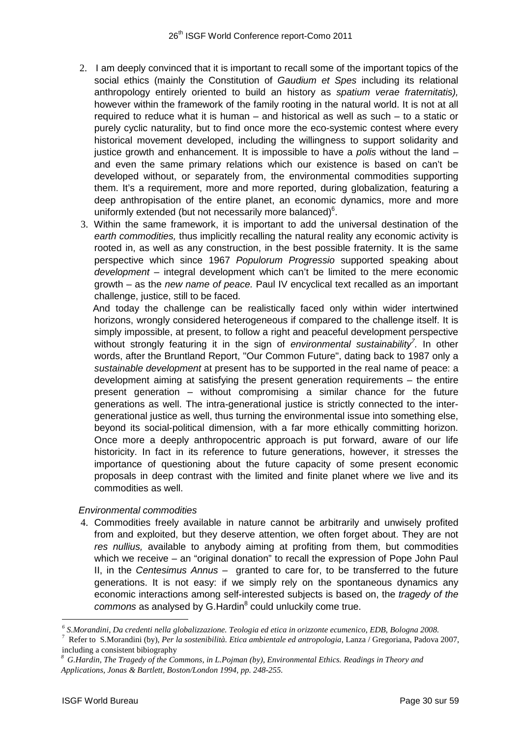2. I am deeply convinced that it is important to recall some of the important topics of the social ethics (mainly the Constitution of *Gaudium et Spes* including its relational anthropology entirely oriented to build an history as *spatium verae fraternitatis),* however within the framework of the family rooting in the natural world. It is not at all required to reduce what it is human – and historical as well as such – to a static or purely cyclic naturality, but to find once more the eco-systemic contest where every historical movement developed, including the willingness to support solidarity and justice growth and enhancement. It is impossible to have a *polis* without the land – and even the same primary relations which our existence is based on can't be developed without, or separately from, the environmental commodities supporting them. It's a requirement, more and more reported, during globalization, featuring a deep anthropisation of the entire planet, an economic dynamics, more and more uniformly extended (but not necessarily more balanced)[6].

3. Within the same framework, it is important to add the universal destination of the *earth commodities,* thus implicitly recalling the natural reality any economic activity is rooted in, as well as any construction, in the best possible fraternity. It is the same perspective which since 1967 *Populorum Progressio* supported speaking about *development* – integral development which can't be limited to the mere economic growth – as the *new name of peace.* Paul IV encyclical text recalled as an important challenge, justice, still to be faced.

   And today the challenge can be realistically faced only within wider intertwined horizons, wrongly considered heterogeneous if compared to the challenge itself. It is simply impossible, at present, to follow a right and peaceful development perspective without strongly featuring it in the sign of *environmental sustainability*[7]. In other words, after the Bruntland Report, "Our Common Future", dating back to 1987 only a *sustainable development* at present has to be supported in the real name of peace: a development aiming at satisfying the present generation requirements – the entire present generation – without compromising a similar chance for the future generations as well. The intra-generational justice is strictly connected to the inter-generational justice as well, thus turning the environmental issue into something else, beyond its social-political dimension, with a far more ethically committing horizon. Once more a deeply anthropocentric approach is put forward, aware of our life historicity. In fact in its reference to future generations, however, it stresses the importance of questioning about the future capacity of some present economic proposals in deep contrast with the limited and finite planet where we live and its commodities as well.

*Environmental commodities*

4. Commodities freely available in nature cannot be arbitrarily and unwisely profited from and exploited, but they deserve attention, we often forget about. They are not *res nullius,* available to anybody aiming at profiting from them, but commodities which we receive – an "original donation" to recall the expression of Pope John Paul II, in the *Centesimus Annus* – granted to care for, to be transferred to the future generations. It is not easy: if we simply rely on the spontaneous dynamics any economic interactions among self-interested subjects is based on, the *tragedy of the commons* as analysed by G.Hardin[8] could unluckily come true.

---

[6] *S.Morandini, Da credenti nella globalizzazione. Teologia ed etica in orizzonte ecumenico, EDB, Bologna 2008.*

[7] Refer to S.Morandini (by), *Per la sostenibilità. Etica ambientale ed antropologia*, Lanza / Gregoriana, Padova 2007, including a consistent bibiography

[8] *G.Hardin, The Tragedy of the Commons, in L.Pojman (by), Environmental Ethics. Readings in Theory and Applications, Jonas & Bartlett, Boston/London 1994, pp. 248-255.*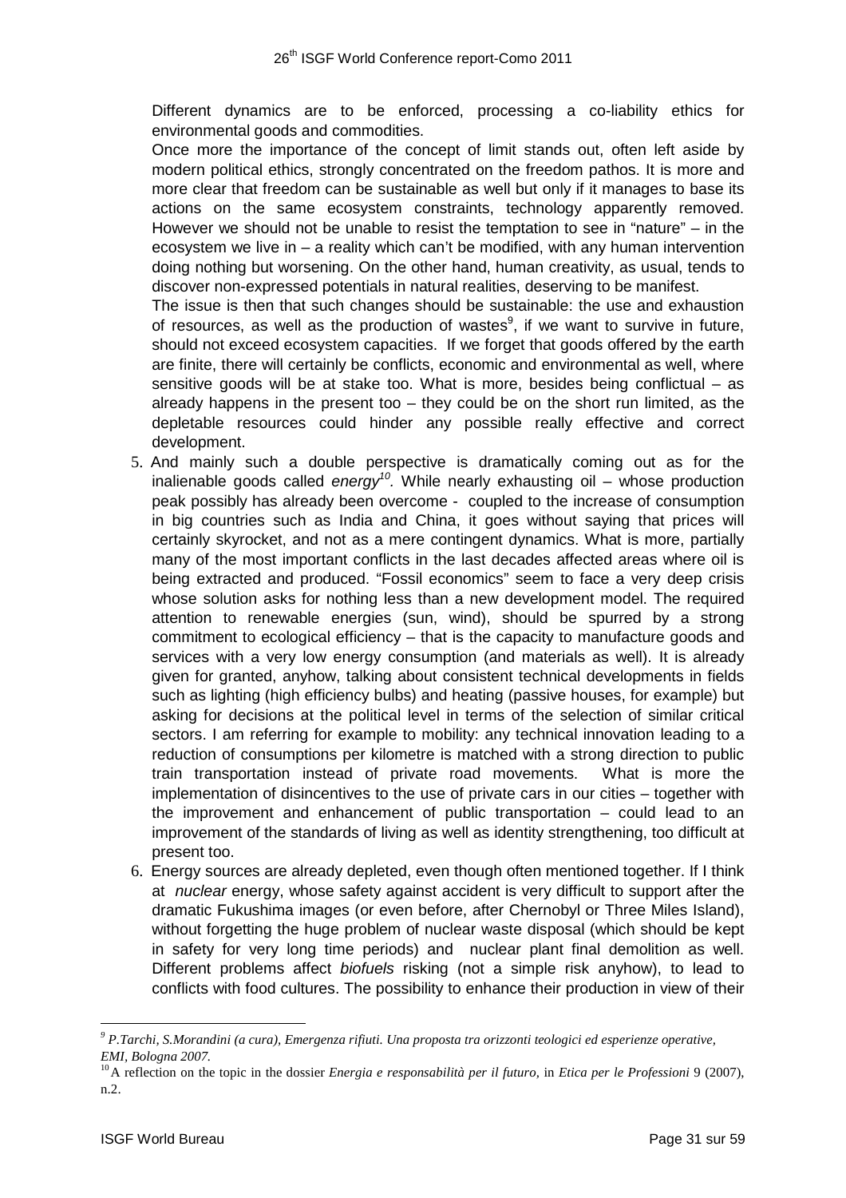Different dynamics are to be enforced, processing a co-liability ethics for environmental goods and commodities.

Once more the importance of the concept of limit stands out, often left aside by modern political ethics, strongly concentrated on the freedom pathos. It is more and more clear that freedom can be sustainable as well but only if it manages to base its actions on the same ecosystem constraints, technology apparently removed. However we should not be unable to resist the temptation to see in "nature" – in the ecosystem we live in – a reality which can't be modified, with any human intervention doing nothing but worsening. On the other hand, human creativity, as usual, tends to discover non-expressed potentials in natural realities, deserving to be manifest.

The issue is then that such changes should be sustainable: the use and exhaustion of resources, as well as the production of wastes[9], if we want to survive in future, should not exceed ecosystem capacities. If we forget that goods offered by the earth are finite, there will certainly be conflicts, economic and environmental as well, where sensitive goods will be at stake too. What is more, besides being conflictual – as already happens in the present too – they could be on the short run limited, as the depletable resources could hinder any possible really effective and correct development.

5. And mainly such a double perspective is dramatically coming out as for the inalienable goods called *energy*[10]. While nearly exhausting oil – whose production peak possibly has already been overcome - coupled to the increase of consumption in big countries such as India and China, it goes without saying that prices will certainly skyrocket, and not as a mere contingent dynamics. What is more, partially many of the most important conflicts in the last decades affected areas where oil is being extracted and produced. "Fossil economics" seem to face a very deep crisis whose solution asks for nothing less than a new development model. The required attention to renewable energies (sun, wind), should be spurred by a strong commitment to ecological efficiency – that is the capacity to manufacture goods and services with a very low energy consumption (and materials as well). It is already given for granted, anyhow, talking about consistent technical developments in fields such as lighting (high efficiency bulbs) and heating (passive houses, for example) but asking for decisions at the political level in terms of the selection of similar critical sectors. I am referring for example to mobility: any technical innovation leading to a reduction of consumptions per kilometre is matched with a strong direction to public train transportation instead of private road movements. What is more the implementation of disincentives to the use of private cars in our cities – together with the improvement and enhancement of public transportation – could lead to an improvement of the standards of living as well as identity strengthening, too difficult at present too.

6. Energy sources are already depleted, even though often mentioned together. If I think at *nuclear* energy, whose safety against accident is very difficult to support after the dramatic Fukushima images (or even before, after Chernobyl or Three Miles Island), without forgetting the huge problem of nuclear waste disposal (which should be kept in safety for very long time periods) and nuclear plant final demolition as well. Different problems affect *biofuels* risking (not a simple risk anyhow), to lead to conflicts with food cultures. The possibility to enhance their production in view of their

---

[9] *P.Tarchi, S.Morandini (a cura), Emergenza rifiuti. Una proposta tra orizzonti teologici ed esperienze operative, EMI, Bologna 2007.*

[10] A reflection on the topic in the dossier *Energia e responsabilità per il futuro,* in *Etica per le Professioni* 9 (2007), n.2.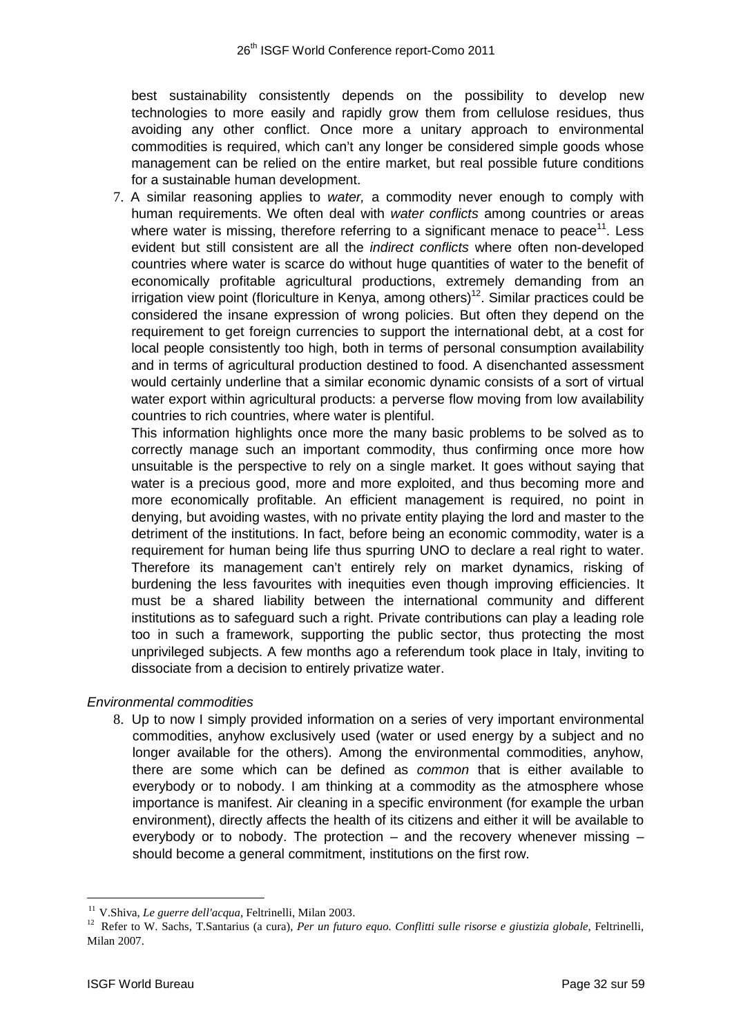best sustainability consistently depends on the possibility to develop new technologies to more easily and rapidly grow them from cellulose residues, thus avoiding any other conflict. Once more a unitary approach to environmental commodities is required, which can't any longer be considered simple goods whose management can be relied on the entire market, but real possible future conditions for a sustainable human development.

7. A similar reasoning applies to *water,* a commodity never enough to comply with human requirements. We often deal with *water conflicts* among countries or areas where water is missing, therefore referring to a significant menace to peace[11]. Less evident but still consistent are all the *indirect conflicts* where often non-developed countries where water is scarce do without huge quantities of water to the benefit of economically profitable agricultural productions, extremely demanding from an irrigation view point (floriculture in Kenya, among others)[12]. Similar practices could be considered the insane expression of wrong policies. But often they depend on the requirement to get foreign currencies to support the international debt, at a cost for local people consistently too high, both in terms of personal consumption availability and in terms of agricultural production destined to food. A disenchanted assessment would certainly underline that a similar economic dynamic consists of a sort of virtual water export within agricultural products: a perverse flow moving from low availability countries to rich countries, where water is plentiful.

   This information highlights once more the many basic problems to be solved as to correctly manage such an important commodity, thus confirming once more how unsuitable is the perspective to rely on a single market. It goes without saying that water is a precious good, more and more exploited, and thus becoming more and more economically profitable. An efficient management is required, no point in denying, but avoiding wastes, with no private entity playing the lord and master to the detriment of the institutions. In fact, before being an economic commodity, water is a requirement for human being life thus spurring UNO to declare a real right to water. Therefore its management can't entirely rely on market dynamics, risking of burdening the less favourites with inequities even though improving efficiencies. It must be a shared liability between the international community and different institutions as to safeguard such a right. Private contributions can play a leading role too in such a framework, supporting the public sector, thus protecting the most unprivileged subjects. A few months ago a referendum took place in Italy, inviting to dissociate from a decision to entirely privatize water.

*Environmental commodities*

8. Up to now I simply provided information on a series of very important environmental commodities, anyhow exclusively used (water or used energy by a subject and no longer available for the others). Among the environmental commodities, anyhow, there are some which can be defined as *common* that is either available to everybody or to nobody. I am thinking at a commodity as the atmosphere whose importance is manifest. Air cleaning in a specific environment (for example the urban environment), directly affects the health of its citizens and either it will be available to everybody or to nobody. The protection – and the recovery whenever missing – should become a general commitment, institutions on the first row.

---

[11] V.Shiva, *Le guerre dell'acqua*, Feltrinelli, Milan 2003.

[12] Refer to W. Sachs, T.Santarius (a cura), *Per un futuro equo. Conflitti sulle risorse e giustizia globale,* Feltrinelli, Milan 2007.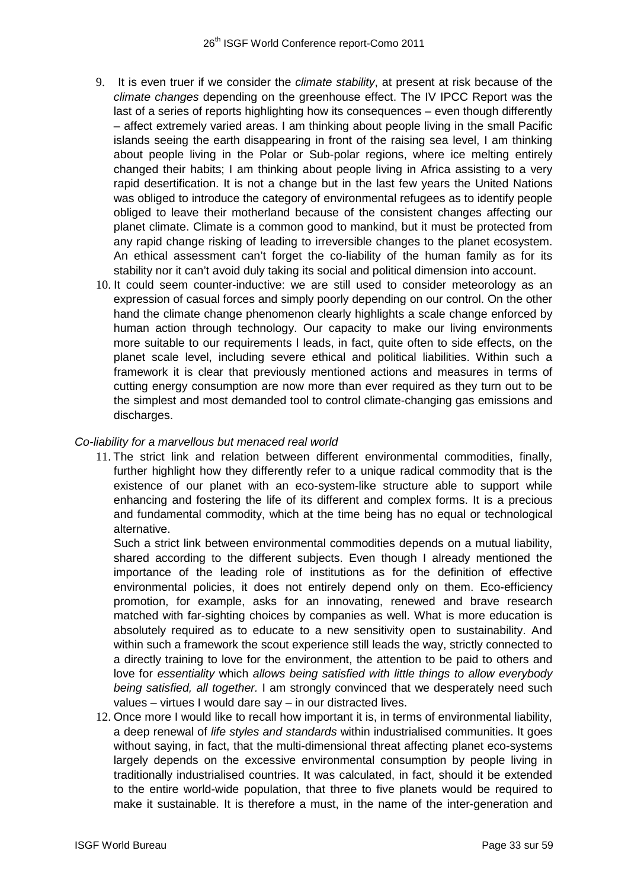9. It is even truer if we consider the *climate stability*, at present at risk because of the *climate changes* depending on the greenhouse effect. The IV IPCC Report was the last of a series of reports highlighting how its consequences – even though differently – affect extremely varied areas. I am thinking about people living in the small Pacific islands seeing the earth disappearing in front of the raising sea level, I am thinking about people living in the Polar or Sub-polar regions, where ice melting entirely changed their habits; I am thinking about people living in Africa assisting to a very rapid desertification. It is not a change but in the last few years the United Nations was obliged to introduce the category of environmental refugees as to identify people obliged to leave their motherland because of the consistent changes affecting our planet climate. Climate is a common good to mankind, but it must be protected from any rapid change risking of leading to irreversible changes to the planet ecosystem. An ethical assessment can't forget the co-liability of the human family as for its stability nor it can't avoid duly taking its social and political dimension into account.
10. It could seem counter-inductive: we are still used to consider meteorology as an expression of casual forces and simply poorly depending on our control. On the other hand the climate change phenomenon clearly highlights a scale change enforced by human action through technology. Our capacity to make our living environments more suitable to our requirements l leads, in fact, quite often to side effects, on the planet scale level, including severe ethical and political liabilities. Within such a framework it is clear that previously mentioned actions and measures in terms of cutting energy consumption are now more than ever required as they turn out to be the simplest and most demanded tool to control climate-changing gas emissions and discharges.

*Co-liability for a marvellous but menaced real world*

11. The strict link and relation between different environmental commodities, finally, further highlight how they differently refer to a unique radical commodity that is the existence of our planet with an eco-system-like structure able to support while enhancing and fostering the life of its different and complex forms. It is a precious and fundamental commodity, which at the time being has no equal or technological alternative.

    Such a strict link between environmental commodities depends on a mutual liability, shared according to the different subjects. Even though I already mentioned the importance of the leading role of institutions as for the definition of effective environmental policies, it does not entirely depend only on them. Eco-efficiency promotion, for example, asks for an innovating, renewed and brave research matched with far-sighting choices by companies as well. What is more education is absolutely required as to educate to a new sensitivity open to sustainability. And within such a framework the scout experience still leads the way, strictly connected to a directly training to love for the environment, the attention to be paid to others and love for *essentiality* which *allows being satisfied with little things to allow everybody being satisfied, all together.* I am strongly convinced that we desperately need such values – virtues I would dare say – in our distracted lives.
12. Once more I would like to recall how important it is, in terms of environmental liability, a deep renewal of *life styles and standards* within industrialised communities. It goes without saying, in fact, that the multi-dimensional threat affecting planet eco-systems largely depends on the excessive environmental consumption by people living in traditionally industrialised countries. It was calculated, in fact, should it be extended to the entire world-wide population, that three to five planets would be required to make it sustainable. It is therefore a must, in the name of the inter-generation and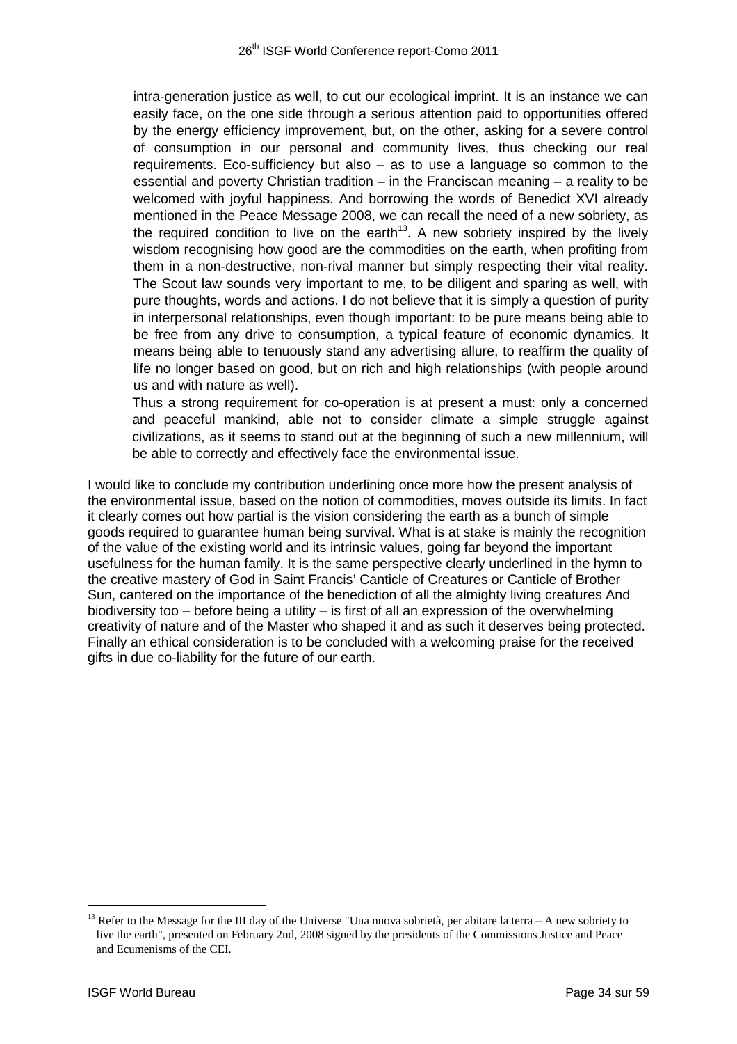intra-generation justice as well, to cut our ecological imprint. It is an instance we can easily face, on the one side through a serious attention paid to opportunities offered by the energy efficiency improvement, but, on the other, asking for a severe control of consumption in our personal and community lives, thus checking our real requirements. Eco-sufficiency but also – as to use a language so common to the essential and poverty Christian tradition – in the Franciscan meaning – a reality to be welcomed with joyful happiness. And borrowing the words of Benedict XVI already mentioned in the Peace Message 2008, we can recall the need of a new sobriety, as the required condition to live on the earth[13]. A new sobriety inspired by the lively wisdom recognising how good are the commodities on the earth, when profiting from them in a non-destructive, non-rival manner but simply respecting their vital reality. The Scout law sounds very important to me, to be diligent and sparing as well, with pure thoughts, words and actions. I do not believe that it is simply a question of purity in interpersonal relationships, even though important: to be pure means being able to be free from any drive to consumption, a typical feature of economic dynamics. It means being able to tenuously stand any advertising allure, to reaffirm the quality of life no longer based on good, but on rich and high relationships (with people around us and with nature as well).

Thus a strong requirement for co-operation is at present a must: only a concerned and peaceful mankind, able not to consider climate a simple struggle against civilizations, as it seems to stand out at the beginning of such a new millennium, will be able to correctly and effectively face the environmental issue.

I would like to conclude my contribution underlining once more how the present analysis of the environmental issue, based on the notion of commodities, moves outside its limits. In fact it clearly comes out how partial is the vision considering the earth as a bunch of simple goods required to guarantee human being survival. What is at stake is mainly the recognition of the value of the existing world and its intrinsic values, going far beyond the important usefulness for the human family. It is the same perspective clearly underlined in the hymn to the creative mastery of God in Saint Francis' Canticle of Creatures or Canticle of Brother Sun, cantered on the importance of the benediction of all the almighty living creatures And biodiversity too – before being a utility – is first of all an expression of the overwhelming creativity of nature and of the Master who shaped it and as such it deserves being protected. Finally an ethical consideration is to be concluded with a welcoming praise for the received gifts in due co-liability for the future of our earth.

[13] Refer to the Message for the III day of the Universe "Una nuova sobrietà, per abitare la terra – A new sobriety to live the earth", presented on February 2nd, 2008 signed by the presidents of the Commissions Justice and Peace and Ecumenisms of the CEI.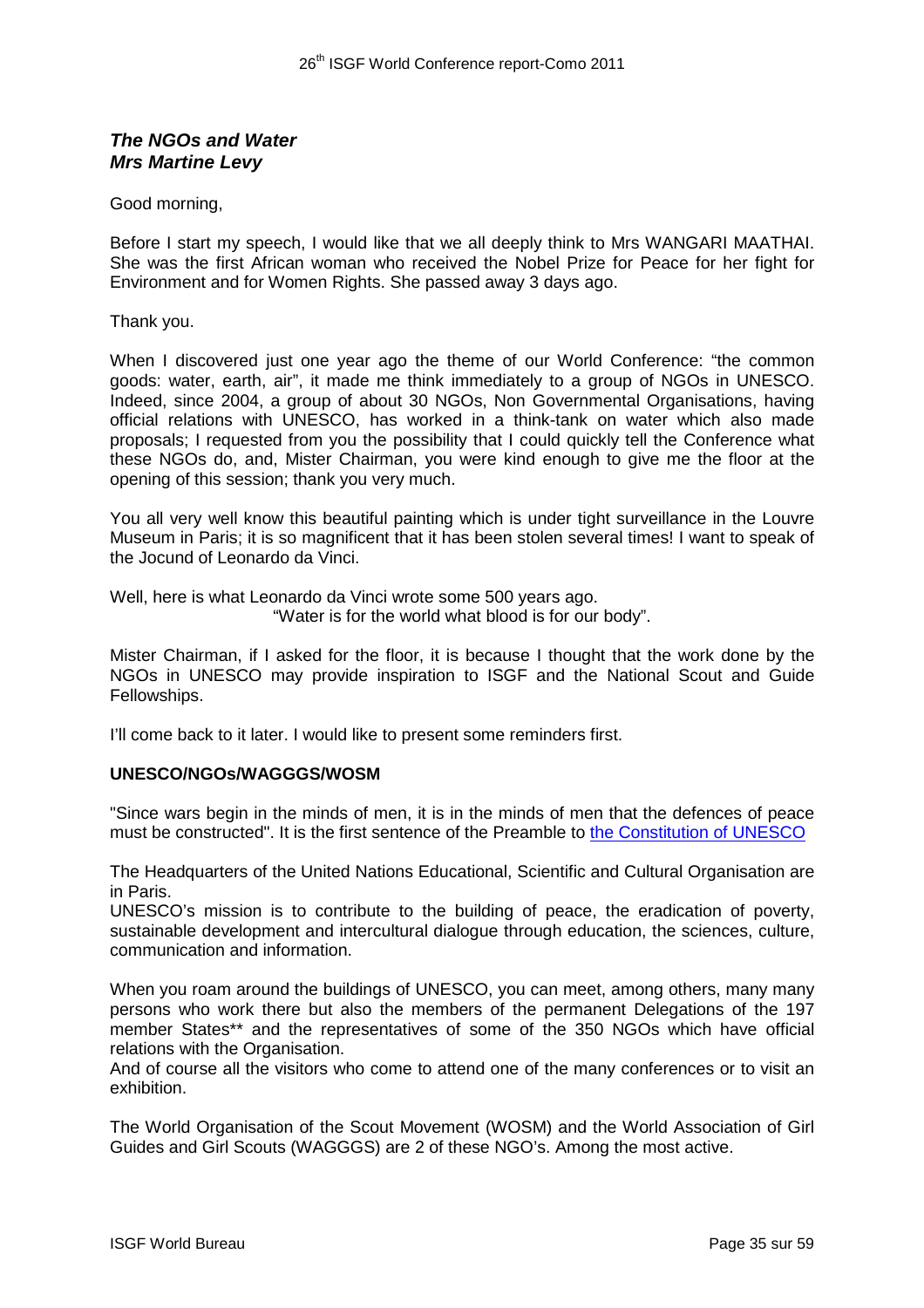***The NGOs and Water***
***Mrs Martine Levy***

Good morning,

Before I start my speech, I would like that we all deeply think to Mrs WANGARI MAATHAI. She was the first African woman who received the Nobel Prize for Peace for her fight for Environment and for Women Rights. She passed away 3 days ago.

Thank you.

When I discovered just one year ago the theme of our World Conference: "the common goods: water, earth, air", it made me think immediately to a group of NGOs in UNESCO. Indeed, since 2004, a group of about 30 NGOs, Non Governmental Organisations, having official relations with UNESCO, has worked in a think-tank on water which also made proposals; I requested from you the possibility that I could quickly tell the Conference what these NGOs do, and, Mister Chairman, you were kind enough to give me the floor at the opening of this session; thank you very much.

You all very well know this beautiful painting which is under tight surveillance in the Louvre Museum in Paris; it is so magnificent that it has been stolen several times! I want to speak of the Jocund of Leonardo da Vinci.

Well, here is what Leonardo da Vinci wrote some 500 years ago.
"Water is for the world what blood is for our body".

Mister Chairman, if I asked for the floor, it is because I thought that the work done by the NGOs in UNESCO may provide inspiration to ISGF and the National Scout and Guide Fellowships.

I'll come back to it later. I would like to present some reminders first.

**UNESCO/NGOs/WAGGGS/WOSM**

"Since wars begin in the minds of men, it is in the minds of men that the defences of peace must be constructed". It is the first sentence of the Preamble to the Constitution of UNESCO

The Headquarters of the United Nations Educational, Scientific and Cultural Organisation are in Paris.
UNESCO's mission is to contribute to the building of peace, the eradication of poverty, sustainable development and intercultural dialogue through education, the sciences, culture, communication and information.

When you roam around the buildings of UNESCO, you can meet, among others, many many persons who work there but also the members of the permanent Delegations of the 197 member States** and the representatives of some of the 350 NGOs which have official relations with the Organisation.
And of course all the visitors who come to attend one of the many conferences or to visit an exhibition.

The World Organisation of the Scout Movement (WOSM) and the World Association of Girl Guides and Girl Scouts (WAGGGS) are 2 of these NGO's. Among the most active.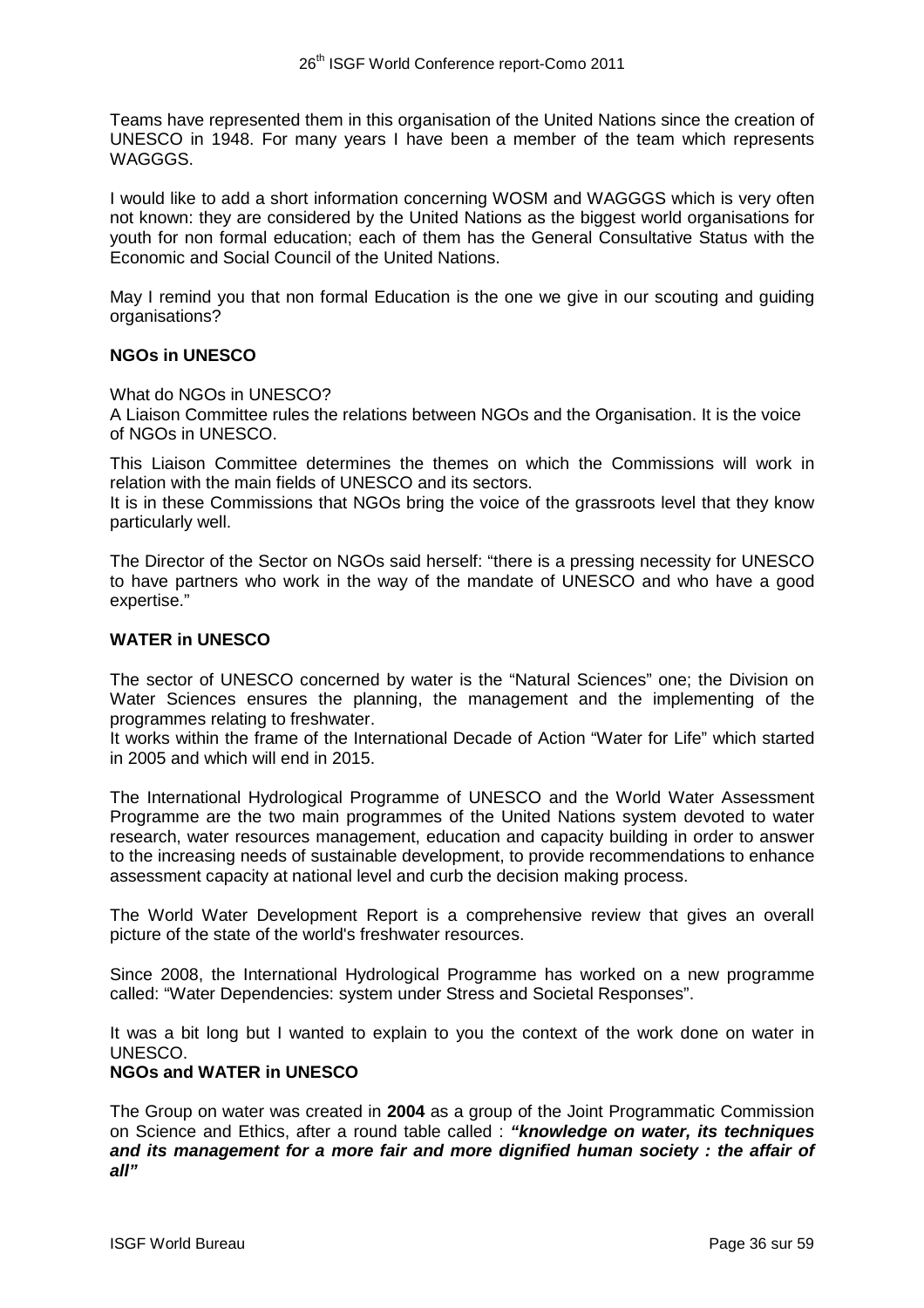Teams have represented them in this organisation of the United Nations since the creation of UNESCO in 1948. For many years I have been a member of the team which represents WAGGGS.

I would like to add a short information concerning WOSM and WAGGGS which is very often not known: they are considered by the United Nations as the biggest world organisations for youth for non formal education; each of them has the General Consultative Status with the Economic and Social Council of the United Nations.

May I remind you that non formal Education is the one we give in our scouting and guiding organisations?

**NGOs in UNESCO**

What do NGOs in UNESCO?
A Liaison Committee rules the relations between NGOs and the Organisation. It is the voice of NGOs in UNESCO.

This Liaison Committee determines the themes on which the Commissions will work in relation with the main fields of UNESCO and its sectors.
It is in these Commissions that NGOs bring the voice of the grassroots level that they know particularly well.

The Director of the Sector on NGOs said herself: "there is a pressing necessity for UNESCO to have partners who work in the way of the mandate of UNESCO and who have a good expertise."

**WATER in UNESCO**

The sector of UNESCO concerned by water is the "Natural Sciences" one; the Division on Water Sciences ensures the planning, the management and the implementing of the programmes relating to freshwater.
It works within the frame of the International Decade of Action "Water for Life" which started in 2005 and which will end in 2015.

The International Hydrological Programme of UNESCO and the World Water Assessment Programme are the two main programmes of the United Nations system devoted to water research, water resources management, education and capacity building in order to answer to the increasing needs of sustainable development, to provide recommendations to enhance assessment capacity at national level and curb the decision making process.

The World Water Development Report is a comprehensive review that gives an overall picture of the state of the world's freshwater resources.

Since 2008, the International Hydrological Programme has worked on a new programme called: "Water Dependencies: system under Stress and Societal Responses".

It was a bit long but I wanted to explain to you the context of the work done on water in UNESCO.

**NGOs and WATER in UNESCO**

The Group on water was created in **2004** as a group of the Joint Programmatic Commission on Science and Ethics, after a round table called : ***"knowledge on water, its techniques and its management for a more fair and more dignified human society : the affair of all"***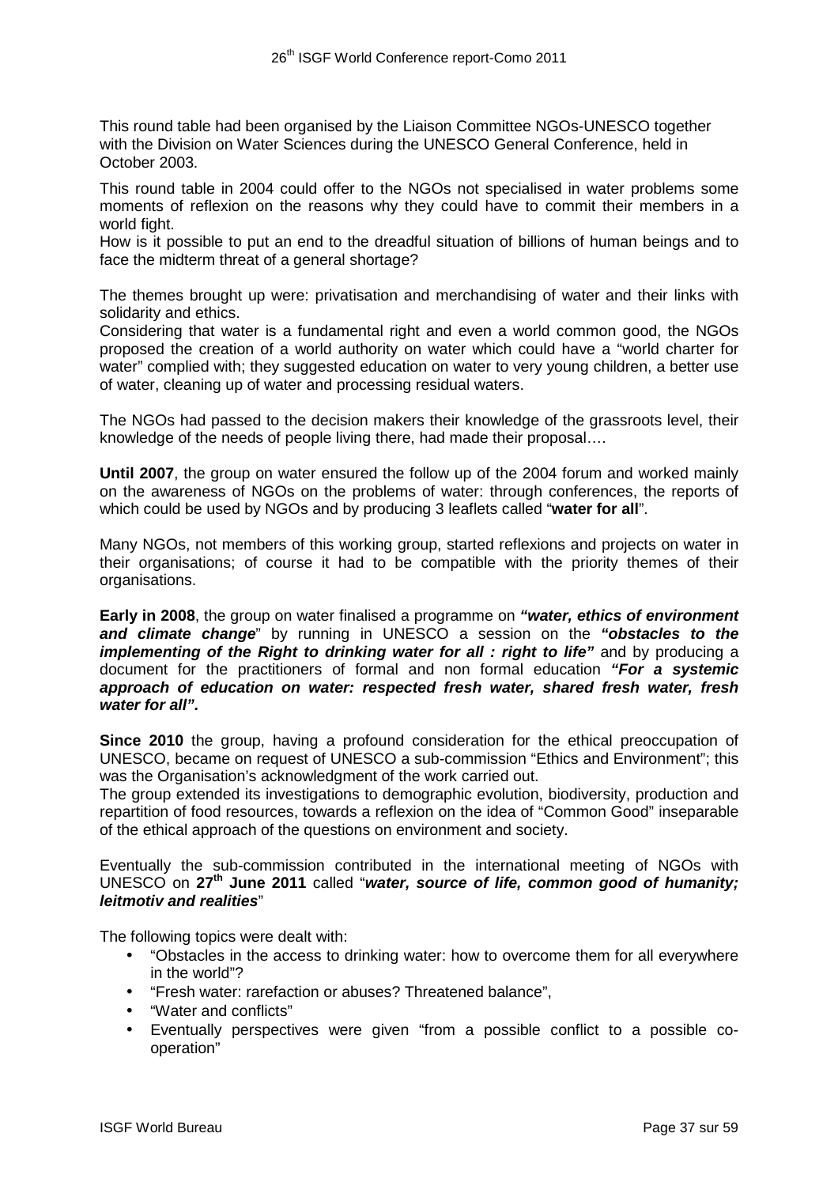This round table had been organised by the Liaison Committee NGOs-UNESCO together with the Division on Water Sciences during the UNESCO General Conference, held in October 2003.

This round table in 2004 could offer to the NGOs not specialised in water problems some moments of reflexion on the reasons why they could have to commit their members in a world fight.
How is it possible to put an end to the dreadful situation of billions of human beings and to face the midterm threat of a general shortage?

The themes brought up were: privatisation and merchandising of water and their links with solidarity and ethics.
Considering that water is a fundamental right and even a world common good, the NGOs proposed the creation of a world authority on water which could have a "world charter for water" complied with; they suggested education on water to very young children, a better use of water, cleaning up of water and processing residual waters.

The NGOs had passed to the decision makers their knowledge of the grassroots level, their knowledge of the needs of people living there, had made their proposal….

**Until 2007**, the group on water ensured the follow up of the 2004 forum and worked mainly on the awareness of NGOs on the problems of water: through conferences, the reports of which could be used by NGOs and by producing 3 leaflets called "**water for all**".

Many NGOs, not members of this working group, started reflexions and projects on water in their organisations; of course it had to be compatible with the priority themes of their organisations.

**Early in 2008**, the group on water finalised a programme on ***"water, ethics of environment and climate change***" by running in UNESCO a session on the ***"obstacles to the implementing of the Right to drinking water for all : right to life"*** and by producing a document for the practitioners of formal and non formal education ***"For a systemic approach of education on water: respected fresh water, shared fresh water, fresh water for all".***

**Since 2010** the group, having a profound consideration for the ethical preoccupation of UNESCO, became on request of UNESCO a sub-commission "Ethics and Environment"; this was the Organisation's acknowledgment of the work carried out.
The group extended its investigations to demographic evolution, biodiversity, production and repartition of food resources, towards a reflexion on the idea of "Common Good" inseparable of the ethical approach of the questions on environment and society.

Eventually the sub-commission contributed in the international meeting of NGOs with UNESCO on **27th June 2011** called "***water, source of life, common good of humanity; leitmotiv and realities***"

The following topics were dealt with:

- "Obstacles in the access to drinking water: how to overcome them for all everywhere in the world"?
- "Fresh water: rarefaction or abuses? Threatened balance",
- "Water and conflicts"
- Eventually perspectives were given "from a possible conflict to a possible co-operation"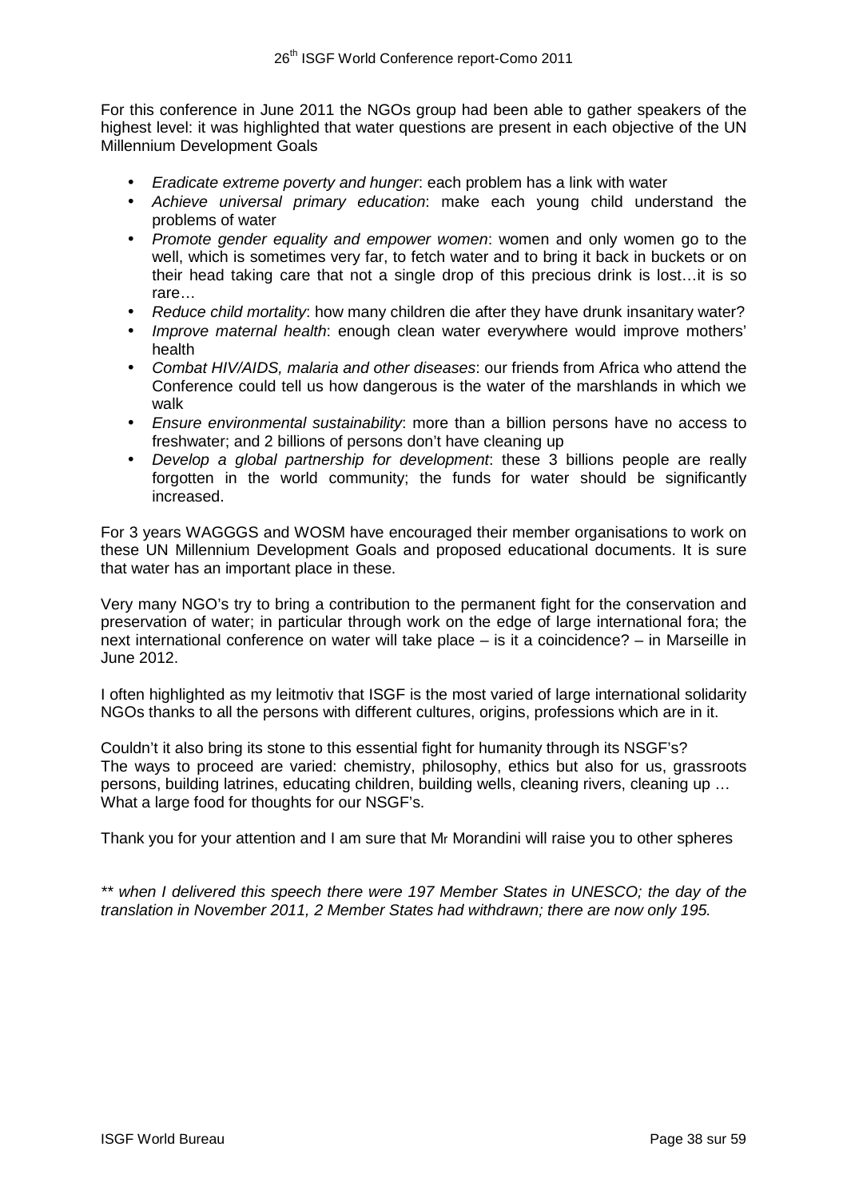For this conference in June 2011 the NGOs group had been able to gather speakers of the highest level: it was highlighted that water questions are present in each objective of the UN Millennium Development Goals

- *Eradicate extreme poverty and hunger*: each problem has a link with water
- *Achieve universal primary education*: make each young child understand the problems of water
- *Promote gender equality and empower women*: women and only women go to the well, which is sometimes very far, to fetch water and to bring it back in buckets or on their head taking care that not a single drop of this precious drink is lost…it is so rare…
- *Reduce child mortality*: how many children die after they have drunk insanitary water?
- *Improve maternal health*: enough clean water everywhere would improve mothers' health
- *Combat HIV/AIDS, malaria and other diseases*: our friends from Africa who attend the Conference could tell us how dangerous is the water of the marshlands in which we walk
- *Ensure environmental sustainability*: more than a billion persons have no access to freshwater; and 2 billions of persons don't have cleaning up
- *Develop a global partnership for development*: these 3 billions people are really forgotten in the world community; the funds for water should be significantly increased.

For 3 years WAGGGS and WOSM have encouraged their member organisations to work on these UN Millennium Development Goals and proposed educational documents. It is sure that water has an important place in these.

Very many NGO's try to bring a contribution to the permanent fight for the conservation and preservation of water; in particular through work on the edge of large international fora; the next international conference on water will take place – is it a coincidence? – in Marseille in June 2012.

I often highlighted as my leitmotiv that ISGF is the most varied of large international solidarity NGOs thanks to all the persons with different cultures, origins, professions which are in it.

Couldn't it also bring its stone to this essential fight for humanity through its NSGF's?
The ways to proceed are varied: chemistry, philosophy, ethics but also for us, grassroots persons, building latrines, educating children, building wells, cleaning rivers, cleaning up …
What a large food for thoughts for our NSGF's.

Thank you for your attention and I am sure that Mr Morandini will raise you to other spheres

*\*\* when I delivered this speech there were 197 Member States in UNESCO; the day of the translation in November 2011, 2 Member States had withdrawn; there are now only 195.*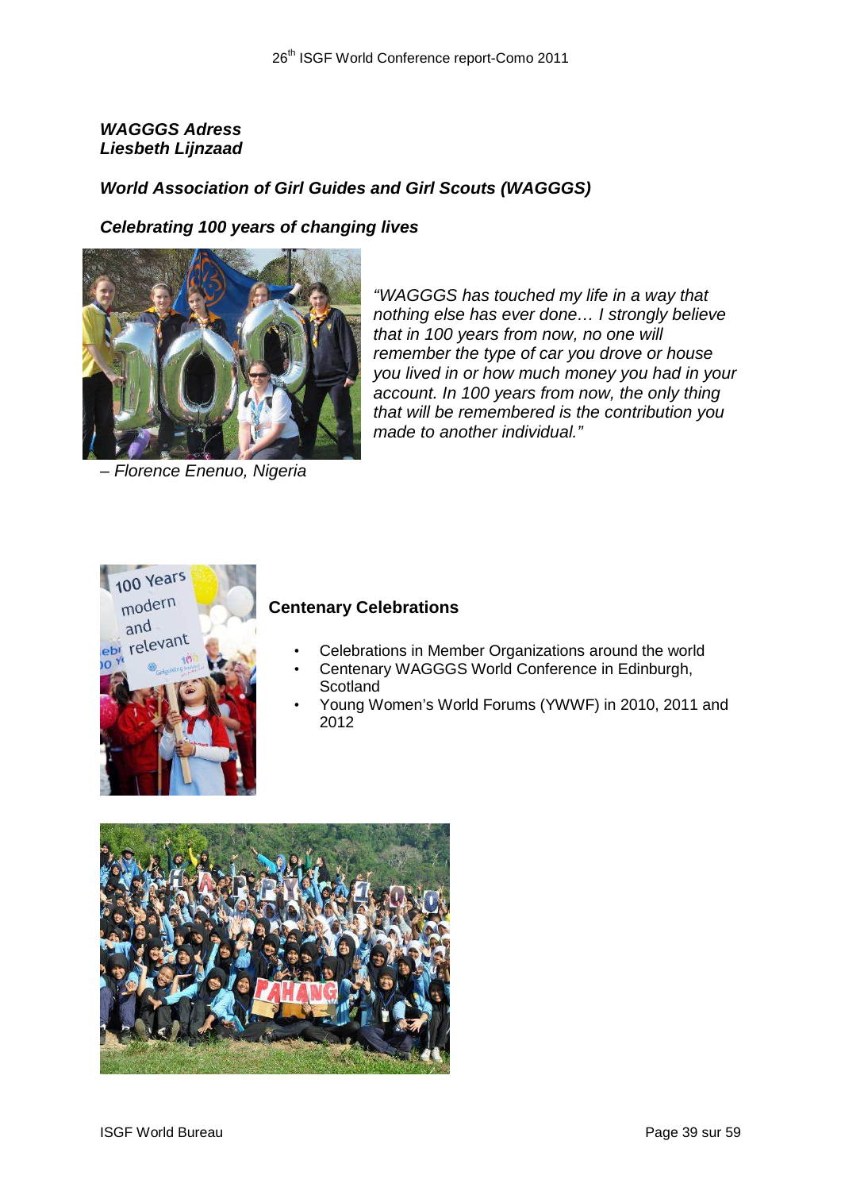***WAGGGS Adress***
***Liesbeth Lijnzaad***

***World Association of Girl Guides and Girl Scouts (WAGGGS)***

***Celebrating 100 years of changing lives***

*"WAGGGS has touched my life in a way that nothing else has ever done… I strongly believe that in 100 years from now, no one will remember the type of car you drove or house you lived in or how much money you had in your account. In 100 years from now, the only thing that will be remembered is the contribution you made to another individual."*

*– Florence Enenuo, Nigeria*

**Centenary Celebrations**

- Celebrations in Member Organizations around the world
- Centenary WAGGGS World Conference in Edinburgh, Scotland
- Young Women's World Forums (YWWF) in 2010, 2011 and 2012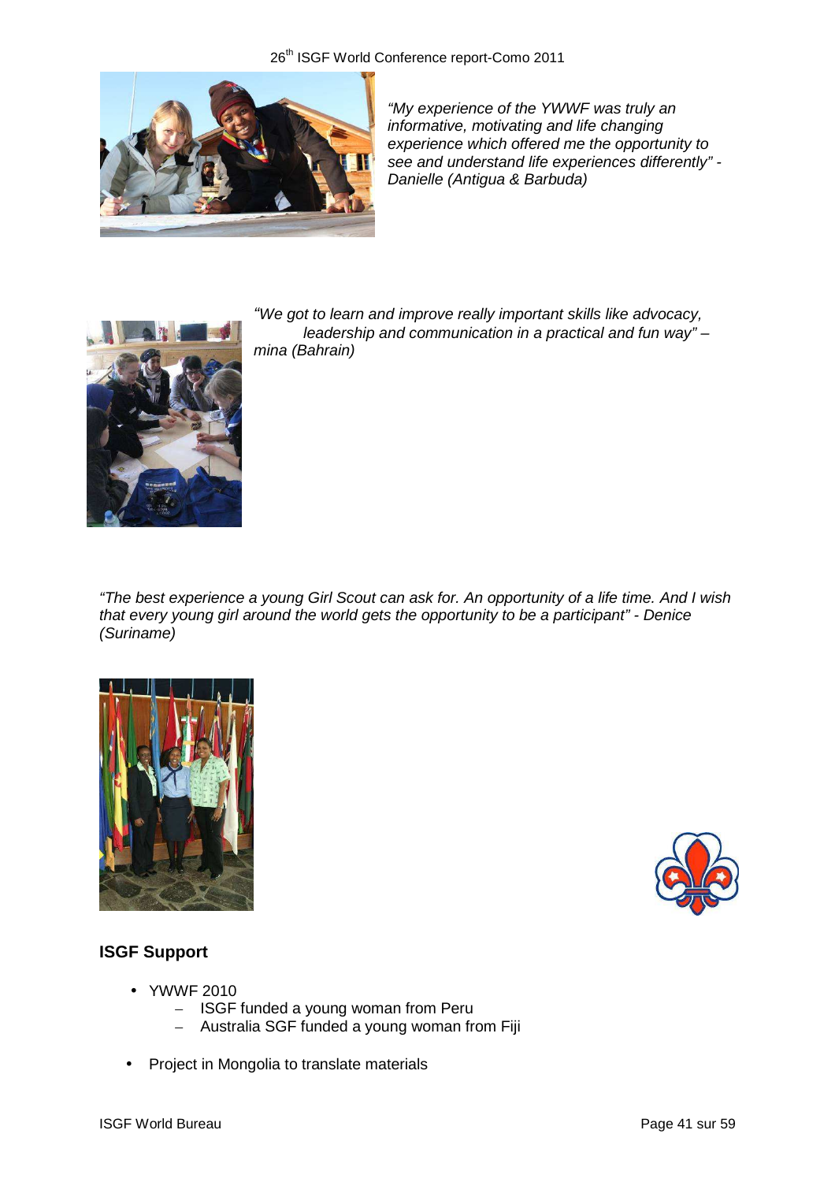*"My experience of the YWWF was truly an informative, motivating and life changing experience which offered me the opportunity to see and understand life experiences differently" - Danielle (Antigua & Barbuda)*

*"We got to learn and improve really important skills like advocacy, leadership and communication in a practical and fun way" – mina (Bahrain)*

*"The best experience a young Girl Scout can ask for. An opportunity of a life time. And I wish that every young girl around the world gets the opportunity to be a participant" - Denice (Suriname)*

**ISGF Support**

- YWWF 2010
  - ISGF funded a young woman from Peru
  - Australia SGF funded a young woman from Fiji
- Project in Mongolia to translate materials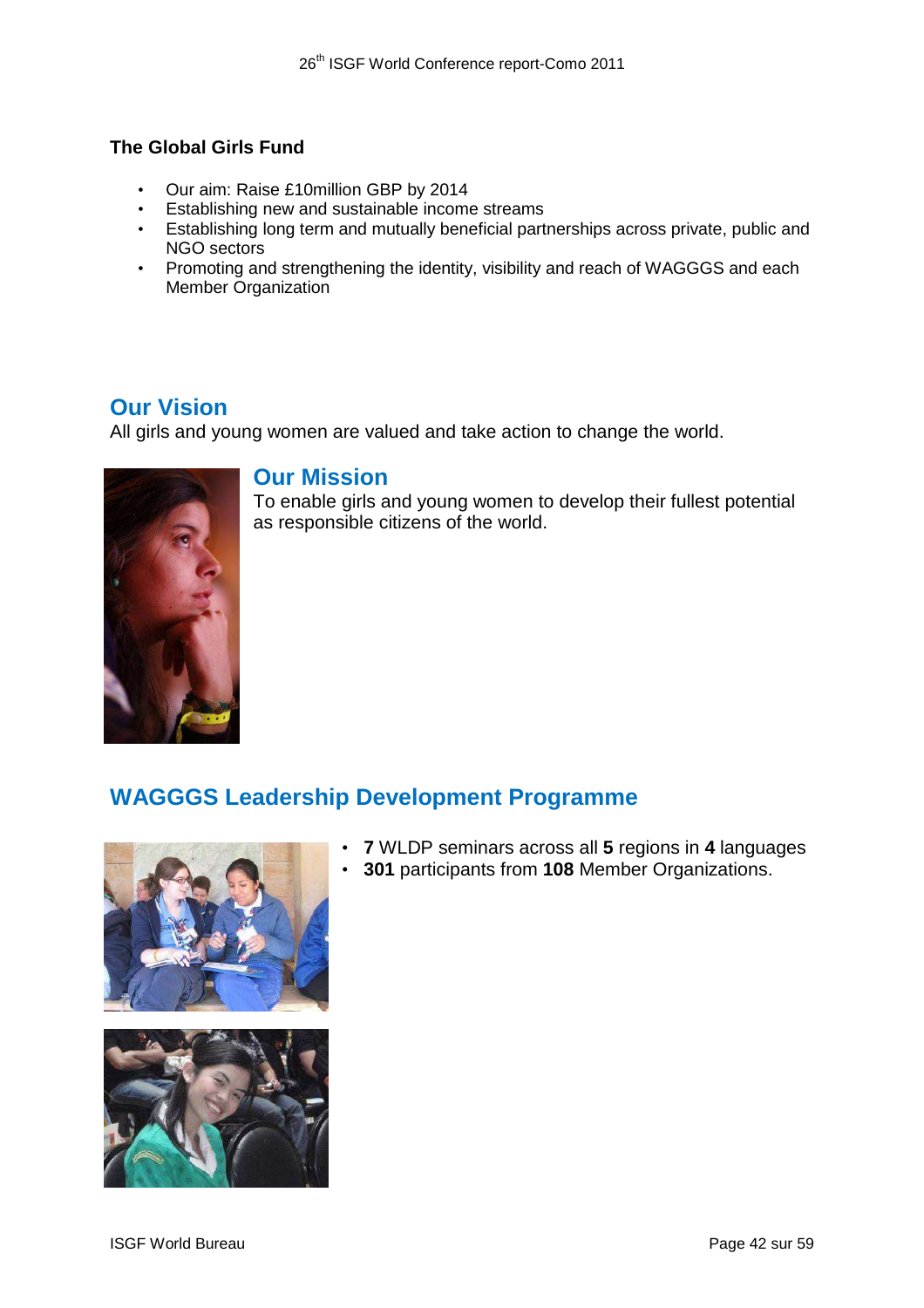**The Global Girls Fund**

- Our aim: Raise £10million GBP by 2014
- Establishing new and sustainable income streams
- Establishing long term and mutually beneficial partnerships across private, public and NGO sectors
- Promoting and strengthening the identity, visibility and reach of WAGGGS and each Member Organization

## Our Vision

All girls and young women are valued and take action to change the world.

## Our Mission

To enable girls and young women to develop their fullest potential as responsible citizens of the world.

## WAGGGS Leadership Development Programme

- **7** WLDP seminars across all **5** regions in **4** languages
- **301** participants from **108** Member Organizations.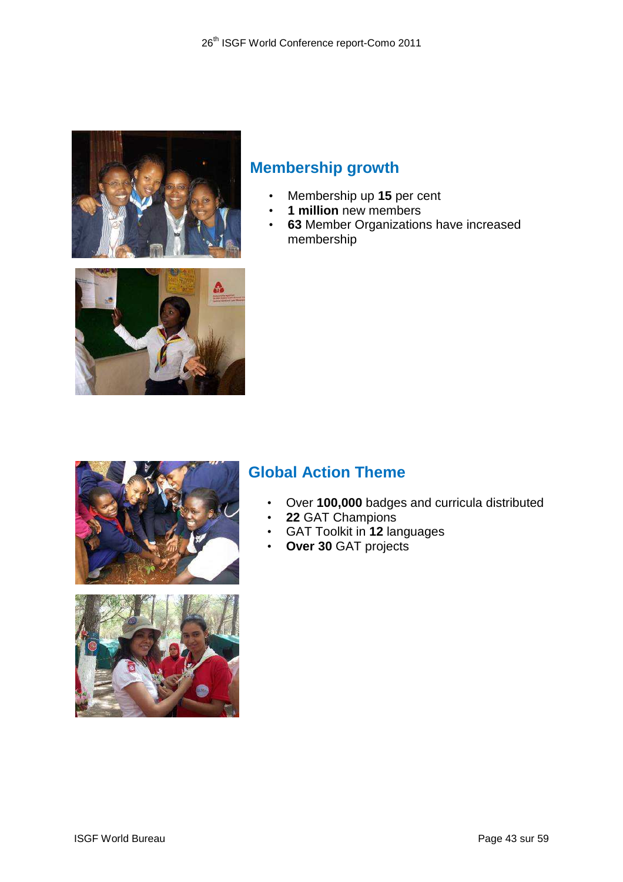## Membership growth

- Membership up **15** per cent
- **1 million** new members
- **63** Member Organizations have increased membership

## Global Action Theme

- Over **100,000** badges and curricula distributed
- **22** GAT Champions
- GAT Toolkit in **12** languages
- **Over 30** GAT projects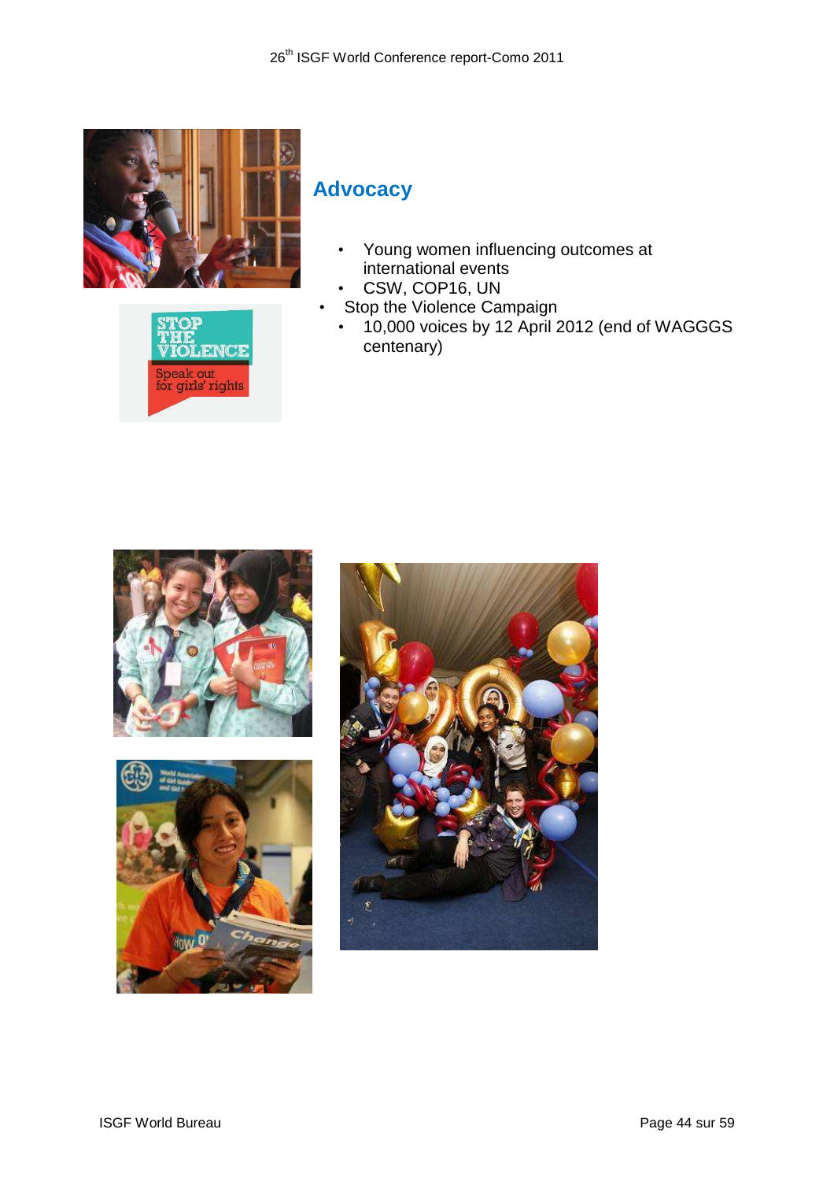## Advocacy

- Young women influencing outcomes at international events
  - CSW, COP16, UN
- Stop the Violence Campaign
  - 10,000 voices by 12 April 2012 (end of WAGGGS centenary)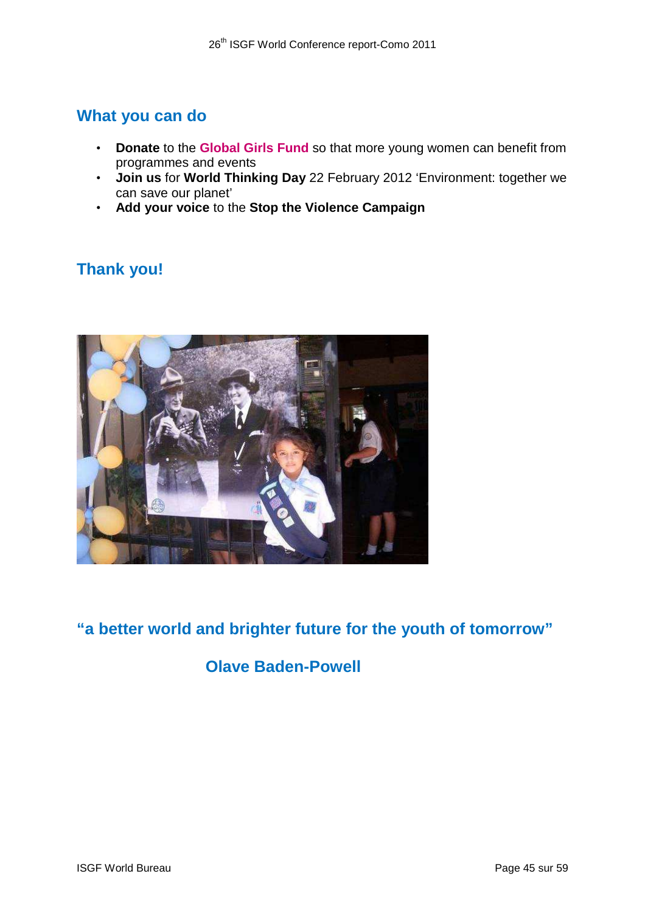## What you can do

- **Donate** to the **Global Girls Fund** so that more young women can benefit from programmes and events
- **Join us** for **World Thinking Day** 22 February 2012 ‘Environment: together we can save our planet’
- **Add your voice** to the **Stop the Violence Campaign**

## Thank you!

**“a better world and brighter future for the youth of tomorrow”**

**Olave Baden-Powell**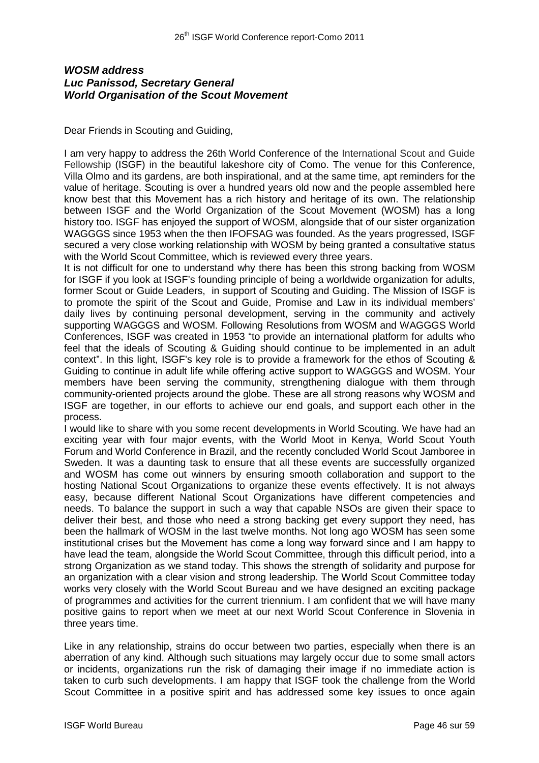***WOSM address***
***Luc Panissod, Secretary General***
***World Organisation of the Scout Movement***

Dear Friends in Scouting and Guiding,

I am very happy to address the 26th World Conference of the International Scout and Guide Fellowship (ISGF) in the beautiful lakeshore city of Como. The venue for this Conference, Villa Olmo and its gardens, are both inspirational, and at the same time, apt reminders for the value of heritage. Scouting is over a hundred years old now and the people assembled here know best that this Movement has a rich history and heritage of its own. The relationship between ISGF and the World Organization of the Scout Movement (WOSM) has a long history too. ISGF has enjoyed the support of WOSM, alongside that of our sister organization WAGGGS since 1953 when the then IFOFSAG was founded. As the years progressed, ISGF secured a very close working relationship with WOSM by being granted a consultative status with the World Scout Committee, which is reviewed every three years.

It is not difficult for one to understand why there has been this strong backing from WOSM for ISGF if you look at ISGF's founding principle of being a worldwide organization for adults, former Scout or Guide Leaders, in support of Scouting and Guiding. The Mission of ISGF is to promote the spirit of the Scout and Guide, Promise and Law in its individual members' daily lives by continuing personal development, serving in the community and actively supporting WAGGGS and WOSM. Following Resolutions from WOSM and WAGGGS World Conferences, ISGF was created in 1953 "to provide an international platform for adults who feel that the ideals of Scouting & Guiding should continue to be implemented in an adult context". In this light, ISGF's key role is to provide a framework for the ethos of Scouting & Guiding to continue in adult life while offering active support to WAGGGS and WOSM. Your members have been serving the community, strengthening dialogue with them through community-oriented projects around the globe. These are all strong reasons why WOSM and ISGF are together, in our efforts to achieve our end goals, and support each other in the process.

I would like to share with you some recent developments in World Scouting. We have had an exciting year with four major events, with the World Moot in Kenya, World Scout Youth Forum and World Conference in Brazil, and the recently concluded World Scout Jamboree in Sweden. It was a daunting task to ensure that all these events are successfully organized and WOSM has come out winners by ensuring smooth collaboration and support to the hosting National Scout Organizations to organize these events effectively. It is not always easy, because different National Scout Organizations have different competencies and needs. To balance the support in such a way that capable NSOs are given their space to deliver their best, and those who need a strong backing get every support they need, has been the hallmark of WOSM in the last twelve months. Not long ago WOSM has seen some institutional crises but the Movement has come a long way forward since and I am happy to have lead the team, alongside the World Scout Committee, through this difficult period, into a strong Organization as we stand today. This shows the strength of solidarity and purpose for an organization with a clear vision and strong leadership. The World Scout Committee today works very closely with the World Scout Bureau and we have designed an exciting package of programmes and activities for the current triennium. I am confident that we will have many positive gains to report when we meet at our next World Scout Conference in Slovenia in three years time.

Like in any relationship, strains do occur between two parties, especially when there is an aberration of any kind. Although such situations may largely occur due to some small actors or incidents, organizations run the risk of damaging their image if no immediate action is taken to curb such developments. I am happy that ISGF took the challenge from the World Scout Committee in a positive spirit and has addressed some key issues to once again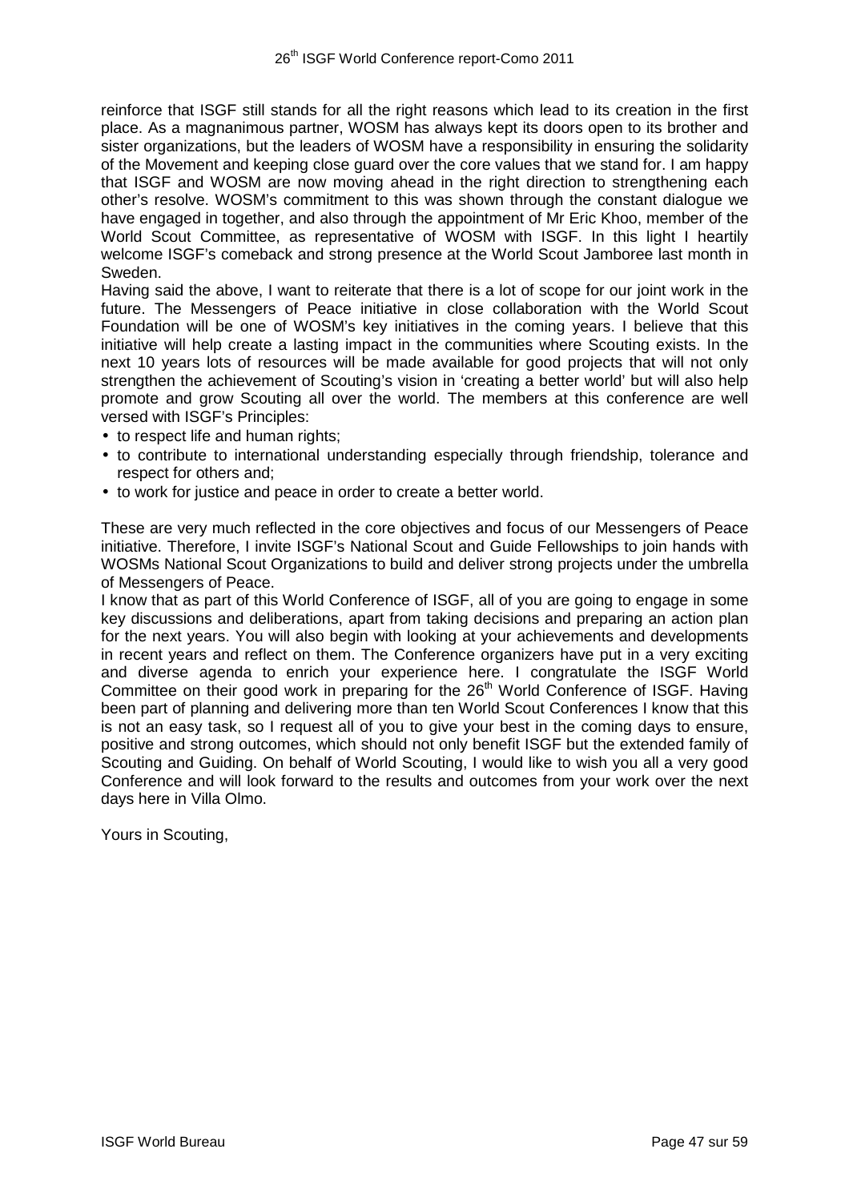reinforce that ISGF still stands for all the right reasons which lead to its creation in the first place. As a magnanimous partner, WOSM has always kept its doors open to its brother and sister organizations, but the leaders of WOSM have a responsibility in ensuring the solidarity of the Movement and keeping close guard over the core values that we stand for. I am happy that ISGF and WOSM are now moving ahead in the right direction to strengthening each other's resolve. WOSM's commitment to this was shown through the constant dialogue we have engaged in together, and also through the appointment of Mr Eric Khoo, member of the World Scout Committee, as representative of WOSM with ISGF. In this light I heartily welcome ISGF's comeback and strong presence at the World Scout Jamboree last month in Sweden.

Having said the above, I want to reiterate that there is a lot of scope for our joint work in the future. The Messengers of Peace initiative in close collaboration with the World Scout Foundation will be one of WOSM's key initiatives in the coming years. I believe that this initiative will help create a lasting impact in the communities where Scouting exists. In the next 10 years lots of resources will be made available for good projects that will not only strengthen the achievement of Scouting's vision in 'creating a better world' but will also help promote and grow Scouting all over the world. The members at this conference are well versed with ISGF's Principles:

- to respect life and human rights;
- to contribute to international understanding especially through friendship, tolerance and respect for others and;
- to work for justice and peace in order to create a better world.

These are very much reflected in the core objectives and focus of our Messengers of Peace initiative. Therefore, I invite ISGF's National Scout and Guide Fellowships to join hands with WOSMs National Scout Organizations to build and deliver strong projects under the umbrella of Messengers of Peace.

I know that as part of this World Conference of ISGF, all of you are going to engage in some key discussions and deliberations, apart from taking decisions and preparing an action plan for the next years. You will also begin with looking at your achievements and developments in recent years and reflect on them. The Conference organizers have put in a very exciting and diverse agenda to enrich your experience here. I congratulate the ISGF World Committee on their good work in preparing for the 26th World Conference of ISGF. Having been part of planning and delivering more than ten World Scout Conferences I know that this is not an easy task, so I request all of you to give your best in the coming days to ensure, positive and strong outcomes, which should not only benefit ISGF but the extended family of Scouting and Guiding. On behalf of World Scouting, I would like to wish you all a very good Conference and will look forward to the results and outcomes from your work over the next days here in Villa Olmo.

Yours in Scouting,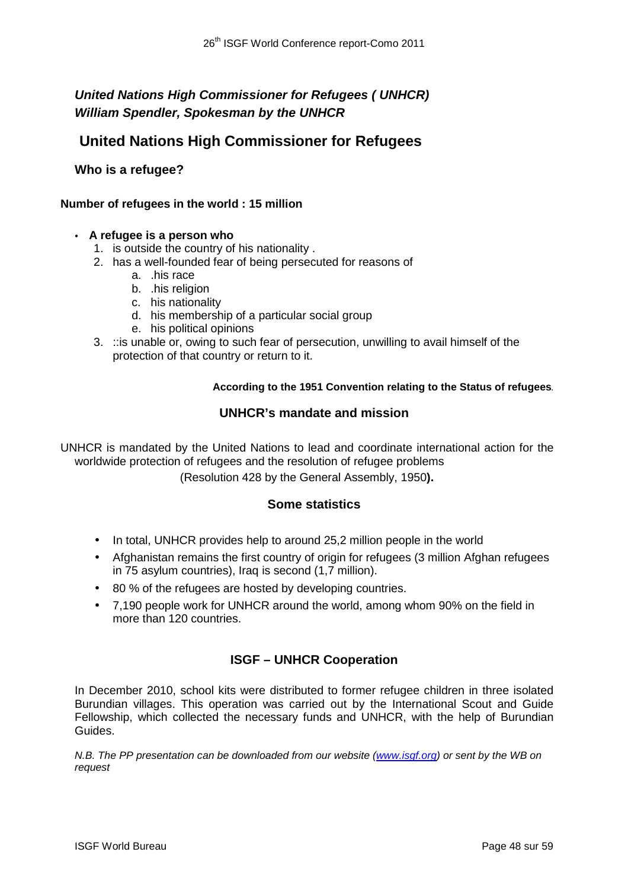***United Nations High Commissioner for Refugees ( UNHCR)***
***William Spendler, Spokesman by the UNHCR***

## United Nations High Commissioner for Refugees

### Who is a refugee?

**Number of refugees in the world : 15 million**

- **A refugee is a person who**
  1. is outside the country of his nationality .
  2. has a well-founded fear of being persecuted for reasons of
     a. .his race
     b. .his religion
     c. his nationality
     d. his membership of a particular social group
     e. his political opinions
  3. ::is unable or, owing to such fear of persecution, unwilling to avail himself of the protection of that country or return to it.

**According to the 1951 Convention relating to the Status of refugees**.

### UNHCR's mandate and mission

UNHCR is mandated by the United Nations to lead and coordinate international action for the worldwide protection of refugees and the resolution of refugee problems

(Resolution 428 by the General Assembly, 1950**).**

### Some statistics

- In total, UNHCR provides help to around 25,2 million people in the world
- Afghanistan remains the first country of origin for refugees (3 million Afghan refugees in 75 asylum countries), Iraq is second (1,7 million).
- 80 % of the refugees are hosted by developing countries.
- 7,190 people work for UNHCR around the world, among whom 90% on the field in more than 120 countries.

### ISGF – UNHCR Cooperation

In December 2010, school kits were distributed to former refugee children in three isolated Burundian villages. This operation was carried out by the International Scout and Guide Fellowship, which collected the necessary funds and UNHCR, with the help of Burundian Guides.

*N.B. The PP presentation can be downloaded from our website (www.isgf.org) or sent by the WB on request*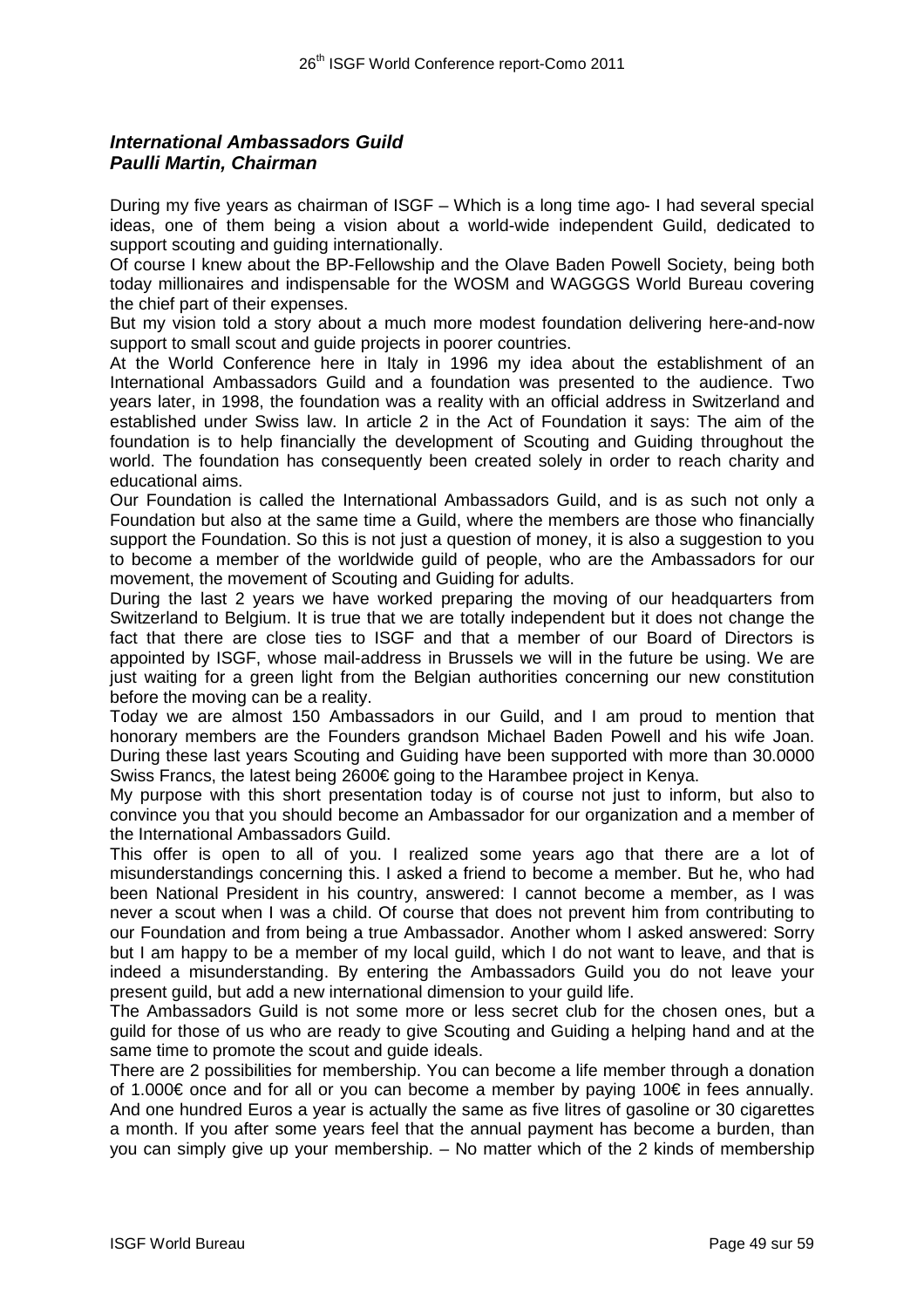## *International Ambassadors Guild*
## *Paulli Martin, Chairman*

During my five years as chairman of ISGF – Which is a long time ago- I had several special ideas, one of them being a vision about a world-wide independent Guild, dedicated to support scouting and guiding internationally.

Of course I knew about the BP-Fellowship and the Olave Baden Powell Society, being both today millionaires and indispensable for the WOSM and WAGGGS World Bureau covering the chief part of their expenses.

But my vision told a story about a much more modest foundation delivering here-and-now support to small scout and guide projects in poorer countries.

At the World Conference here in Italy in 1996 my idea about the establishment of an International Ambassadors Guild and a foundation was presented to the audience. Two years later, in 1998, the foundation was a reality with an official address in Switzerland and established under Swiss law. In article 2 in the Act of Foundation it says: The aim of the foundation is to help financially the development of Scouting and Guiding throughout the world. The foundation has consequently been created solely in order to reach charity and educational aims.

Our Foundation is called the International Ambassadors Guild, and is as such not only a Foundation but also at the same time a Guild, where the members are those who financially support the Foundation. So this is not just a question of money, it is also a suggestion to you to become a member of the worldwide guild of people, who are the Ambassadors for our movement, the movement of Scouting and Guiding for adults.

During the last 2 years we have worked preparing the moving of our headquarters from Switzerland to Belgium. It is true that we are totally independent but it does not change the fact that there are close ties to ISGF and that a member of our Board of Directors is appointed by ISGF, whose mail-address in Brussels we will in the future be using. We are just waiting for a green light from the Belgian authorities concerning our new constitution before the moving can be a reality.

Today we are almost 150 Ambassadors in our Guild, and I am proud to mention that honorary members are the Founders grandson Michael Baden Powell and his wife Joan. During these last years Scouting and Guiding have been supported with more than 30.0000 Swiss Francs, the latest being 2600€ going to the Harambee project in Kenya.

My purpose with this short presentation today is of course not just to inform, but also to convince you that you should become an Ambassador for our organization and a member of the International Ambassadors Guild.

This offer is open to all of you. I realized some years ago that there are a lot of misunderstandings concerning this. I asked a friend to become a member. But he, who had been National President in his country, answered: I cannot become a member, as I was never a scout when I was a child. Of course that does not prevent him from contributing to our Foundation and from being a true Ambassador. Another whom I asked answered: Sorry but I am happy to be a member of my local guild, which I do not want to leave, and that is indeed a misunderstanding. By entering the Ambassadors Guild you do not leave your present guild, but add a new international dimension to your guild life.

The Ambassadors Guild is not some more or less secret club for the chosen ones, but a guild for those of us who are ready to give Scouting and Guiding a helping hand and at the same time to promote the scout and guide ideals.

There are 2 possibilities for membership. You can become a life member through a donation of 1.000€ once and for all or you can become a member by paying 100€ in fees annually. And one hundred Euros a year is actually the same as five litres of gasoline or 30 cigarettes a month. If you after some years feel that the annual payment has become a burden, than you can simply give up your membership. – No matter which of the 2 kinds of membership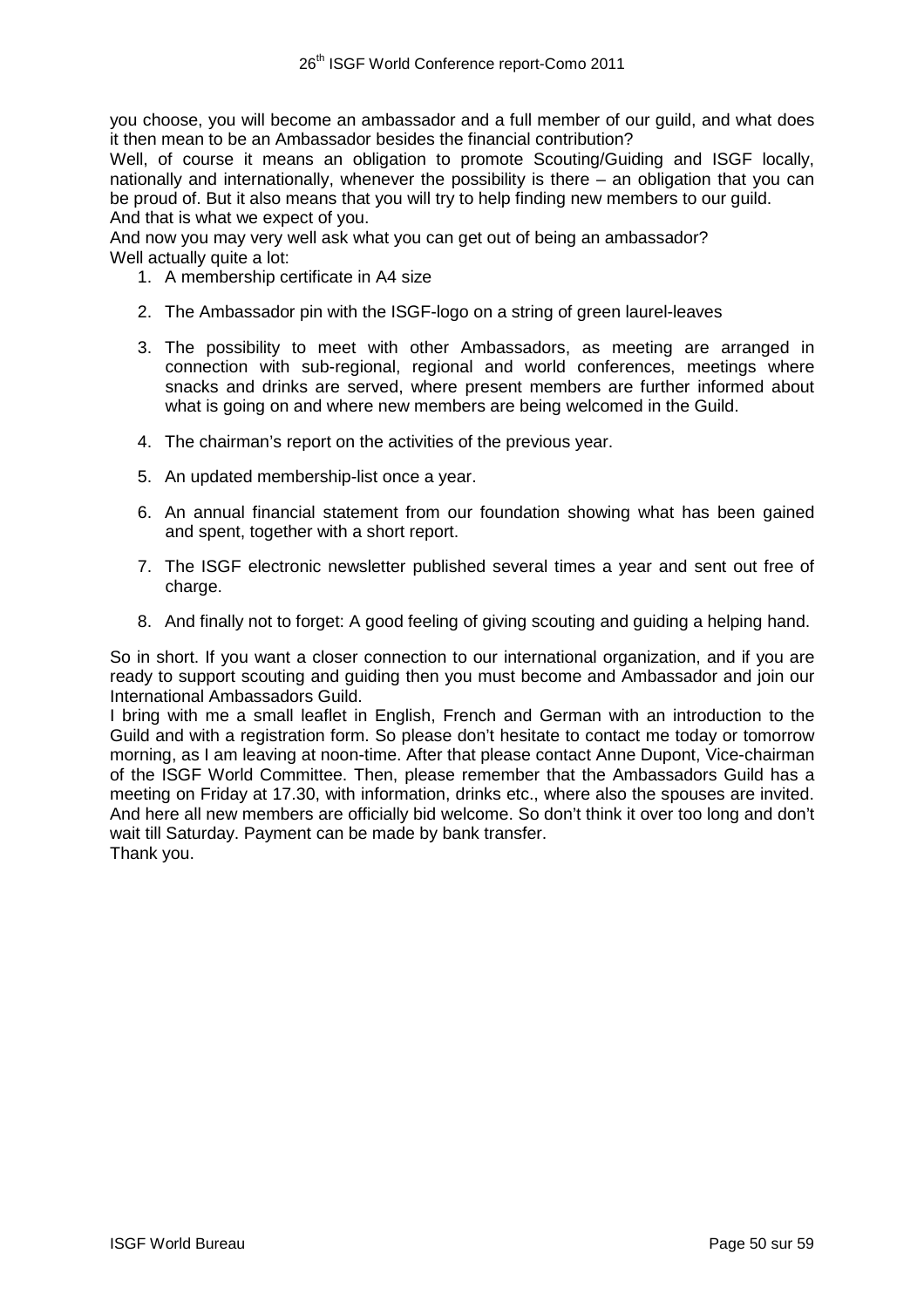you choose, you will become an ambassador and a full member of our guild, and what does it then mean to be an Ambassador besides the financial contribution?

Well, of course it means an obligation to promote Scouting/Guiding and ISGF locally, nationally and internationally, whenever the possibility is there – an obligation that you can be proud of. But it also means that you will try to help finding new members to our guild.

And that is what we expect of you.

And now you may very well ask what you can get out of being an ambassador?

Well actually quite a lot:

1. A membership certificate in A4 size
2. The Ambassador pin with the ISGF-logo on a string of green laurel-leaves
3. The possibility to meet with other Ambassadors, as meeting are arranged in connection with sub-regional, regional and world conferences, meetings where snacks and drinks are served, where present members are further informed about what is going on and where new members are being welcomed in the Guild.
4. The chairman's report on the activities of the previous year.
5. An updated membership-list once a year.
6. An annual financial statement from our foundation showing what has been gained and spent, together with a short report.
7. The ISGF electronic newsletter published several times a year and sent out free of charge.
8. And finally not to forget: A good feeling of giving scouting and guiding a helping hand.

So in short. If you want a closer connection to our international organization, and if you are ready to support scouting and guiding then you must become and Ambassador and join our International Ambassadors Guild.

I bring with me a small leaflet in English, French and German with an introduction to the Guild and with a registration form. So please don't hesitate to contact me today or tomorrow morning, as I am leaving at noon-time. After that please contact Anne Dupont, Vice-chairman of the ISGF World Committee. Then, please remember that the Ambassadors Guild has a meeting on Friday at 17.30, with information, drinks etc., where also the spouses are invited. And here all new members are officially bid welcome. So don't think it over too long and don't wait till Saturday. Payment can be made by bank transfer.

Thank you.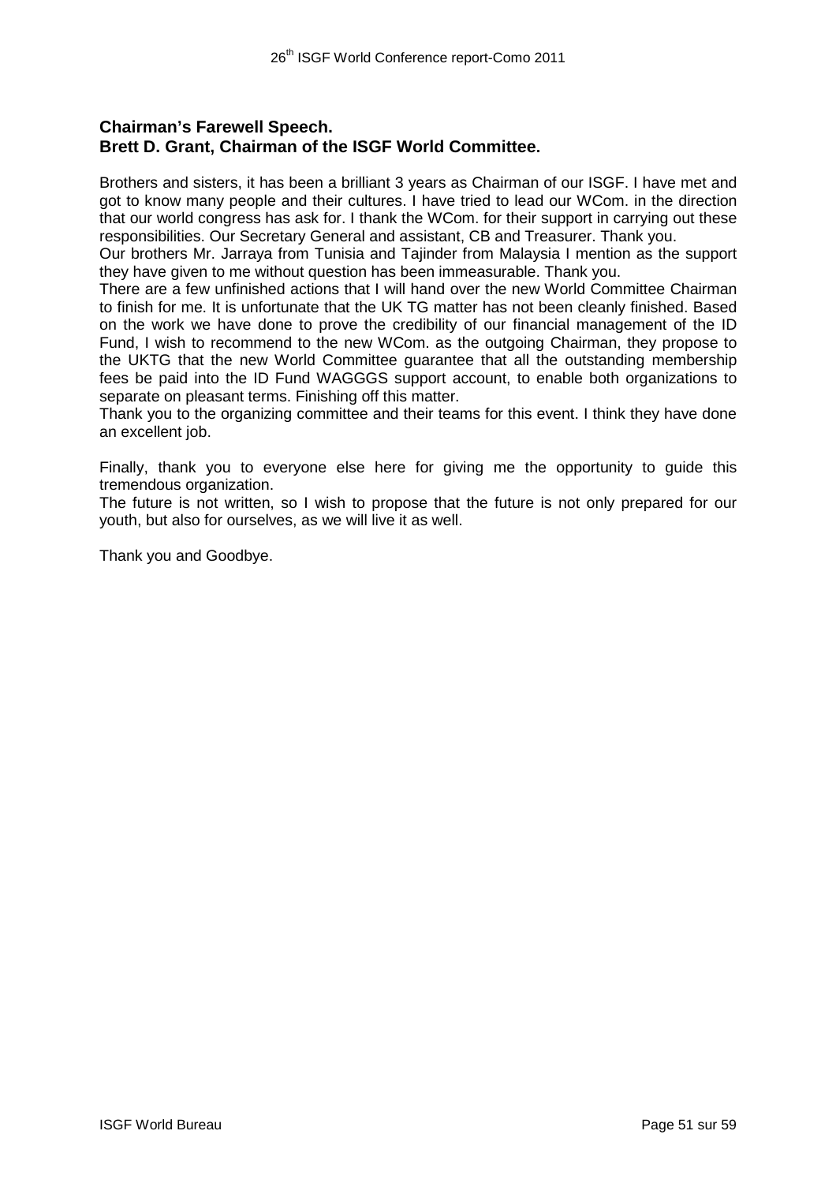## Chairman's Farewell Speech.
## Brett D. Grant, Chairman of the ISGF World Committee.

Brothers and sisters, it has been a brilliant 3 years as Chairman of our ISGF. I have met and got to know many people and their cultures. I have tried to lead our WCom. in the direction that our world congress has ask for. I thank the WCom. for their support in carrying out these responsibilities. Our Secretary General and assistant, CB and Treasurer. Thank you.
Our brothers Mr. Jarraya from Tunisia and Tajinder from Malaysia I mention as the support they have given to me without question has been immeasurable. Thank you.
There are a few unfinished actions that I will hand over the new World Committee Chairman to finish for me. It is unfortunate that the UK TG matter has not been cleanly finished. Based on the work we have done to prove the credibility of our financial management of the ID Fund, I wish to recommend to the new WCom. as the outgoing Chairman, they propose to the UKTG that the new World Committee guarantee that all the outstanding membership fees be paid into the ID Fund WAGGGS support account, to enable both organizations to separate on pleasant terms. Finishing off this matter.
Thank you to the organizing committee and their teams for this event. I think they have done an excellent job.

Finally, thank you to everyone else here for giving me the opportunity to guide this tremendous organization.
The future is not written, so I wish to propose that the future is not only prepared for our youth, but also for ourselves, as we will live it as well.

Thank you and Goodbye.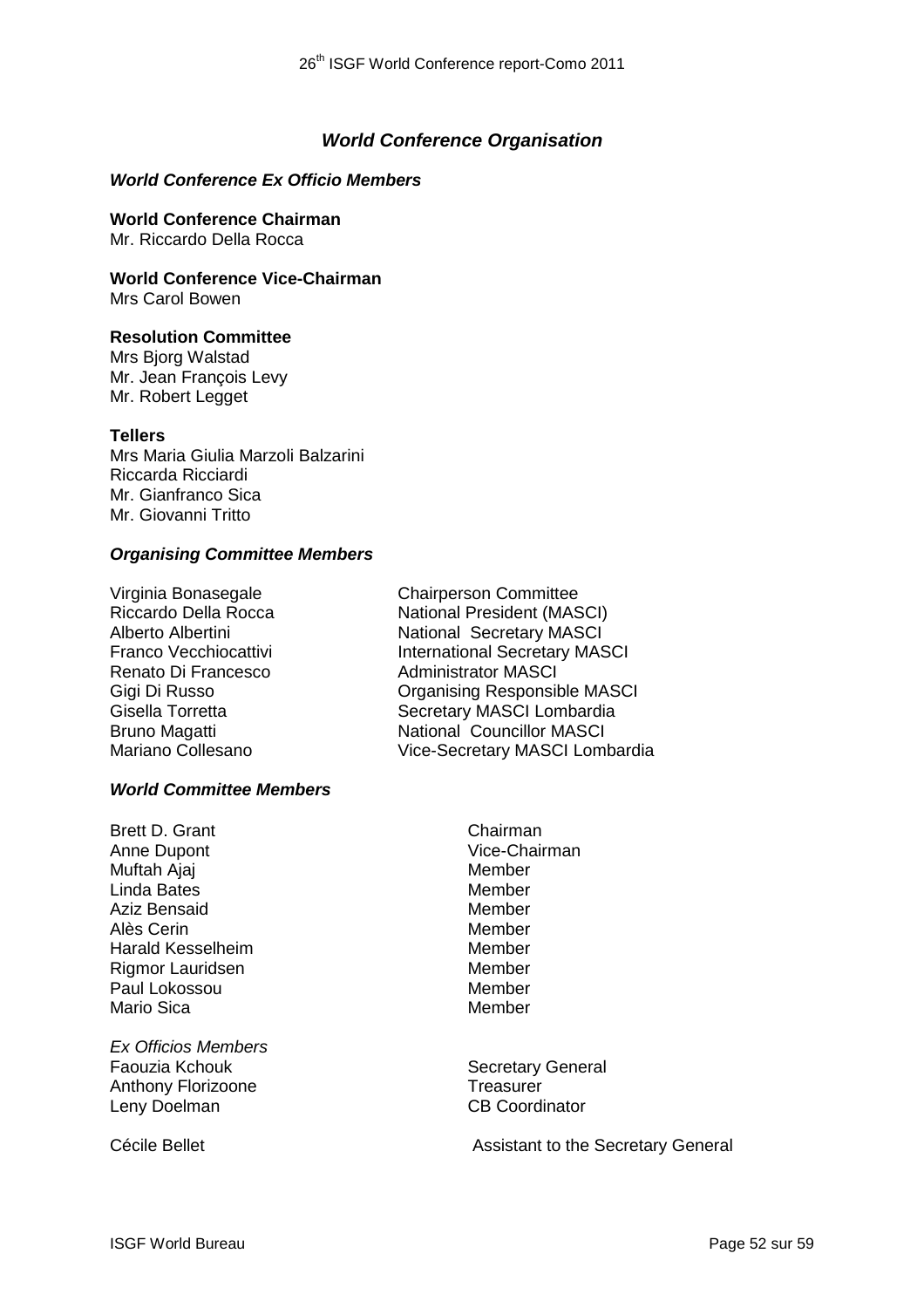## *World Conference Organisation*

### *World Conference Ex Officio Members*

**World Conference Chairman**
Mr. Riccardo Della Rocca

**World Conference Vice-Chairman**
Mrs Carol Bowen

**Resolution Committee**
Mrs Bjorg Walstad
Mr. Jean François Levy
Mr. Robert Legget

**Tellers**
Mrs Maria Giulia Marzoli Balzarini
Riccarda Ricciardi
Mr. Gianfranco Sica
Mr. Giovanni Tritto

### *Organising Committee Members*

| | |
|---|---|
| Virginia Bonasegale | Chairperson Committee |
| Riccardo Della Rocca | National President (MASCI) |
| Alberto Albertini | National Secretary MASCI |
| Franco Vecchiocattivi | International Secretary MASCI |
| Renato Di Francesco | Administrator MASCI |
| Gigi Di Russo | Organising Responsible MASCI |
| Gisella Torretta | Secretary MASCI Lombardia |
| Bruno Magatti | National Councillor MASCI |
| Mariano Collesano | Vice-Secretary MASCI Lombardia |

### *World Committee Members*

| | |
|---|---|
| Brett D. Grant | Chairman |
| Anne Dupont | Vice-Chairman |
| Muftah Ajaj | Member |
| Linda Bates | Member |
| Aziz Bensaid | Member |
| Alès Cerin | Member |
| Harald Kesselheim | Member |
| Rigmor Lauridsen | Member |
| Paul Lokossou | Member |
| Mario Sica | Member |

*Ex Officios Members*

| | |
|---|---|
| Faouzia Kchouk | Secretary General |
| Anthony Florizoone | Treasurer |
| Leny Doelman | CB Coordinator |
| Cécile Bellet | Assistant to the Secretary General |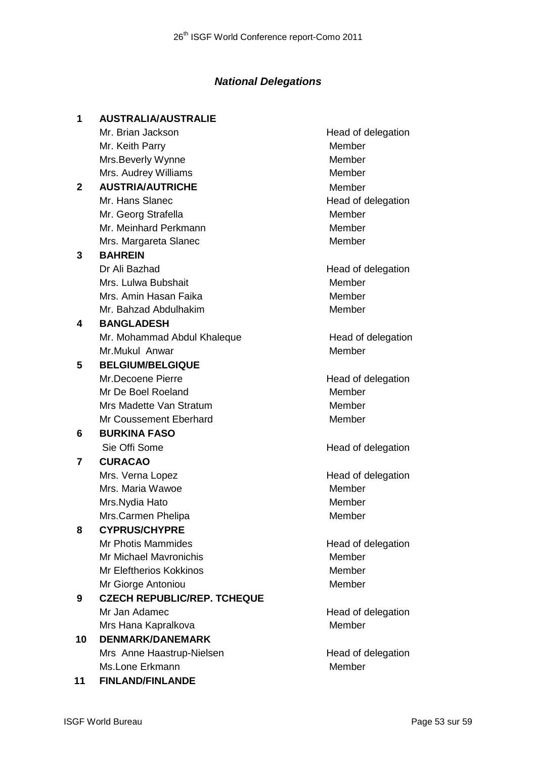## *National Delegations*

| | | |
|---|---|---|
| **1** | **AUSTRALIA/AUSTRALIE** | |
| | Mr. Brian Jackson | Head of delegation |
| | Mr. Keith Parry | Member |
| | Mrs.Beverly Wynne | Member |
| | Mrs. Audrey Williams | Member |
| **2** | **AUSTRIA/AUTRICHE** | Member |
| | Mr. Hans Slanec | Head of delegation |
| | Mr. Georg Strafella | Member |
| | Mr. Meinhard Perkmann | Member |
| | Mrs. Margareta Slanec | Member |
| **3** | **BAHREIN** | |
| | Dr Ali Bazhad | Head of delegation |
| | Mrs. Lulwa Bubshait | Member |
| | Mrs. Amin Hasan Faika | Member |
| | Mr. Bahzad Abdulhakim | Member |
| **4** | **BANGLADESH** | |
| | Mr. Mohammad Abdul Khaleque | Head of delegation |
| | Mr.Mukul Anwar | Member |
| **5** | **BELGIUM/BELGIQUE** | |
| | Mr.Decoene Pierre | Head of delegation |
| | Mr De Boel Roeland | Member |
| | Mrs Madette Van Stratum | Member |
| | Mr Coussement Eberhard | Member |
| **6** | **BURKINA FASO** | |
| | Sie Offi Some | Head of delegation |
| **7** | **CURACAO** | |
| | Mrs. Verna Lopez | Head of delegation |
| | Mrs. Maria Wawoe | Member |
| | Mrs.Nydia Hato | Member |
| | Mrs.Carmen Phelipa | Member |
| **8** | **CYPRUS/CHYPRE** | |
| | Mr Photis Mammides | Head of delegation |
| | Mr Michael Mavronichis | Member |
| | Mr Eleftherios Kokkinos | Member |
| | Mr Giorge Antoniou | Member |
| **9** | **CZECH REPUBLIC/REP. TCHEQUE** | |
| | Mr Jan Adamec | Head of delegation |
| | Mrs Hana Kapralkova | Member |
| **10** | **DENMARK/DANEMARK** | |
| | Mrs Anne Haastrup-Nielsen | Head of delegation |
| | Ms.Lone Erkmann | Member |
| **11** | **FINLAND/FINLANDE** | |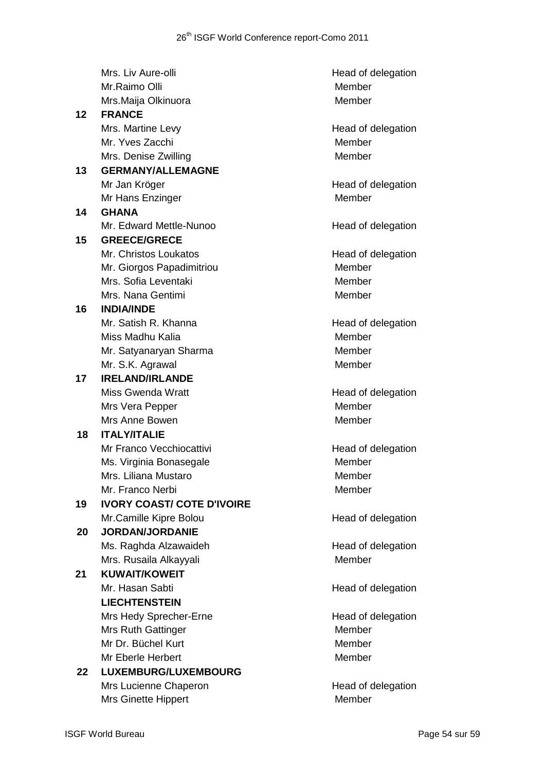| | | |
|---|---|---|
| | Mrs. Liv Aure-olli | Head of delegation |
| | Mr.Raimo Olli | Member |
| | Mrs.Maija Olkinuora | Member |
| **12** | **FRANCE** | |
| | Mrs. Martine Levy | Head of delegation |
| | Mr. Yves Zacchi | Member |
| | Mrs. Denise Zwilling | Member |
| **13** | **GERMANY/ALLEMAGNE** | |
| | Mr Jan Kröger | Head of delegation |
| | Mr Hans Enzinger | Member |
| **14** | **GHANA** | |
| | Mr. Edward Mettle-Nunoo | Head of delegation |
| **15** | **GREECE/GRECE** | |
| | Mr. Christos Loukatos | Head of delegation |
| | Mr. Giorgos Papadimitriou | Member |
| | Mrs. Sofia Leventaki | Member |
| | Mrs. Nana Gentimi | Member |
| **16** | **INDIA/INDE** | |
| | Mr. Satish R. Khanna | Head of delegation |
| | Miss Madhu Kalia | Member |
| | Mr. Satyanaryan Sharma | Member |
| | Mr. S.K. Agrawal | Member |
| **17** | **IRELAND/IRLANDE** | |
| | Miss Gwenda Wratt | Head of delegation |
| | Mrs Vera Pepper | Member |
| | Mrs Anne Bowen | Member |
| **18** | **ITALY/ITALIE** | |
| | Mr Franco Vecchiocattivi | Head of delegation |
| | Ms. Virginia Bonasegale | Member |
| | Mrs. Liliana Mustaro | Member |
| | Mr. Franco Nerbi | Member |
| **19** | **IVORY COAST/ COTE D'IVOIRE** | |
| | Mr.Camille Kipre Bolou | Head of delegation |
| **20** | **JORDAN/JORDANIE** | |
| | Ms. Raghda Alzawaideh | Head of delegation |
| | Mrs. Rusaila Alkayyali | Member |
| **21** | **KUWAIT/KOWEIT** | |
| | Mr. Hasan Sabti | Head of delegation |
| | **LIECHTENSTEIN** | |
| | Mrs Hedy Sprecher-Erne | Head of delegation |
| | Mrs Ruth Gattinger | Member |
| | Mr Dr. Büchel Kurt | Member |
| | Mr Eberle Herbert | Member |
| **22** | **LUXEMBURG/LUXEMBOURG** | |
| | Mrs Lucienne Chaperon | Head of delegation |
| | Mrs Ginette Hippert | Member |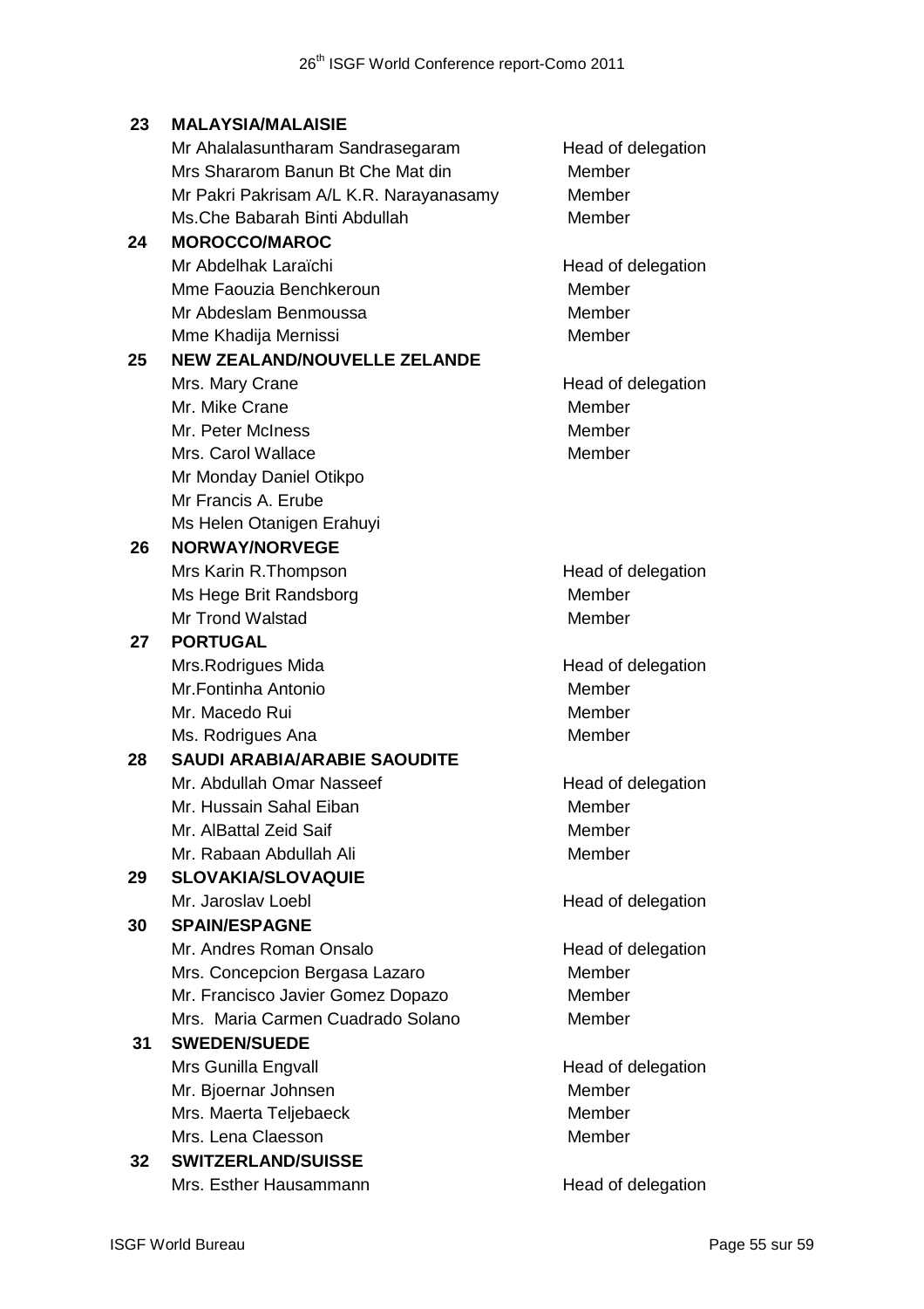| | | |
|---|---|---|
| **23** | **MALAYSIA/MALAISIE** | |
| | Mr Ahalalasuntharam Sandrasegaram | Head of delegation |
| | Mrs Shararom Banun Bt Che Mat din | Member |
| | Mr Pakri Pakrisam A/L K.R. Narayanasamy | Member |
| | Ms.Che Babarah Binti Abdullah | Member |
| **24** | **MOROCCO/MAROC** | |
| | Mr Abdelhak Laraïchi | Head of delegation |
| | Mme Faouzia Benchkeroun | Member |
| | Mr Abdeslam Benmoussa | Member |
| | Mme Khadija Mernissi | Member |
| **25** | **NEW ZEALAND/NOUVELLE ZELANDE** | |
| | Mrs. Mary Crane | Head of delegation |
| | Mr. Mike Crane | Member |
| | Mr. Peter McIness | Member |
| | Mrs. Carol Wallace | Member |
| | Mr Monday Daniel Otikpo | |
| | Mr Francis A. Erube | |
| | Ms Helen Otanigen Erahuyi | |
| **26** | **NORWAY/NORVEGE** | |
| | Mrs Karin R.Thompson | Head of delegation |
| | Ms Hege Brit Randsborg | Member |
| | Mr Trond Walstad | Member |
| **27** | **PORTUGAL** | |
| | Mrs.Rodrigues Mida | Head of delegation |
| | Mr.Fontinha Antonio | Member |
| | Mr. Macedo Rui | Member |
| | Ms. Rodrigues Ana | Member |
| **28** | **SAUDI ARABIA/ARABIE SAOUDITE** | |
| | Mr. Abdullah Omar Nasseef | Head of delegation |
| | Mr. Hussain Sahal Eiban | Member |
| | Mr. AlBattal Zeid Saif | Member |
| | Mr. Rabaan Abdullah Ali | Member |
| **29** | **SLOVAKIA/SLOVAQUIE** | |
| | Mr. Jaroslav Loebl | Head of delegation |
| **30** | **SPAIN/ESPAGNE** | |
| | Mr. Andres Roman Onsalo | Head of delegation |
| | Mrs. Concepcion Bergasa Lazaro | Member |
| | Mr. Francisco Javier Gomez Dopazo | Member |
| | Mrs. Maria Carmen Cuadrado Solano | Member |
| **31** | **SWEDEN/SUEDE** | |
| | Mrs Gunilla Engvall | Head of delegation |
| | Mr. Bjoernar Johnsen | Member |
| | Mrs. Maerta Teljebaeck | Member |
| | Mrs. Lena Claesson | Member |
| **32** | **SWITZERLAND/SUISSE** | |
| | Mrs. Esther Hausammann | Head of delegation |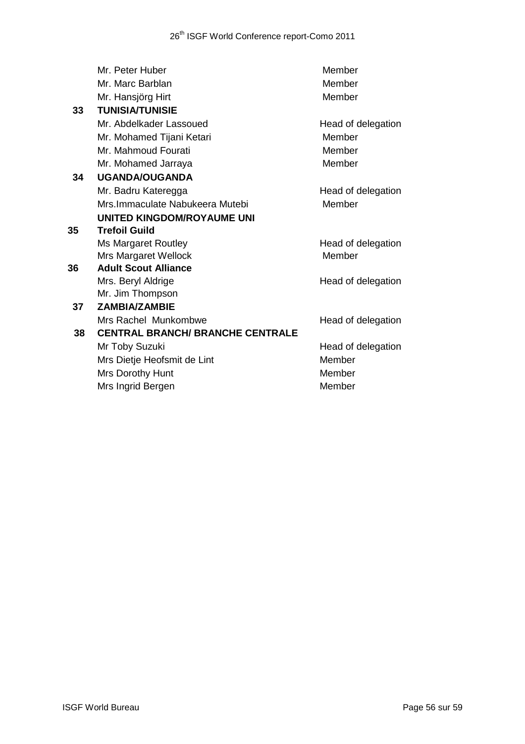| | | |
|---|---|---|
| | Mr. Peter Huber | Member |
| | Mr. Marc Barblan | Member |
| | Mr. Hansjörg Hirt | Member |
| **33** | **TUNISIA/TUNISIE** | |
| | Mr. Abdelkader Lassoued | Head of delegation |
| | Mr. Mohamed Tijani Ketari | Member |
| | Mr. Mahmoud Fourati | Member |
| | Mr. Mohamed Jarraya | Member |
| **34** | **UGANDA/OUGANDA** | |
| | Mr. Badru Kateregga | Head of delegation |
| | Mrs.Immaculate Nabukeera Mutebi | Member |
| | **UNITED KINGDOM/ROYAUME UNI** | |
| **35** | **Trefoil Guild** | |
| | Ms Margaret Routley | Head of delegation |
| | Mrs Margaret Wellock | Member |
| **36** | **Adult Scout Alliance** | |
| | Mrs. Beryl Aldrige | Head of delegation |
| | Mr. Jim Thompson | |
| **37** | **ZAMBIA/ZAMBIE** | |
| | Mrs Rachel Munkombwe | Head of delegation |
| **38** | **CENTRAL BRANCH/ BRANCHE CENTRALE** | |
| | Mr Toby Suzuki | Head of delegation |
| | Mrs Dietje Heofsmit de Lint | Member |
| | Mrs Dorothy Hunt | Member |
| | Mrs Ingrid Bergen | Member |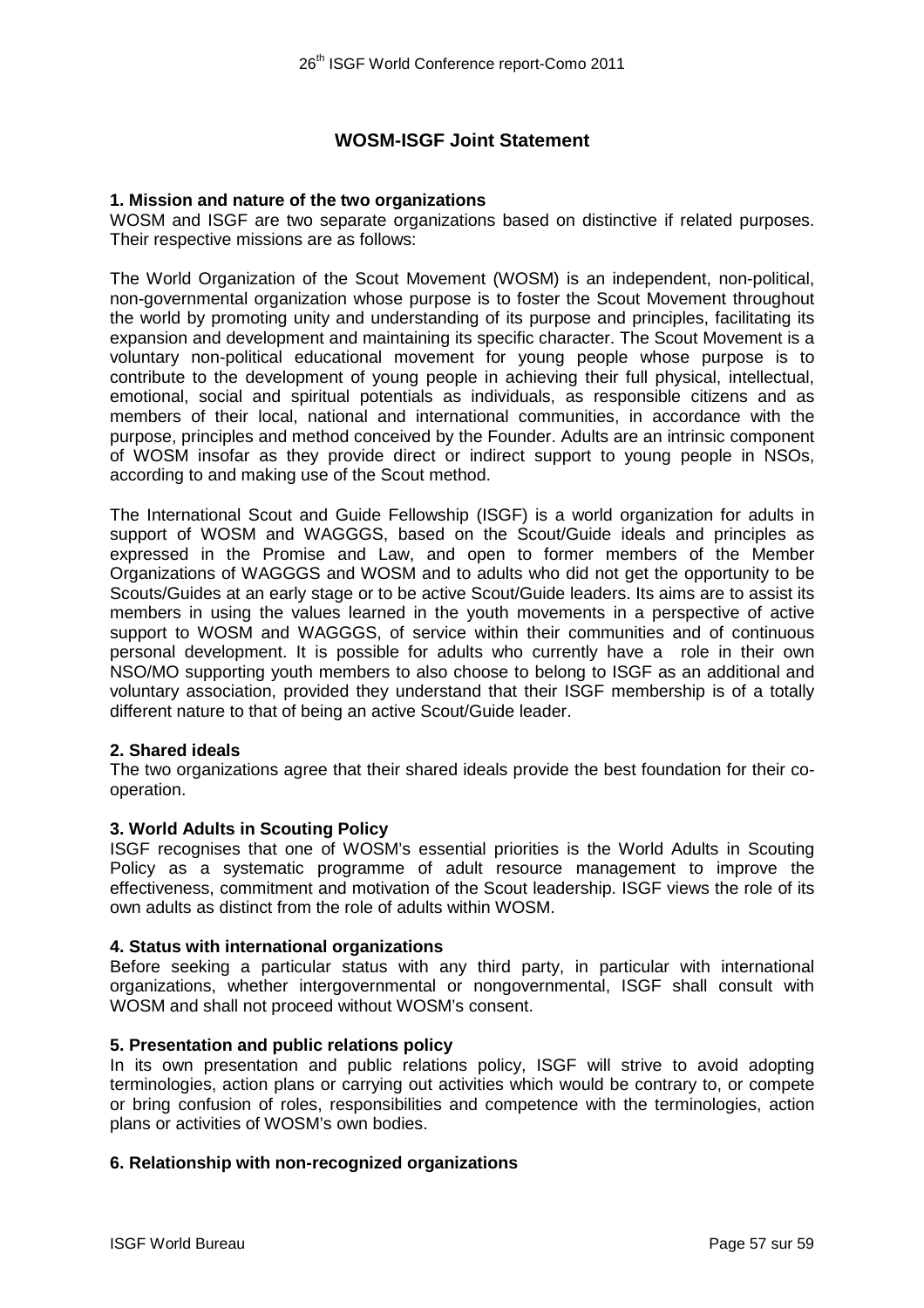## WOSM-ISGF Joint Statement

**1. Mission and nature of the two organizations**
WOSM and ISGF are two separate organizations based on distinctive if related purposes. Their respective missions are as follows:

The World Organization of the Scout Movement (WOSM) is an independent, non-political, non-governmental organization whose purpose is to foster the Scout Movement throughout the world by promoting unity and understanding of its purpose and principles, facilitating its expansion and development and maintaining its specific character. The Scout Movement is a voluntary non-political educational movement for young people whose purpose is to contribute to the development of young people in achieving their full physical, intellectual, emotional, social and spiritual potentials as individuals, as responsible citizens and as members of their local, national and international communities, in accordance with the purpose, principles and method conceived by the Founder. Adults are an intrinsic component of WOSM insofar as they provide direct or indirect support to young people in NSOs, according to and making use of the Scout method.

The International Scout and Guide Fellowship (ISGF) is a world organization for adults in support of WOSM and WAGGGS, based on the Scout/Guide ideals and principles as expressed in the Promise and Law, and open to former members of the Member Organizations of WAGGGS and WOSM and to adults who did not get the opportunity to be Scouts/Guides at an early stage or to be active Scout/Guide leaders. Its aims are to assist its members in using the values learned in the youth movements in a perspective of active support to WOSM and WAGGGS, of service within their communities and of continuous personal development. It is possible for adults who currently have a role in their own NSO/MO supporting youth members to also choose to belong to ISGF as an additional and voluntary association, provided they understand that their ISGF membership is of a totally different nature to that of being an active Scout/Guide leader.

**2. Shared ideals**
The two organizations agree that their shared ideals provide the best foundation for their co-operation.

**3. World Adults in Scouting Policy**
ISGF recognises that one of WOSM's essential priorities is the World Adults in Scouting Policy as a systematic programme of adult resource management to improve the effectiveness, commitment and motivation of the Scout leadership. ISGF views the role of its own adults as distinct from the role of adults within WOSM.

**4. Status with international organizations**
Before seeking a particular status with any third party, in particular with international organizations, whether intergovernmental or nongovernmental, ISGF shall consult with WOSM and shall not proceed without WOSM's consent.

**5. Presentation and public relations policy**
In its own presentation and public relations policy, ISGF will strive to avoid adopting terminologies, action plans or carrying out activities which would be contrary to, or compete or bring confusion of roles, responsibilities and competence with the terminologies, action plans or activities of WOSM's own bodies.

**6. Relationship with non-recognized organizations**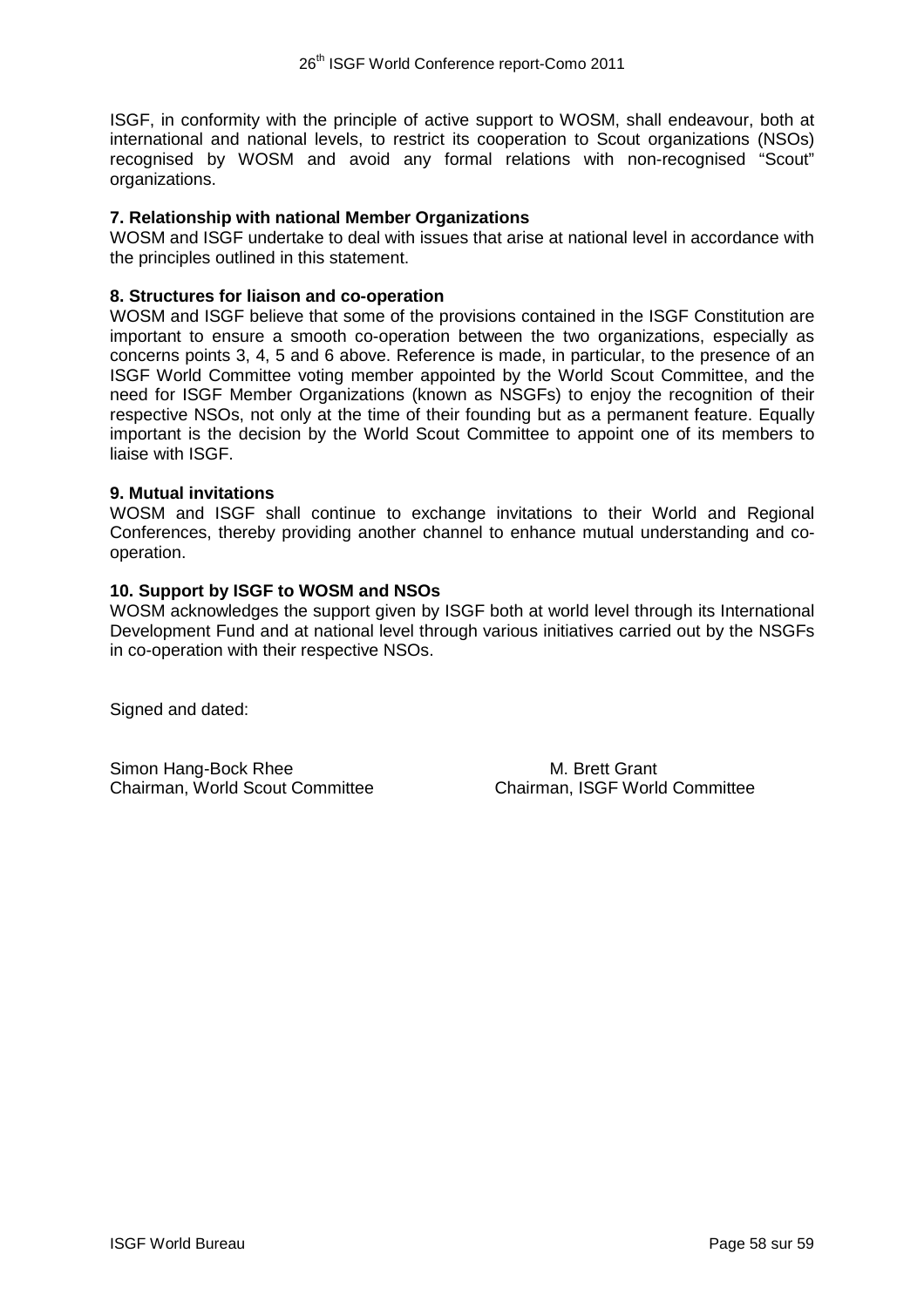ISGF, in conformity with the principle of active support to WOSM, shall endeavour, both at international and national levels, to restrict its cooperation to Scout organizations (NSOs) recognised by WOSM and avoid any formal relations with non-recognised "Scout" organizations.

**7. Relationship with national Member Organizations**

WOSM and ISGF undertake to deal with issues that arise at national level in accordance with the principles outlined in this statement.

**8. Structures for liaison and co-operation**

WOSM and ISGF believe that some of the provisions contained in the ISGF Constitution are important to ensure a smooth co-operation between the two organizations, especially as concerns points 3, 4, 5 and 6 above. Reference is made, in particular, to the presence of an ISGF World Committee voting member appointed by the World Scout Committee, and the need for ISGF Member Organizations (known as NSGFs) to enjoy the recognition of their respective NSOs, not only at the time of their founding but as a permanent feature. Equally important is the decision by the World Scout Committee to appoint one of its members to liaise with ISGF.

**9. Mutual invitations**

WOSM and ISGF shall continue to exchange invitations to their World and Regional Conferences, thereby providing another channel to enhance mutual understanding and co-operation.

**10. Support by ISGF to WOSM and NSOs**

WOSM acknowledges the support given by ISGF both at world level through its International Development Fund and at national level through various initiatives carried out by the NSGFs in co-operation with their respective NSOs.

Signed and dated:

Simon Hang-Bock Rhee
Chairman, World Scout Committee

M. Brett Grant
Chairman, ISGF World Committee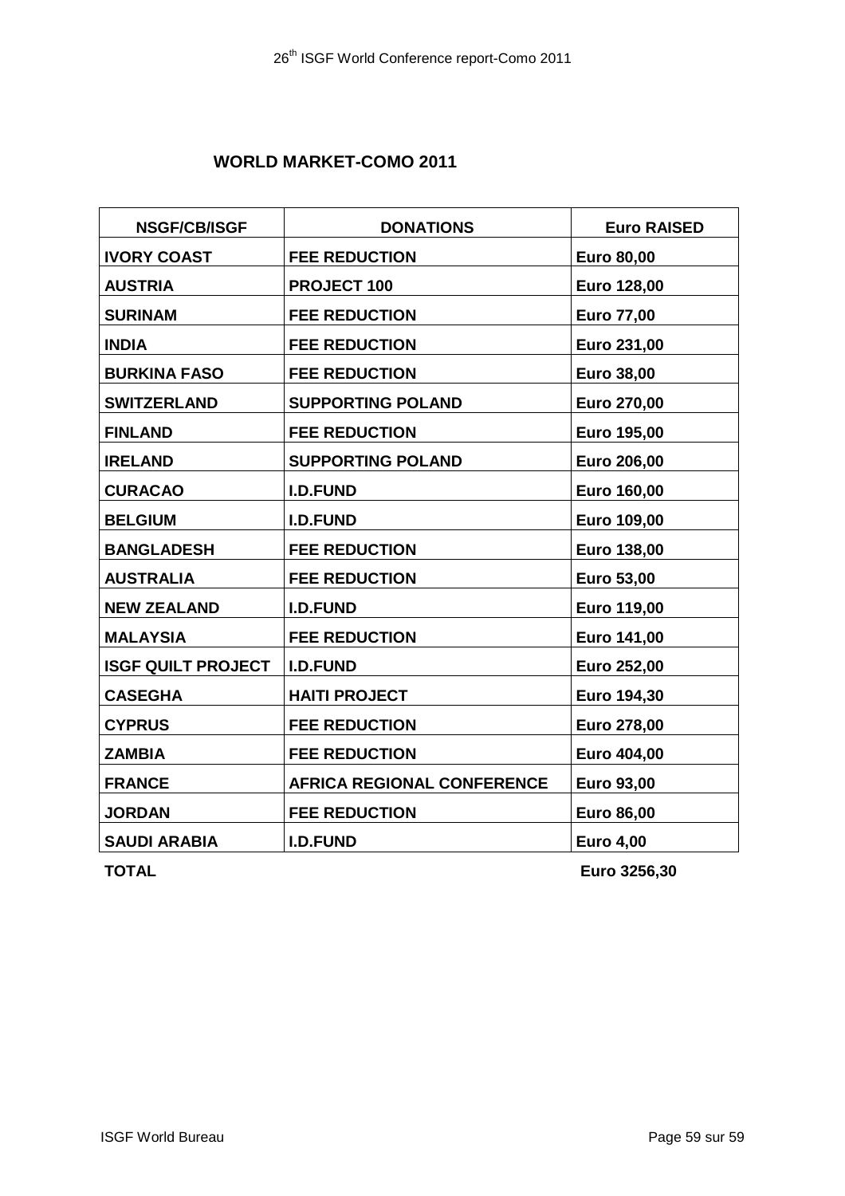## WORLD MARKET-COMO 2011

| NSGF/CB/ISGF | DONATIONS | Euro RAISED |
|---|---|---|
| IVORY COAST | FEE REDUCTION | Euro 80,00 |
| AUSTRIA | PROJECT 100 | Euro 128,00 |
| SURINAM | FEE REDUCTION | Euro 77,00 |
| INDIA | FEE REDUCTION | Euro 231,00 |
| BURKINA FASO | FEE REDUCTION | Euro 38,00 |
| SWITZERLAND | SUPPORTING POLAND | Euro 270,00 |
| FINLAND | FEE REDUCTION | Euro 195,00 |
| IRELAND | SUPPORTING POLAND | Euro 206,00 |
| CURACAO | I.D.FUND | Euro 160,00 |
| BELGIUM | I.D.FUND | Euro 109,00 |
| BANGLADESH | FEE REDUCTION | Euro 138,00 |
| AUSTRALIA | FEE REDUCTION | Euro 53,00 |
| NEW ZEALAND | I.D.FUND | Euro 119,00 |
| MALAYSIA | FEE REDUCTION | Euro 141,00 |
| ISGF QUILT PROJECT | I.D.FUND | Euro 252,00 |
| CASEGHA | HAITI PROJECT | Euro 194,30 |
| CYPRUS | FEE REDUCTION | Euro 278,00 |
| ZAMBIA | FEE REDUCTION | Euro 404,00 |
| FRANCE | AFRICA REGIONAL CONFERENCE | Euro 93,00 |
| JORDAN | FEE REDUCTION | Euro 86,00 |
| SAUDI ARABIA | I.D.FUND | Euro 4,00 |
| **TOTAL** | | **Euro 3256,30** |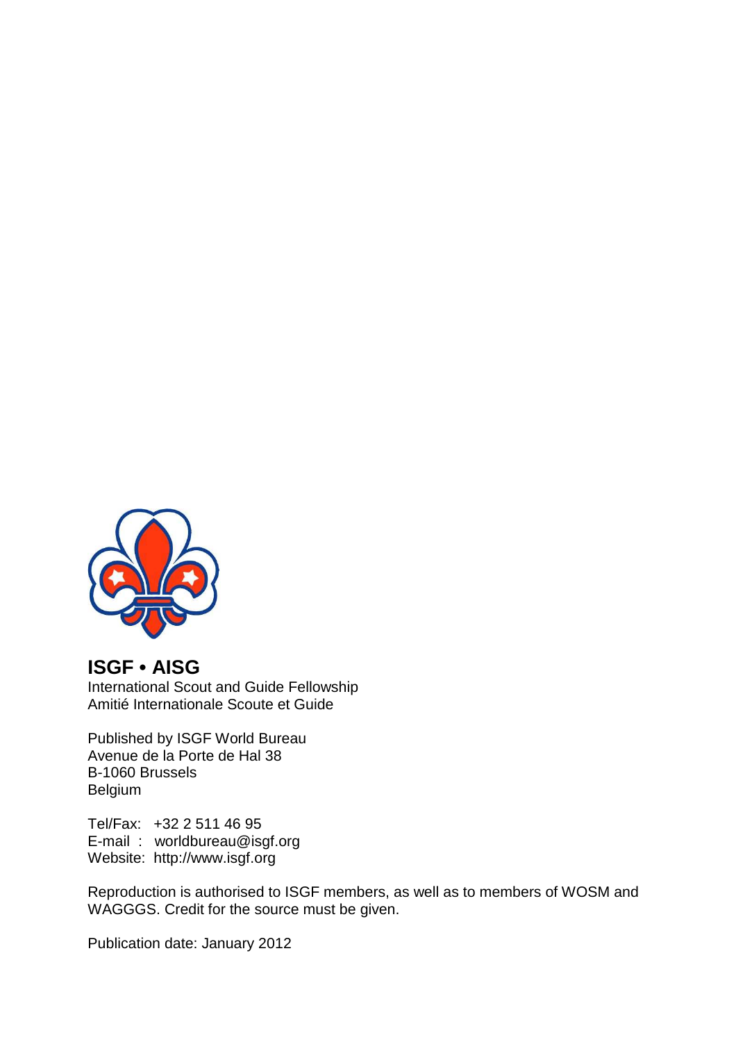**ISGF • AISG**
International Scout and Guide Fellowship
Amitié Internationale Scoute et Guide

Published by ISGF World Bureau
Avenue de la Porte de Hal 38
B-1060 Brussels
Belgium

Tel/Fax: +32 2 511 46 95
E-mail : worldbureau@isgf.org
Website: http://www.isgf.org

Reproduction is authorised to ISGF members, as well as to members of WOSM and WAGGGS. Credit for the source must be given.

Publication date: January 2012